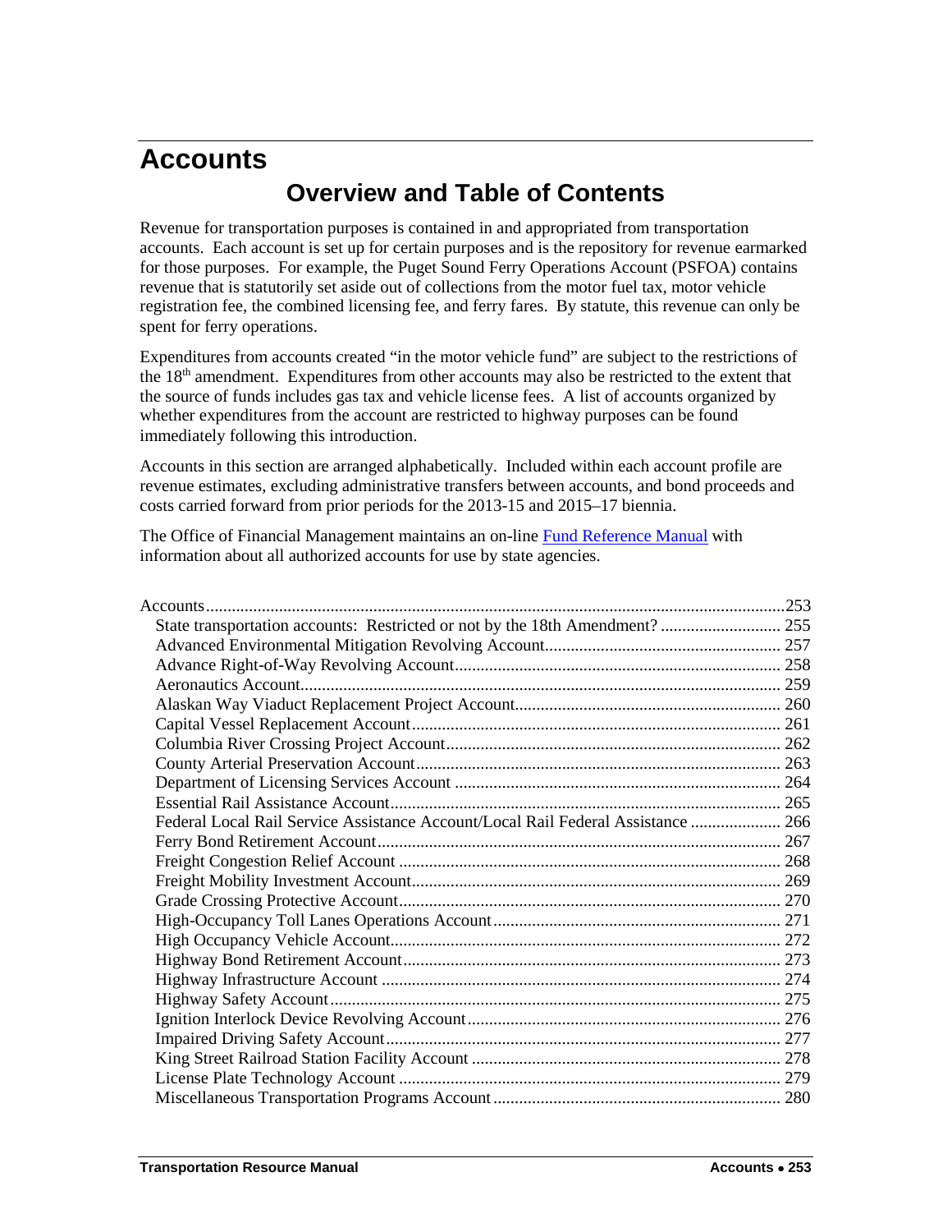# Accounts

## Overview and Table of Contents

Revenue for transportation purposes is contained in and appropriated from transportation accounts. Each account is set up for certain purposes and is the repository for revenue earmarked for those purposes. For example, the Puget Sound Ferry Operations Account (PSFOA) contains revenue that is statutorily set aside out of collections from the motor fuel tax, motor vehicle registration fee, the combined licensing fee, and ferry fares. By statute, this revenue can only be spent for ferry operations.

Expenditures from accounts created "in the motor vehicle fund" are subject to the restrictions of the 18th amendment. Expenditures from other accounts may also be restricted to the extent that the source of funds includes gas tax and vehicle license fees. A list of accounts organized by whether expenditures from the account are restricted to highway purposes can be found immediately following this introduction.

Accounts in this section are arranged alphabetically. Included within each account profile are revenue estimates, excluding administrative transfers between accounts, and bond proceeds and costs carried forward from prior periods for the 2013-15 and 2015–17 biennia.

The Office of Financial Management maintains an on-line Fund Reference Manual with information about all authorized accounts for use by state agencies.

Accounts ........................................................................................................................ 253
- State transportation accounts: Restricted or not by the 18th Amendment? ........................... 255
- Advanced Environmental Mitigation Revolving Account ........................................................ 257
- Advance Right-of-Way Revolving Account ............................................................................ 258
- Aeronautics Account ................................................................................................................ 259
- Alaskan Way Viaduct Replacement Project Account .............................................................. 260
- Capital Vessel Replacement Account ..................................................................................... 261
- Columbia River Crossing Project Account .............................................................................. 262
- County Arterial Preservation Account ..................................................................................... 263
- Department of Licensing Services Account ............................................................................ 264
- Essential Rail Assistance Account ........................................................................................... 265
- Federal Local Rail Service Assistance Account/Local Rail Federal Assistance ..................... 266
- Ferry Bond Retirement Account .............................................................................................. 267
- Freight Congestion Relief Account ......................................................................................... 268
- Freight Mobility Investment Account ...................................................................................... 269
- Grade Crossing Protective Account ......................................................................................... 270
- High-Occupancy Toll Lanes Operations Account ................................................................... 271
- High Occupancy Vehicle Account ........................................................................................... 272
- Highway Bond Retirement Account ........................................................................................ 273
- Highway Infrastructure Account ............................................................................................. 274
- Highway Safety Account ......................................................................................................... 275
- Ignition Interlock Device Revolving Account .......................................................................... 276
- Impaired Driving Safety Account ............................................................................................ 277
- King Street Railroad Station Facility Account ........................................................................ 278
- License Plate Technology Account ......................................................................................... 279
- Miscellaneous Transportation Programs Account ................................................................... 280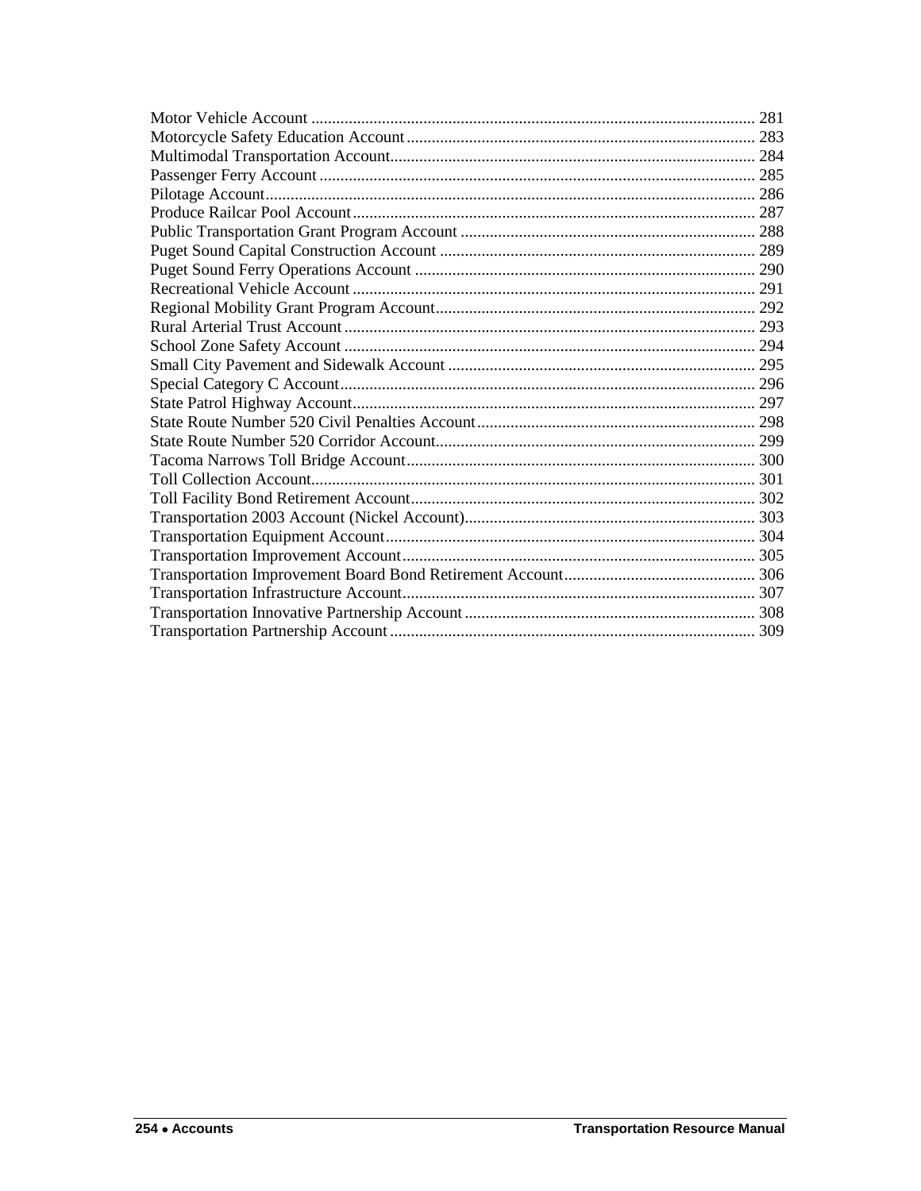Motor Vehicle Account ........................................................................................................... 281
Motorcycle Safety Education Account .................................................................................. 283
Multimodal Transportation Account...................................................................................... 284
Passenger Ferry Account ....................................................................................................... 285
Pilotage Account.................................................................................................................... 286
Produce Railcar Pool Account............................................................................................... 287
Public Transportation Grant Program Account ..................................................................... 288
Puget Sound Capital Construction Account .......................................................................... 289
Puget Sound Ferry Operations Account ................................................................................ 290
Recreational Vehicle Account ............................................................................................... 291
Regional Mobility Grant Program Account........................................................................... 292
Rural Arterial Trust Account ................................................................................................. 293
School Zone Safety Account ................................................................................................. 294
Small City Pavement and Sidewalk Account ........................................................................ 295
Special Category C Account.................................................................................................. 296
State Patrol Highway Account............................................................................................... 297
State Route Number 520 Civil Penalties Account................................................................. 298
State Route Number 520 Corridor Account........................................................................... 299
Tacoma Narrows Toll Bridge Account.................................................................................. 300
Toll Collection Account......................................................................................................... 301
Toll Facility Bond Retirement Account................................................................................. 302
Transportation 2003 Account (Nickel Account).................................................................... 303
Transportation Equipment Account....................................................................................... 304
Transportation Improvement Account................................................................................... 305
Transportation Improvement Board Bond Retirement Account............................................ 306
Transportation Infrastructure Account................................................................................... 307
Transportation Innovative Partnership Account .................................................................... 308
Transportation Partnership Account ...................................................................................... 309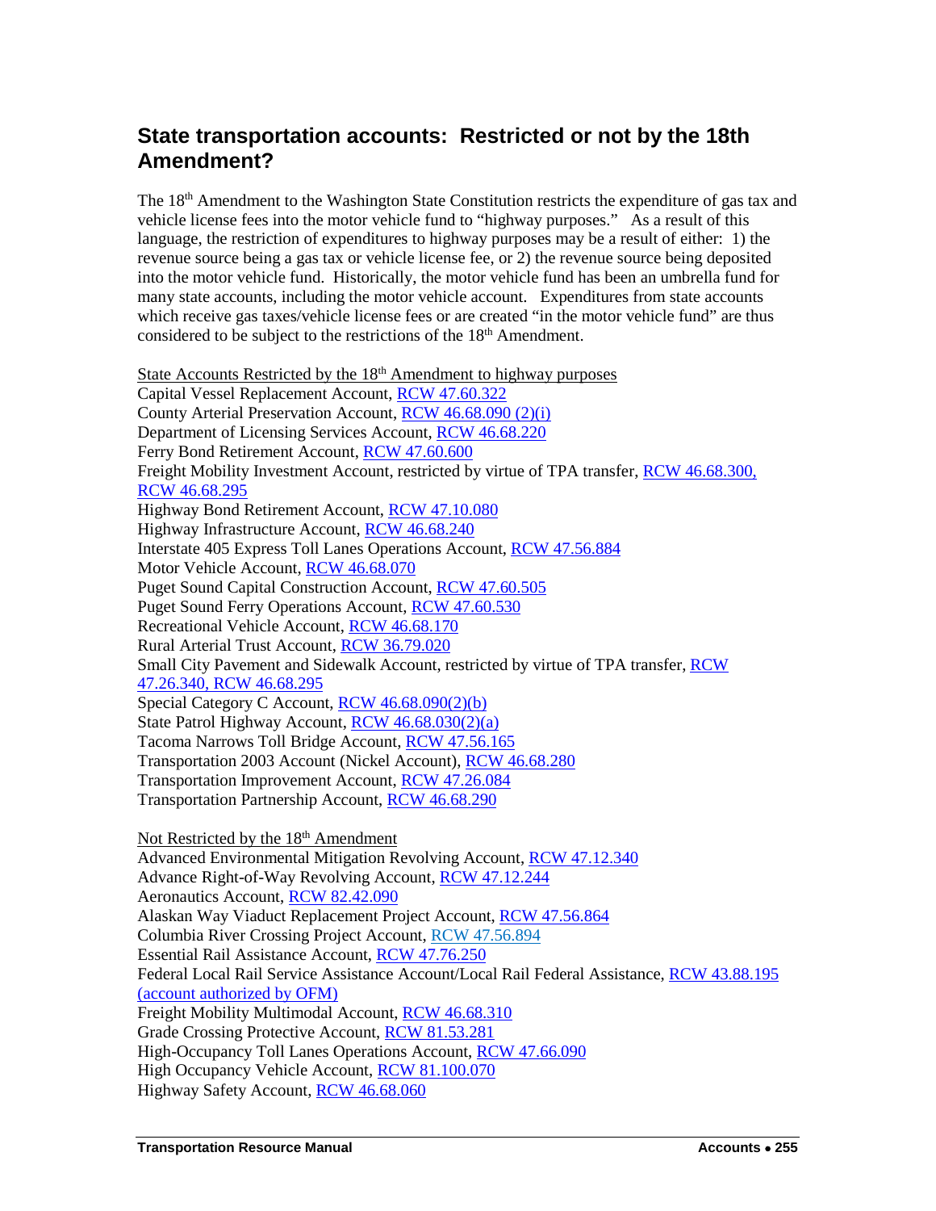## State transportation accounts: Restricted or not by the 18th Amendment?

The 18th Amendment to the Washington State Constitution restricts the expenditure of gas tax and vehicle license fees into the motor vehicle fund to "highway purposes." As a result of this language, the restriction of expenditures to highway purposes may be a result of either: 1) the revenue source being a gas tax or vehicle license fee, or 2) the revenue source being deposited into the motor vehicle fund. Historically, the motor vehicle fund has been an umbrella fund for many state accounts, including the motor vehicle account. Expenditures from state accounts which receive gas taxes/vehicle license fees or are created "in the motor vehicle fund" are thus considered to be subject to the restrictions of the 18th Amendment.

State Accounts Restricted by the 18th Amendment to highway purposes

Capital Vessel Replacement Account, RCW 47.60.322
County Arterial Preservation Account, RCW 46.68.090 (2)(i)
Department of Licensing Services Account, RCW 46.68.220
Ferry Bond Retirement Account, RCW 47.60.600
Freight Mobility Investment Account, restricted by virtue of TPA transfer, RCW 46.68.300, RCW 46.68.295
Highway Bond Retirement Account, RCW 47.10.080
Highway Infrastructure Account, RCW 46.68.240
Interstate 405 Express Toll Lanes Operations Account, RCW 47.56.884
Motor Vehicle Account, RCW 46.68.070
Puget Sound Capital Construction Account, RCW 47.60.505
Puget Sound Ferry Operations Account, RCW 47.60.530
Recreational Vehicle Account, RCW 46.68.170
Rural Arterial Trust Account, RCW 36.79.020
Small City Pavement and Sidewalk Account, restricted by virtue of TPA transfer, RCW 47.26.340, RCW 46.68.295
Special Category C Account, RCW 46.68.090(2)(b)
State Patrol Highway Account, RCW 46.68.030(2)(a)
Tacoma Narrows Toll Bridge Account, RCW 47.56.165
Transportation 2003 Account (Nickel Account), RCW 46.68.280
Transportation Improvement Account, RCW 47.26.084
Transportation Partnership Account, RCW 46.68.290

Not Restricted by the 18th Amendment

Advanced Environmental Mitigation Revolving Account, RCW 47.12.340
Advance Right-of-Way Revolving Account, RCW 47.12.244
Aeronautics Account, RCW 82.42.090
Alaskan Way Viaduct Replacement Project Account, RCW 47.56.864
Columbia River Crossing Project Account, RCW 47.56.894
Essential Rail Assistance Account, RCW 47.76.250
Federal Local Rail Service Assistance Account/Local Rail Federal Assistance, RCW 43.88.195 (account authorized by OFM)
Freight Mobility Multimodal Account, RCW 46.68.310
Grade Crossing Protective Account, RCW 81.53.281
High-Occupancy Toll Lanes Operations Account, RCW 47.66.090
High Occupancy Vehicle Account, RCW 81.100.070
Highway Safety Account, RCW 46.68.060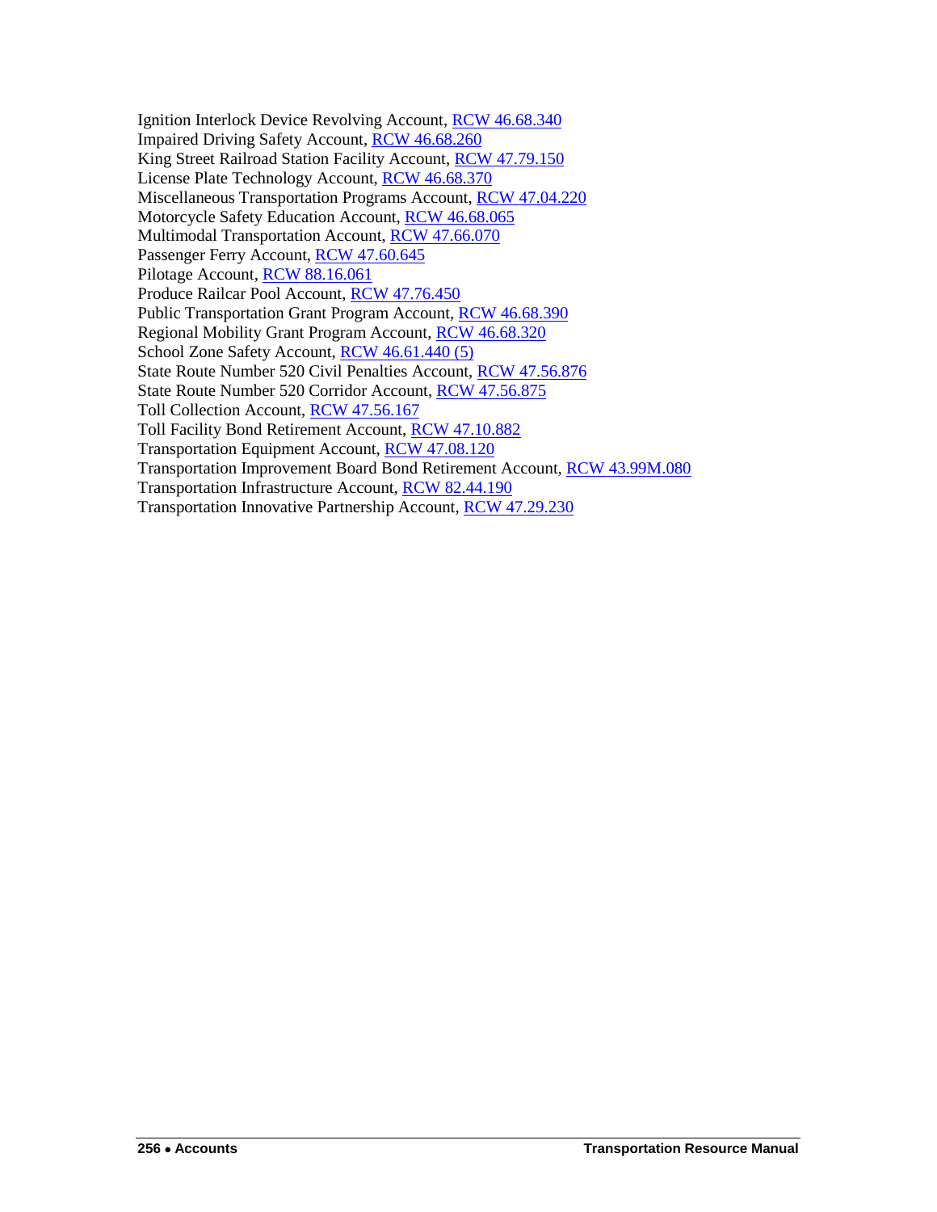Ignition Interlock Device Revolving Account, RCW 46.68.340
Impaired Driving Safety Account, RCW 46.68.260
King Street Railroad Station Facility Account, RCW 47.79.150
License Plate Technology Account, RCW 46.68.370
Miscellaneous Transportation Programs Account, RCW 47.04.220
Motorcycle Safety Education Account, RCW 46.68.065
Multimodal Transportation Account, RCW 47.66.070
Passenger Ferry Account, RCW 47.60.645
Pilotage Account, RCW 88.16.061
Produce Railcar Pool Account, RCW 47.76.450
Public Transportation Grant Program Account, RCW 46.68.390
Regional Mobility Grant Program Account, RCW 46.68.320
School Zone Safety Account, RCW 46.61.440 (5)
State Route Number 520 Civil Penalties Account, RCW 47.56.876
State Route Number 520 Corridor Account, RCW 47.56.875
Toll Collection Account, RCW 47.56.167
Toll Facility Bond Retirement Account, RCW 47.10.882
Transportation Equipment Account, RCW 47.08.120
Transportation Improvement Board Bond Retirement Account, RCW 43.99M.080
Transportation Infrastructure Account, RCW 82.44.190
Transportation Innovative Partnership Account, RCW 47.29.230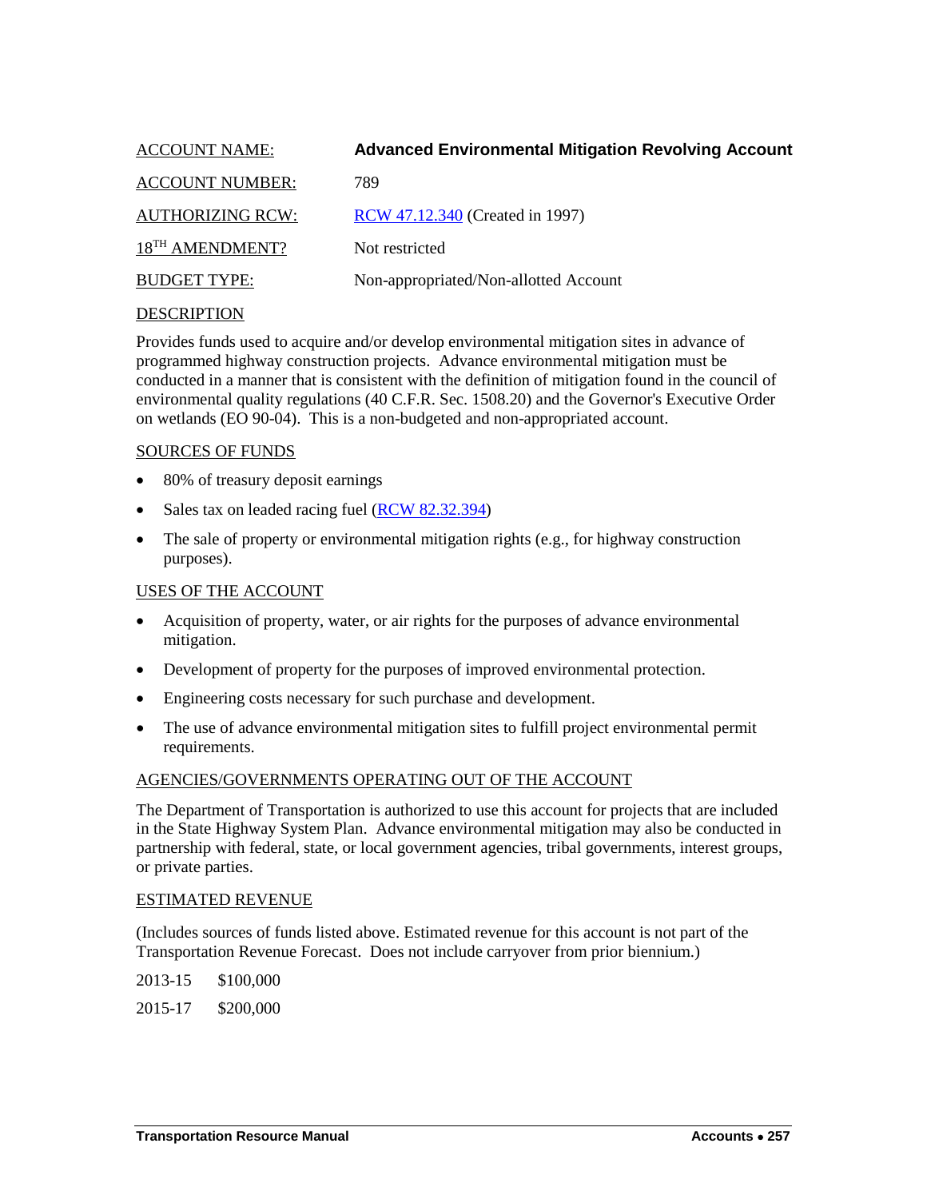| | |
|---|---|
| ACCOUNT NAME: | **Advanced Environmental Mitigation Revolving Account** |
| ACCOUNT NUMBER: | 789 |
| AUTHORIZING RCW: | RCW 47.12.340 (Created in 1997) |
| 18TH AMENDMENT? | Not restricted |
| BUDGET TYPE: | Non-appropriated/Non-allotted Account |

DESCRIPTION

Provides funds used to acquire and/or develop environmental mitigation sites in advance of programmed highway construction projects. Advance environmental mitigation must be conducted in a manner that is consistent with the definition of mitigation found in the council of environmental quality regulations (40 C.F.R. Sec. 1508.20) and the Governor's Executive Order on wetlands (EO 90-04). This is a non-budgeted and non-appropriated account.

SOURCES OF FUNDS

- 80% of treasury deposit earnings
- Sales tax on leaded racing fuel (RCW 82.32.394)
- The sale of property or environmental mitigation rights (e.g., for highway construction purposes).

USES OF THE ACCOUNT

- Acquisition of property, water, or air rights for the purposes of advance environmental mitigation.
- Development of property for the purposes of improved environmental protection.
- Engineering costs necessary for such purchase and development.
- The use of advance environmental mitigation sites to fulfill project environmental permit requirements.

AGENCIES/GOVERNMENTS OPERATING OUT OF THE ACCOUNT

The Department of Transportation is authorized to use this account for projects that are included in the State Highway System Plan. Advance environmental mitigation may also be conducted in partnership with federal, state, or local government agencies, tribal governments, interest groups, or private parties.

ESTIMATED REVENUE

(Includes sources of funds listed above. Estimated revenue for this account is not part of the Transportation Revenue Forecast. Does not include carryover from prior biennium.)

2013-15 $100,000

2015-17 $200,000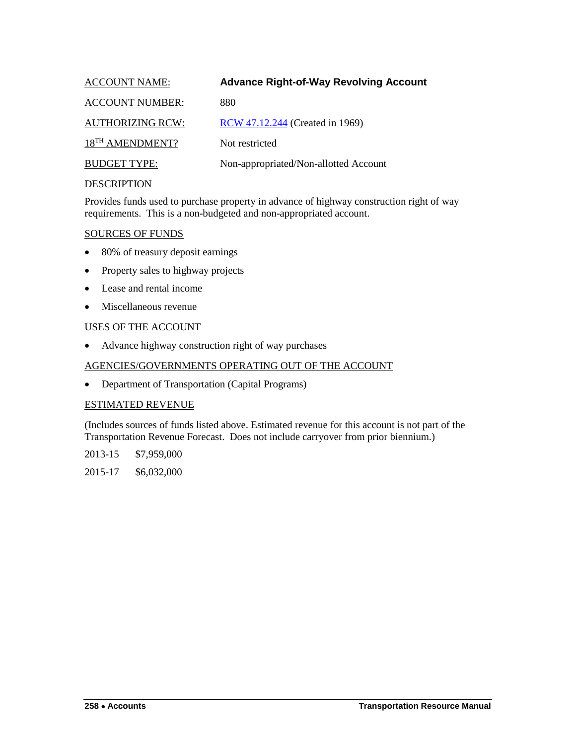| ACCOUNT NAME: | **Advance Right-of-Way Revolving Account** |
|---|---|
| ACCOUNT NUMBER: | 880 |
| AUTHORIZING RCW: | RCW 47.12.244 (Created in 1969) |
| 18TH AMENDMENT? | Not restricted |
| BUDGET TYPE: | Non-appropriated/Non-allotted Account |

## DESCRIPTION

Provides funds used to purchase property in advance of highway construction right of way requirements. This is a non-budgeted and non-appropriated account.

## SOURCES OF FUNDS

- 80% of treasury deposit earnings
- Property sales to highway projects
- Lease and rental income
- Miscellaneous revenue

## USES OF THE ACCOUNT

- Advance highway construction right of way purchases

## AGENCIES/GOVERNMENTS OPERATING OUT OF THE ACCOUNT

- Department of Transportation (Capital Programs)

## ESTIMATED REVENUE

(Includes sources of funds listed above. Estimated revenue for this account is not part of the Transportation Revenue Forecast. Does not include carryover from prior biennium.)

| | |
|---|---|
| 2013-15 | $7,959,000 |
| 2015-17 | $6,032,000 |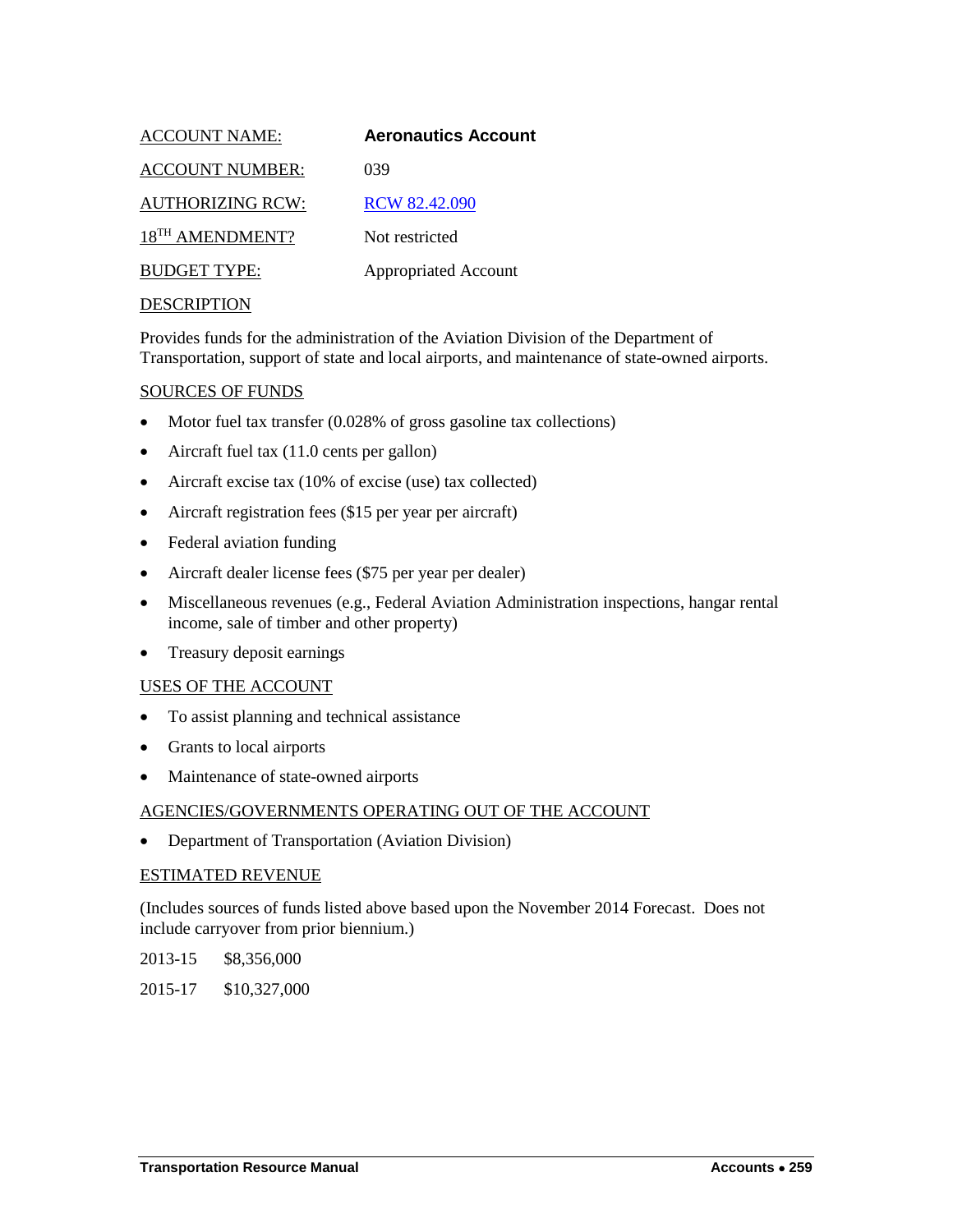| | |
|---|---|
| ACCOUNT NAME: | **Aeronautics Account** |
| ACCOUNT NUMBER: | 039 |
| AUTHORIZING RCW: | RCW 82.42.090 |
| 18TH AMENDMENT? | Not restricted |
| BUDGET TYPE: | Appropriated Account |

DESCRIPTION

Provides funds for the administration of the Aviation Division of the Department of Transportation, support of state and local airports, and maintenance of state-owned airports.

SOURCES OF FUNDS

- Motor fuel tax transfer (0.028% of gross gasoline tax collections)
- Aircraft fuel tax (11.0 cents per gallon)
- Aircraft excise tax (10% of excise (use) tax collected)
- Aircraft registration fees ($15 per year per aircraft)
- Federal aviation funding
- Aircraft dealer license fees ($75 per year per dealer)
- Miscellaneous revenues (e.g., Federal Aviation Administration inspections, hangar rental income, sale of timber and other property)
- Treasury deposit earnings

USES OF THE ACCOUNT

- To assist planning and technical assistance
- Grants to local airports
- Maintenance of state-owned airports

AGENCIES/GOVERNMENTS OPERATING OUT OF THE ACCOUNT

- Department of Transportation (Aviation Division)

ESTIMATED REVENUE

(Includes sources of funds listed above based upon the November 2014 Forecast. Does not include carryover from prior biennium.)

2013-15 $8,356,000

2015-17 $10,327,000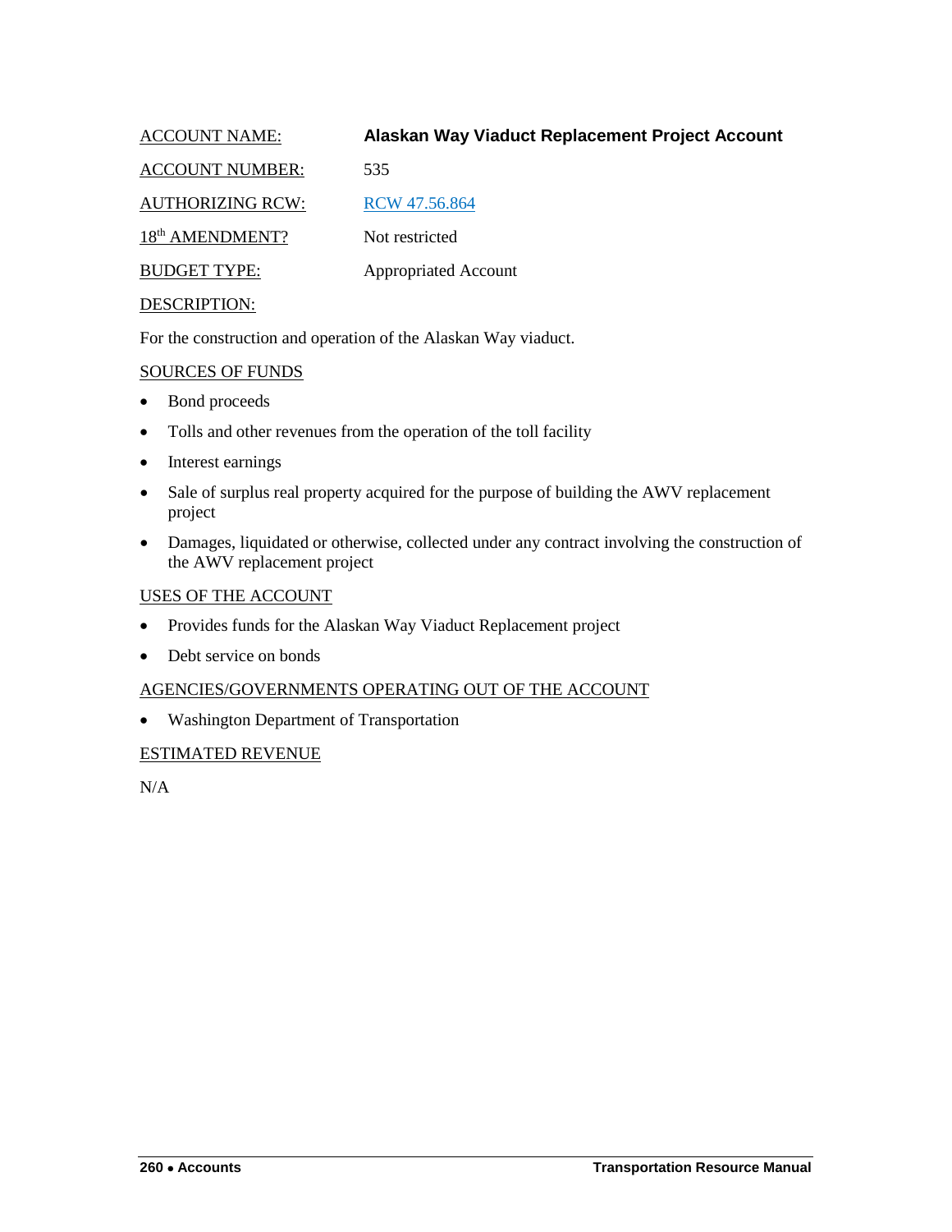ACCOUNT NAME: **Alaskan Way Viaduct Replacement Project Account**

ACCOUNT NUMBER: 535

AUTHORIZING RCW: [RCW 47.56.864]

18th AMENDMENT? Not restricted

BUDGET TYPE: Appropriated Account

DESCRIPTION:

For the construction and operation of the Alaskan Way viaduct.

SOURCES OF FUNDS

- Bond proceeds
- Tolls and other revenues from the operation of the toll facility
- Interest earnings
- Sale of surplus real property acquired for the purpose of building the AWV replacement project
- Damages, liquidated or otherwise, collected under any contract involving the construction of the AWV replacement project

USES OF THE ACCOUNT

- Provides funds for the Alaskan Way Viaduct Replacement project
- Debt service on bonds

AGENCIES/GOVERNMENTS OPERATING OUT OF THE ACCOUNT

- Washington Department of Transportation

ESTIMATED REVENUE

N/A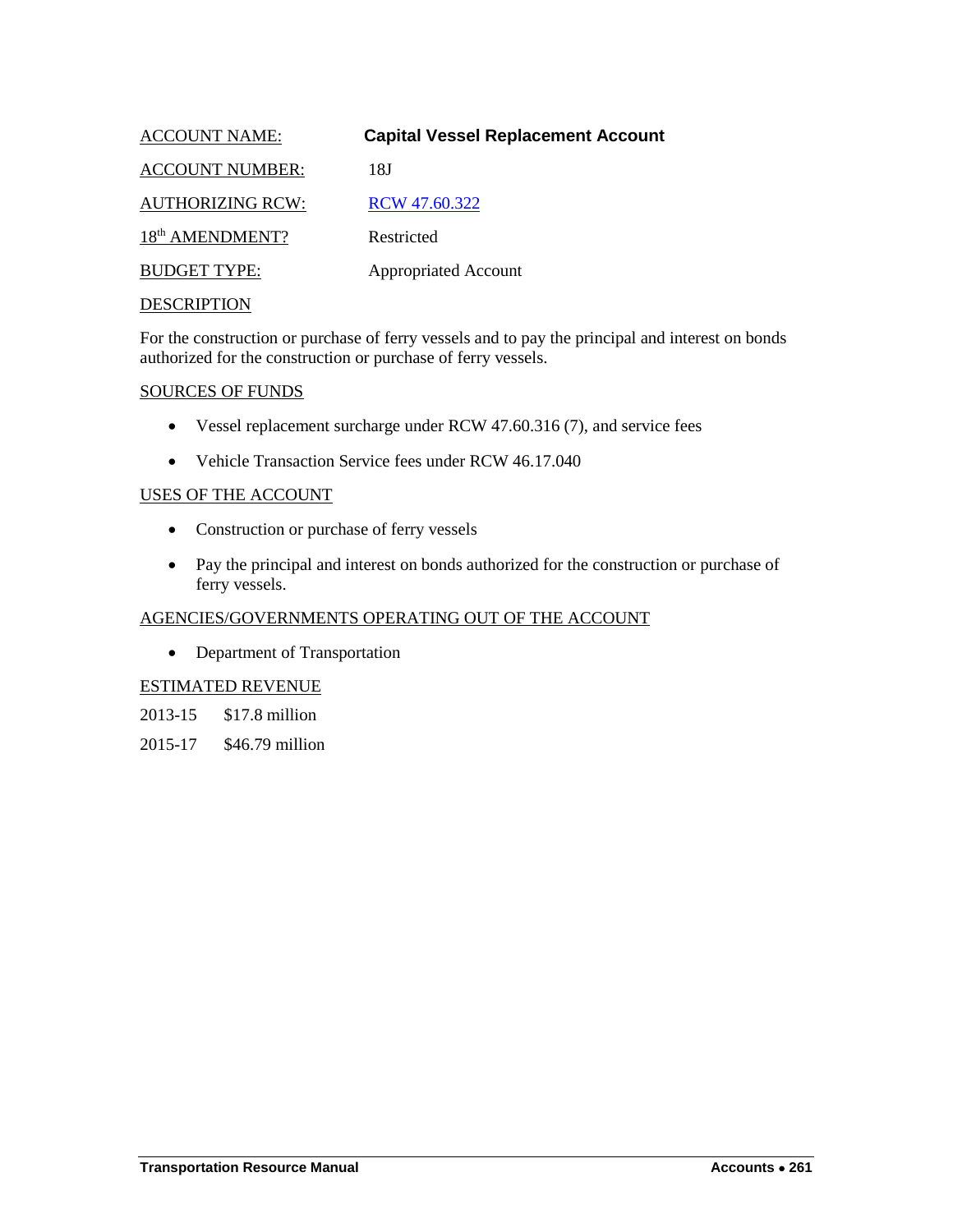ACCOUNT NAME: **Capital Vessel Replacement Account**

ACCOUNT NUMBER: 18J

AUTHORIZING RCW: [RCW 47.60.322]

18th AMENDMENT? Restricted

BUDGET TYPE: Appropriated Account

DESCRIPTION

For the construction or purchase of ferry vessels and to pay the principal and interest on bonds authorized for the construction or purchase of ferry vessels.

SOURCES OF FUNDS

- Vessel replacement surcharge under RCW 47.60.316 (7), and service fees
- Vehicle Transaction Service fees under RCW 46.17.040

USES OF THE ACCOUNT

- Construction or purchase of ferry vessels
- Pay the principal and interest on bonds authorized for the construction or purchase of ferry vessels.

AGENCIES/GOVERNMENTS OPERATING OUT OF THE ACCOUNT

- Department of Transportation

ESTIMATED REVENUE

2013-15 $17.8 million

2015-17 $46.79 million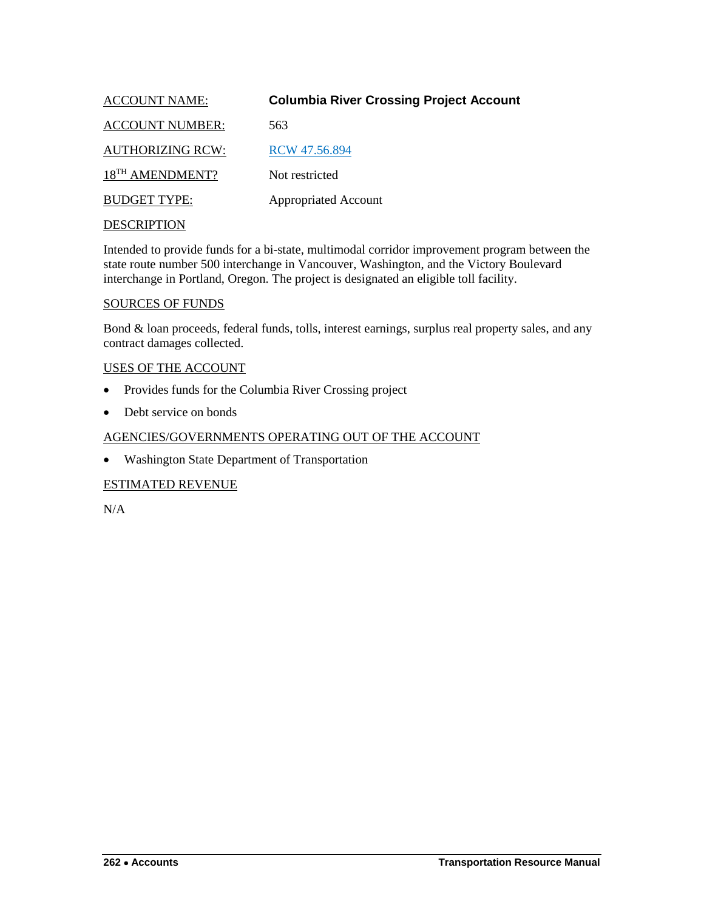ACCOUNT NAME: **Columbia River Crossing Project Account**

ACCOUNT NUMBER: 563

AUTHORIZING RCW: [RCW 47.56.894]

18TH AMENDMENT? Not restricted

BUDGET TYPE: Appropriated Account

DESCRIPTION

Intended to provide funds for a bi-state, multimodal corridor improvement program between the state route number 500 interchange in Vancouver, Washington, and the Victory Boulevard interchange in Portland, Oregon. The project is designated an eligible toll facility.

SOURCES OF FUNDS

Bond & loan proceeds, federal funds, tolls, interest earnings, surplus real property sales, and any contract damages collected.

USES OF THE ACCOUNT

- Provides funds for the Columbia River Crossing project
- Debt service on bonds

AGENCIES/GOVERNMENTS OPERATING OUT OF THE ACCOUNT

- Washington State Department of Transportation

ESTIMATED REVENUE

N/A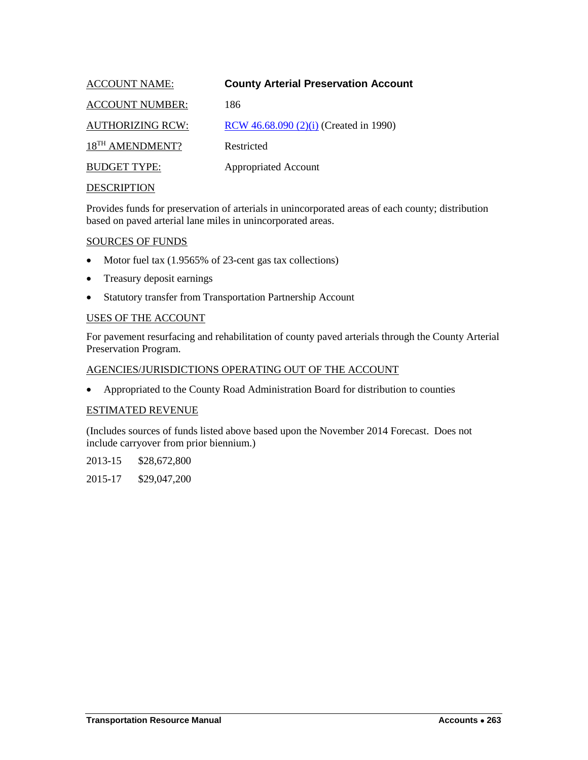ACCOUNT NAME: **County Arterial Preservation Account**

ACCOUNT NUMBER: 186

AUTHORIZING RCW: [RCW 46.68.090 (2)(i)]() (Created in 1990)

18TH AMENDMENT? Restricted

BUDGET TYPE: Appropriated Account

DESCRIPTION

Provides funds for preservation of arterials in unincorporated areas of each county; distribution based on paved arterial lane miles in unincorporated areas.

SOURCES OF FUNDS

- Motor fuel tax (1.9565% of 23-cent gas tax collections)
- Treasury deposit earnings
- Statutory transfer from Transportation Partnership Account

USES OF THE ACCOUNT

For pavement resurfacing and rehabilitation of county paved arterials through the County Arterial Preservation Program.

AGENCIES/JURISDICTIONS OPERATING OUT OF THE ACCOUNT

- Appropriated to the County Road Administration Board for distribution to counties

ESTIMATED REVENUE

(Includes sources of funds listed above based upon the November 2014 Forecast. Does not include carryover from prior biennium.)

2013-15 $28,672,800

2015-17 $29,047,200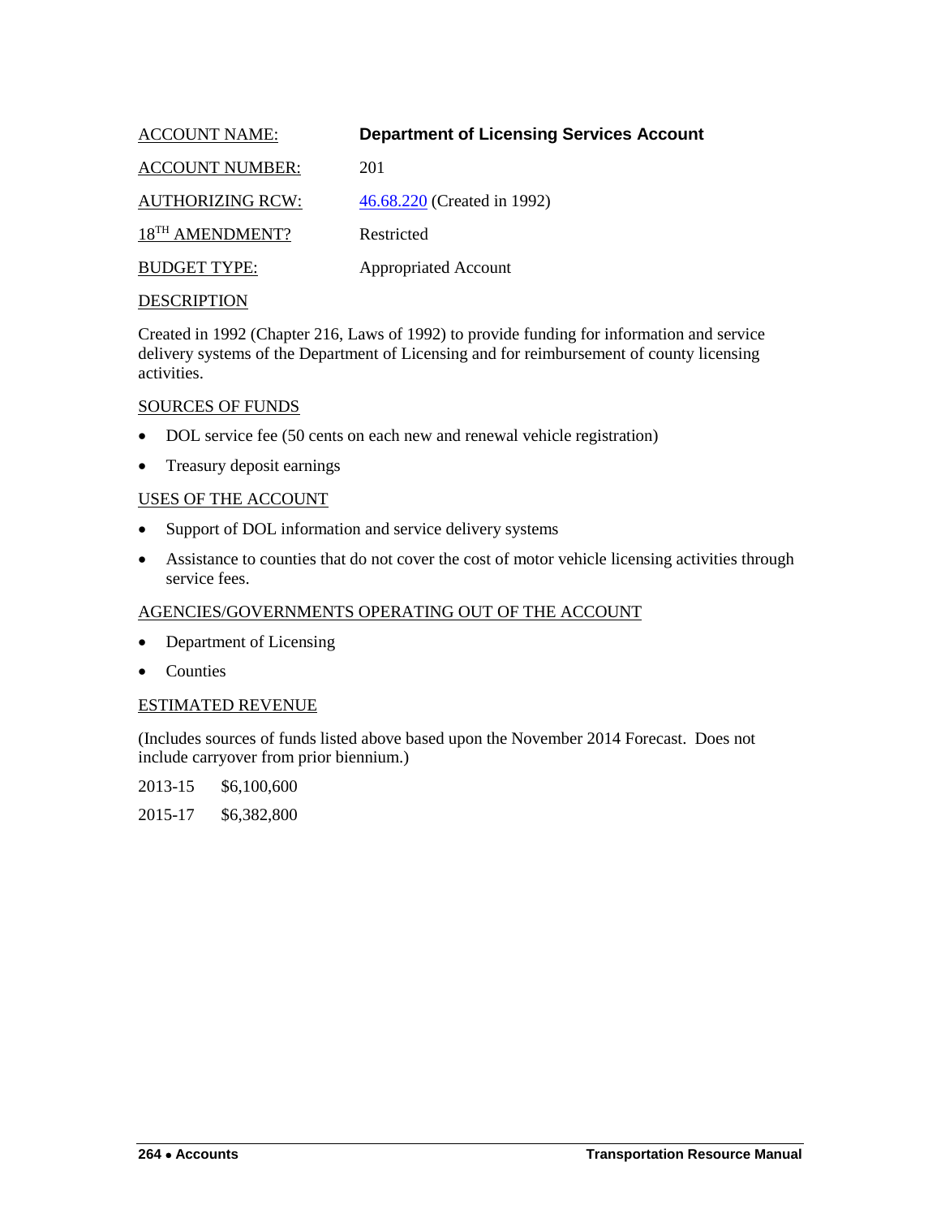ACCOUNT NAME: **Department of Licensing Services Account**

ACCOUNT NUMBER: 201

AUTHORIZING RCW: [46.68.220](46.68.220) (Created in 1992)

18TH AMENDMENT? Restricted

BUDGET TYPE: Appropriated Account

DESCRIPTION

Created in 1992 (Chapter 216, Laws of 1992) to provide funding for information and service delivery systems of the Department of Licensing and for reimbursement of county licensing activities.

SOURCES OF FUNDS

- DOL service fee (50 cents on each new and renewal vehicle registration)
- Treasury deposit earnings

USES OF THE ACCOUNT

- Support of DOL information and service delivery systems
- Assistance to counties that do not cover the cost of motor vehicle licensing activities through service fees.

AGENCIES/GOVERNMENTS OPERATING OUT OF THE ACCOUNT

- Department of Licensing
- Counties

ESTIMATED REVENUE

(Includes sources of funds listed above based upon the November 2014 Forecast. Does not include carryover from prior biennium.)

2013-15 $6,100,600

2015-17 $6,382,800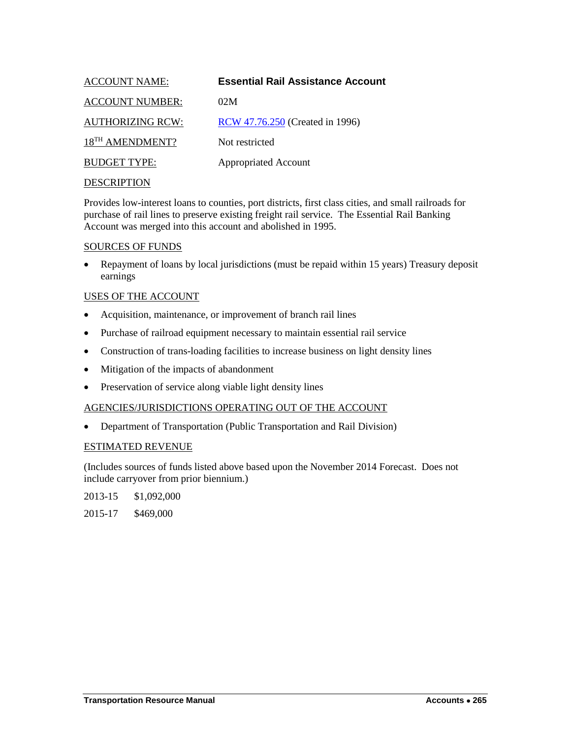ACCOUNT NAME: **Essential Rail Assistance Account**

ACCOUNT NUMBER: 02M

AUTHORIZING RCW: [RCW 47.76.250](RCW 47.76.250) (Created in 1996)

18TH AMENDMENT? Not restricted

BUDGET TYPE: Appropriated Account

DESCRIPTION

Provides low-interest loans to counties, port districts, first class cities, and small railroads for purchase of rail lines to preserve existing freight rail service. The Essential Rail Banking Account was merged into this account and abolished in 1995.

SOURCES OF FUNDS

- Repayment of loans by local jurisdictions (must be repaid within 15 years) Treasury deposit earnings

USES OF THE ACCOUNT

- Acquisition, maintenance, or improvement of branch rail lines
- Purchase of railroad equipment necessary to maintain essential rail service
- Construction of trans-loading facilities to increase business on light density lines
- Mitigation of the impacts of abandonment
- Preservation of service along viable light density lines

AGENCIES/JURISDICTIONS OPERATING OUT OF THE ACCOUNT

- Department of Transportation (Public Transportation and Rail Division)

ESTIMATED REVENUE

(Includes sources of funds listed above based upon the November 2014 Forecast. Does not include carryover from prior biennium.)

2013-15 $1,092,000

2015-17 $469,000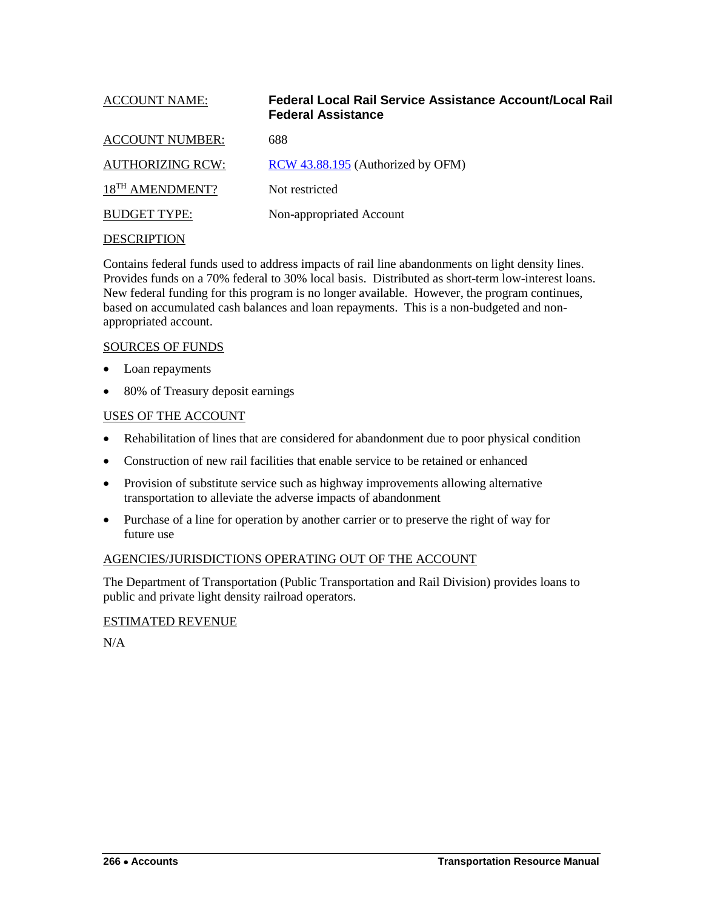ACCOUNT NAME: **Federal Local Rail Service Assistance Account/Local Rail Federal Assistance**

ACCOUNT NUMBER: 688

AUTHORIZING RCW: [RCW 43.88.195](RCW 43.88.195) (Authorized by OFM)

18TH AMENDMENT? Not restricted

BUDGET TYPE: Non-appropriated Account

DESCRIPTION

Contains federal funds used to address impacts of rail line abandonments on light density lines. Provides funds on a 70% federal to 30% local basis. Distributed as short-term low-interest loans. New federal funding for this program is no longer available. However, the program continues, based on accumulated cash balances and loan repayments. This is a non-budgeted and non-appropriated account.

SOURCES OF FUNDS

- Loan repayments
- 80% of Treasury deposit earnings

USES OF THE ACCOUNT

- Rehabilitation of lines that are considered for abandonment due to poor physical condition
- Construction of new rail facilities that enable service to be retained or enhanced
- Provision of substitute service such as highway improvements allowing alternative transportation to alleviate the adverse impacts of abandonment
- Purchase of a line for operation by another carrier or to preserve the right of way for future use

AGENCIES/JURISDICTIONS OPERATING OUT OF THE ACCOUNT

The Department of Transportation (Public Transportation and Rail Division) provides loans to public and private light density railroad operators.

ESTIMATED REVENUE

N/A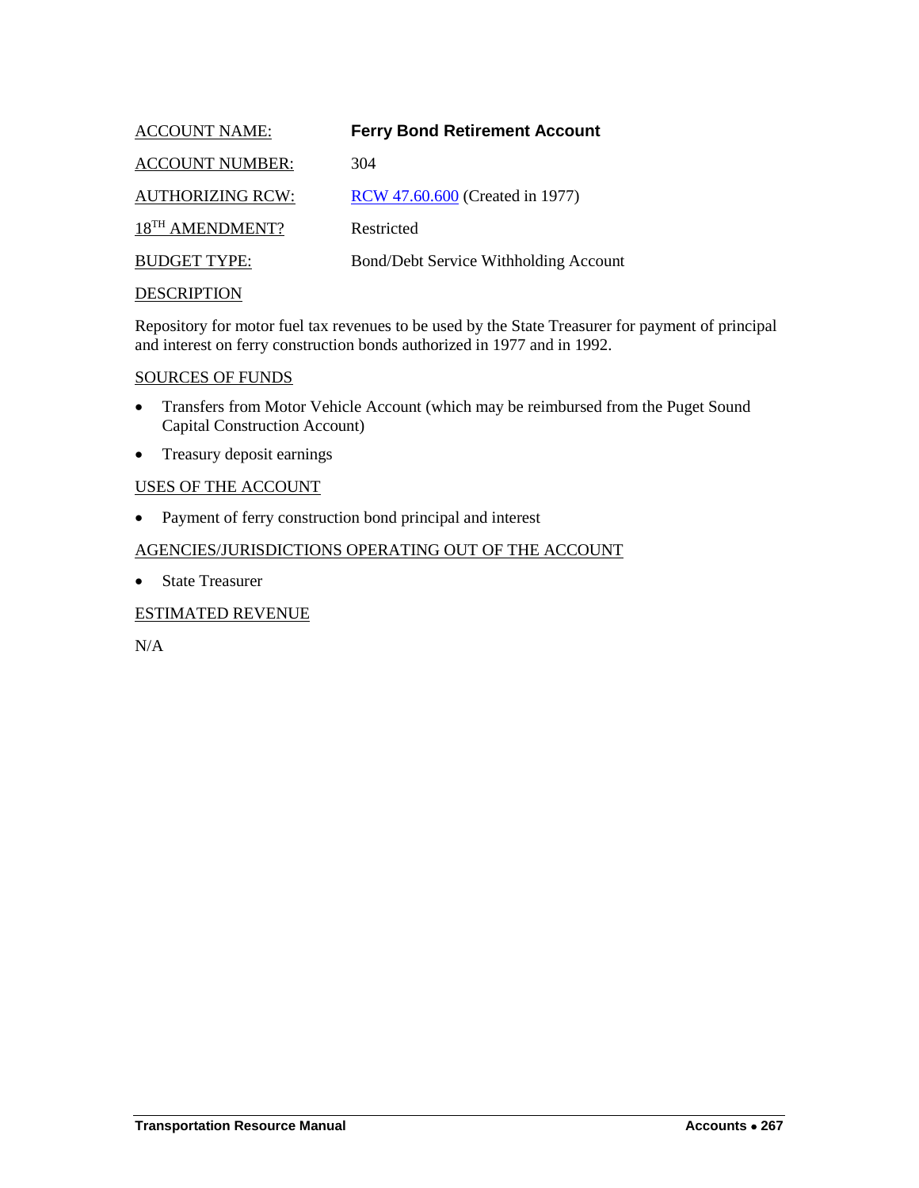ACCOUNT NAME: **Ferry Bond Retirement Account**

ACCOUNT NUMBER: 304

AUTHORIZING RCW: RCW 47.60.600 (Created in 1977)

18TH AMENDMENT? Restricted

BUDGET TYPE: Bond/Debt Service Withholding Account

DESCRIPTION

Repository for motor fuel tax revenues to be used by the State Treasurer for payment of principal and interest on ferry construction bonds authorized in 1977 and in 1992.

SOURCES OF FUNDS

- Transfers from Motor Vehicle Account (which may be reimbursed from the Puget Sound Capital Construction Account)
- Treasury deposit earnings

USES OF THE ACCOUNT

- Payment of ferry construction bond principal and interest

AGENCIES/JURISDICTIONS OPERATING OUT OF THE ACCOUNT

- State Treasurer

ESTIMATED REVENUE

N/A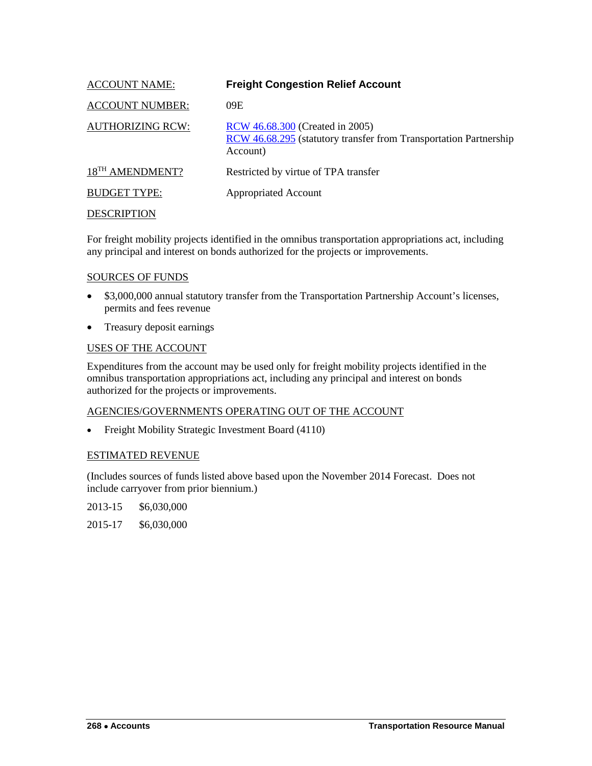ACCOUNT NAME: **Freight Congestion Relief Account**

ACCOUNT NUMBER: 09E

AUTHORIZING RCW: RCW 46.68.300 (Created in 2005)
RCW 46.68.295 (statutory transfer from Transportation Partnership Account)

18TH AMENDMENT? Restricted by virtue of TPA transfer

BUDGET TYPE: Appropriated Account

DESCRIPTION

For freight mobility projects identified in the omnibus transportation appropriations act, including any principal and interest on bonds authorized for the projects or improvements.

SOURCES OF FUNDS

- $3,000,000 annual statutory transfer from the Transportation Partnership Account's licenses, permits and fees revenue
- Treasury deposit earnings

USES OF THE ACCOUNT

Expenditures from the account may be used only for freight mobility projects identified in the omnibus transportation appropriations act, including any principal and interest on bonds authorized for the projects or improvements.

AGENCIES/GOVERNMENTS OPERATING OUT OF THE ACCOUNT

- Freight Mobility Strategic Investment Board (4110)

ESTIMATED REVENUE

(Includes sources of funds listed above based upon the November 2014 Forecast. Does not include carryover from prior biennium.)

2013-15 $6,030,000

2015-17 $6,030,000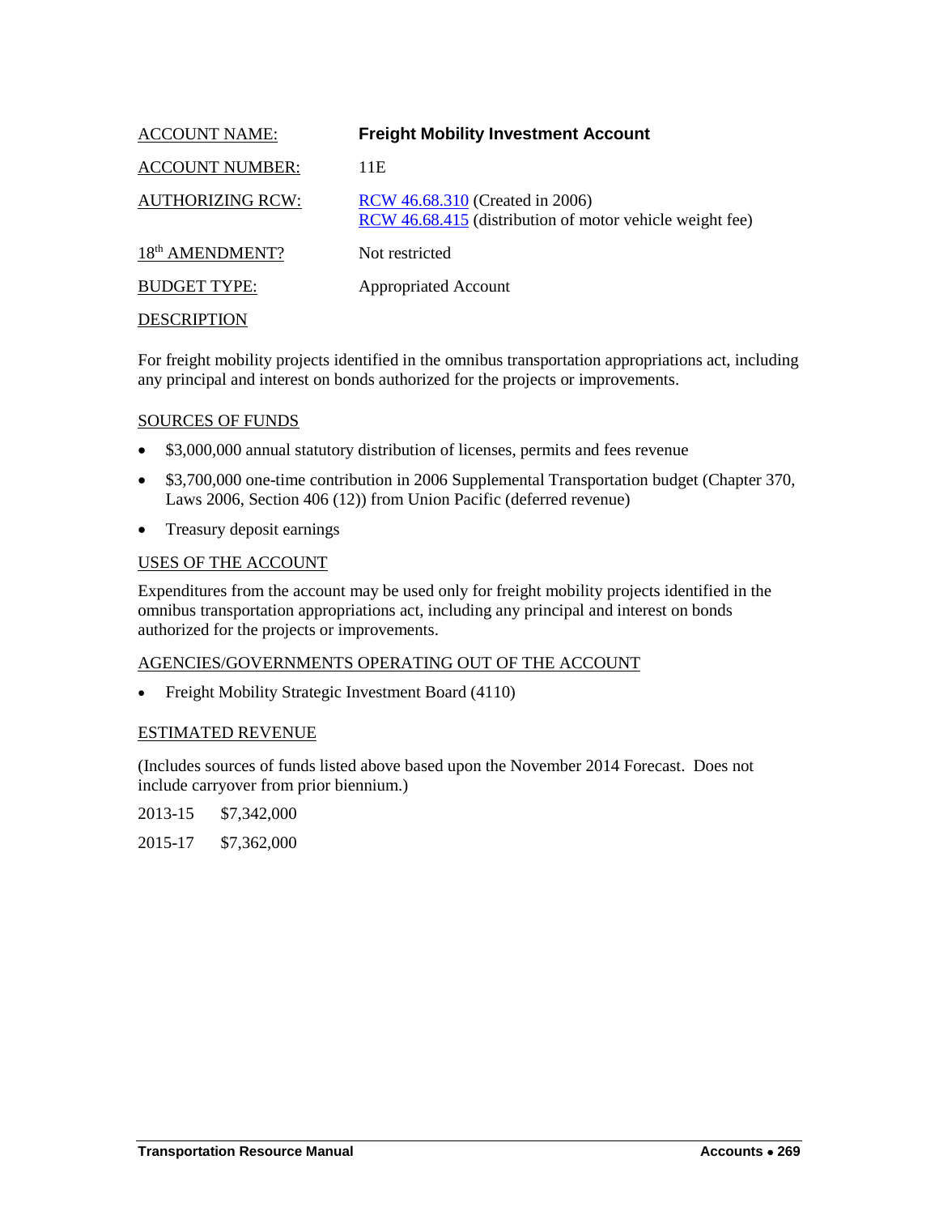ACCOUNT NAME: **Freight Mobility Investment Account**

ACCOUNT NUMBER: 11E

AUTHORIZING RCW: RCW 46.68.310 (Created in 2006)
RCW 46.68.415 (distribution of motor vehicle weight fee)

18th AMENDMENT? Not restricted

BUDGET TYPE: Appropriated Account

DESCRIPTION

For freight mobility projects identified in the omnibus transportation appropriations act, including any principal and interest on bonds authorized for the projects or improvements.

SOURCES OF FUNDS

- $3,000,000 annual statutory distribution of licenses, permits and fees revenue
- $3,700,000 one-time contribution in 2006 Supplemental Transportation budget (Chapter 370, Laws 2006, Section 406 (12)) from Union Pacific (deferred revenue)
- Treasury deposit earnings

USES OF THE ACCOUNT

Expenditures from the account may be used only for freight mobility projects identified in the omnibus transportation appropriations act, including any principal and interest on bonds authorized for the projects or improvements.

AGENCIES/GOVERNMENTS OPERATING OUT OF THE ACCOUNT

- Freight Mobility Strategic Investment Board (4110)

ESTIMATED REVENUE

(Includes sources of funds listed above based upon the November 2014 Forecast. Does not include carryover from prior biennium.)

2013-15 $7,342,000

2015-17 $7,362,000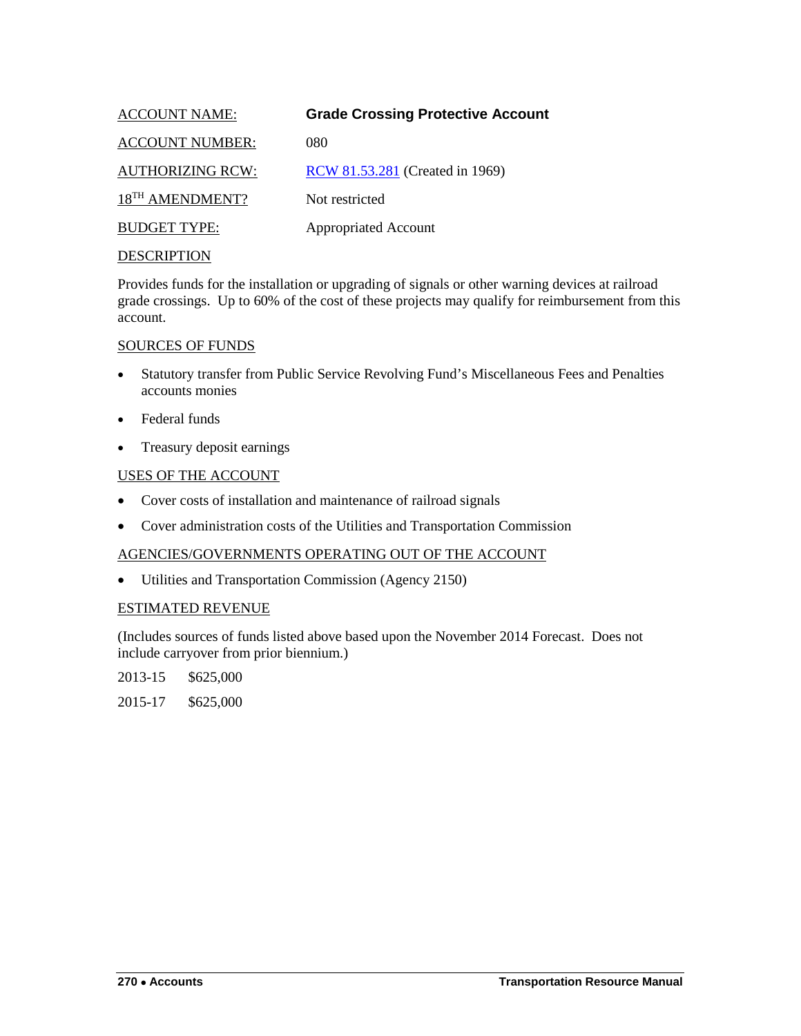ACCOUNT NAME: **Grade Crossing Protective Account**

ACCOUNT NUMBER: 080

AUTHORIZING RCW: [RCW 81.53.281](RCW 81.53.281) (Created in 1969)

18TH AMENDMENT? Not restricted

BUDGET TYPE: Appropriated Account

DESCRIPTION

Provides funds for the installation or upgrading of signals or other warning devices at railroad grade crossings. Up to 60% of the cost of these projects may qualify for reimbursement from this account.

SOURCES OF FUNDS

- Statutory transfer from Public Service Revolving Fund's Miscellaneous Fees and Penalties accounts monies
- Federal funds
- Treasury deposit earnings

USES OF THE ACCOUNT

- Cover costs of installation and maintenance of railroad signals
- Cover administration costs of the Utilities and Transportation Commission

AGENCIES/GOVERNMENTS OPERATING OUT OF THE ACCOUNT

- Utilities and Transportation Commission (Agency 2150)

ESTIMATED REVENUE

(Includes sources of funds listed above based upon the November 2014 Forecast. Does not include carryover from prior biennium.)

2013-15 $625,000

2015-17 $625,000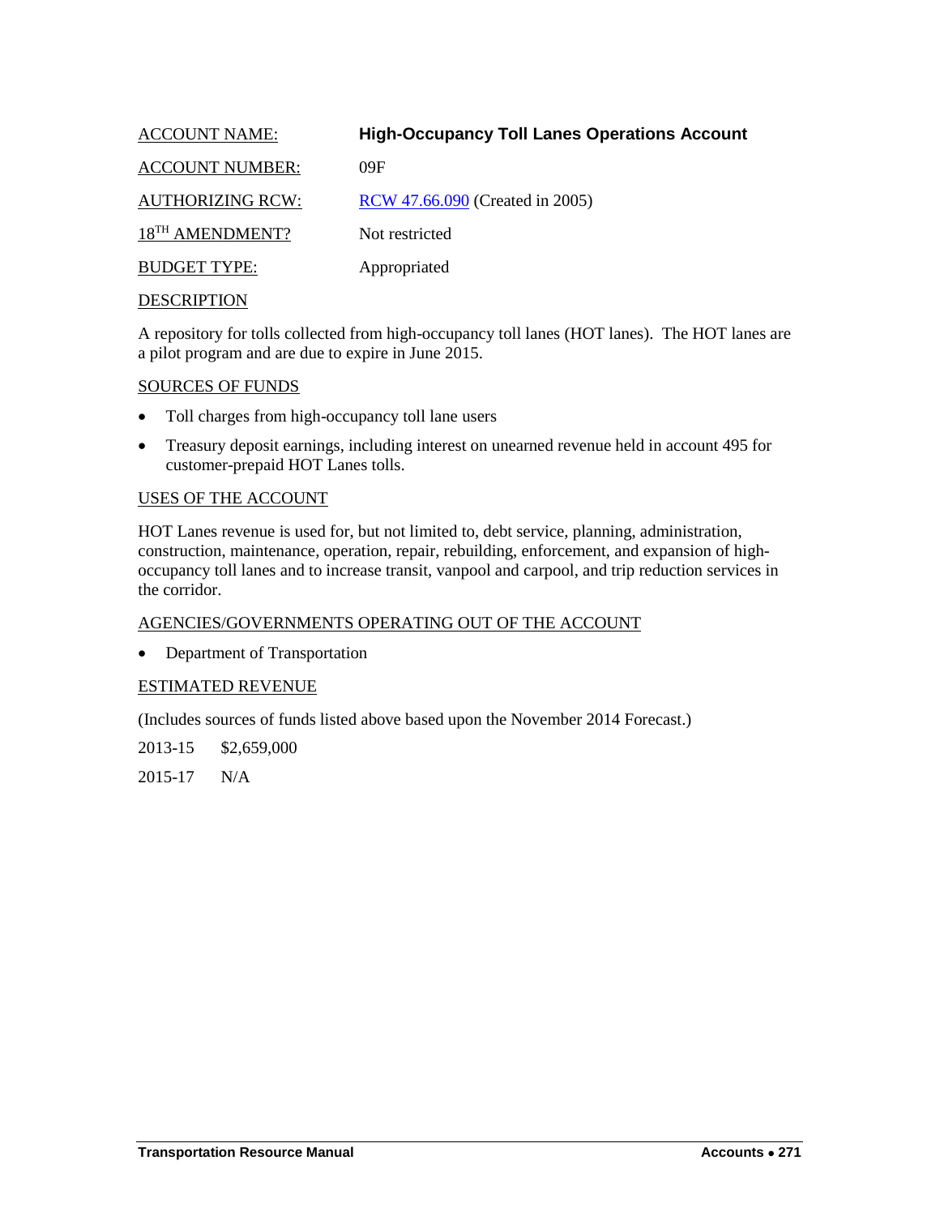ACCOUNT NAME: **High-Occupancy Toll Lanes Operations Account**

ACCOUNT NUMBER: 09F

AUTHORIZING RCW: RCW 47.66.090 (Created in 2005)

18TH AMENDMENT? Not restricted

BUDGET TYPE: Appropriated

DESCRIPTION

A repository for tolls collected from high-occupancy toll lanes (HOT lanes). The HOT lanes are a pilot program and are due to expire in June 2015.

SOURCES OF FUNDS

- Toll charges from high-occupancy toll lane users
- Treasury deposit earnings, including interest on unearned revenue held in account 495 for customer-prepaid HOT Lanes tolls.

USES OF THE ACCOUNT

HOT Lanes revenue is used for, but not limited to, debt service, planning, administration, construction, maintenance, operation, repair, rebuilding, enforcement, and expansion of high-occupancy toll lanes and to increase transit, vanpool and carpool, and trip reduction services in the corridor.

AGENCIES/GOVERNMENTS OPERATING OUT OF THE ACCOUNT

- Department of Transportation

ESTIMATED REVENUE

(Includes sources of funds listed above based upon the November 2014 Forecast.)

2013-15 $2,659,000

2015-17 N/A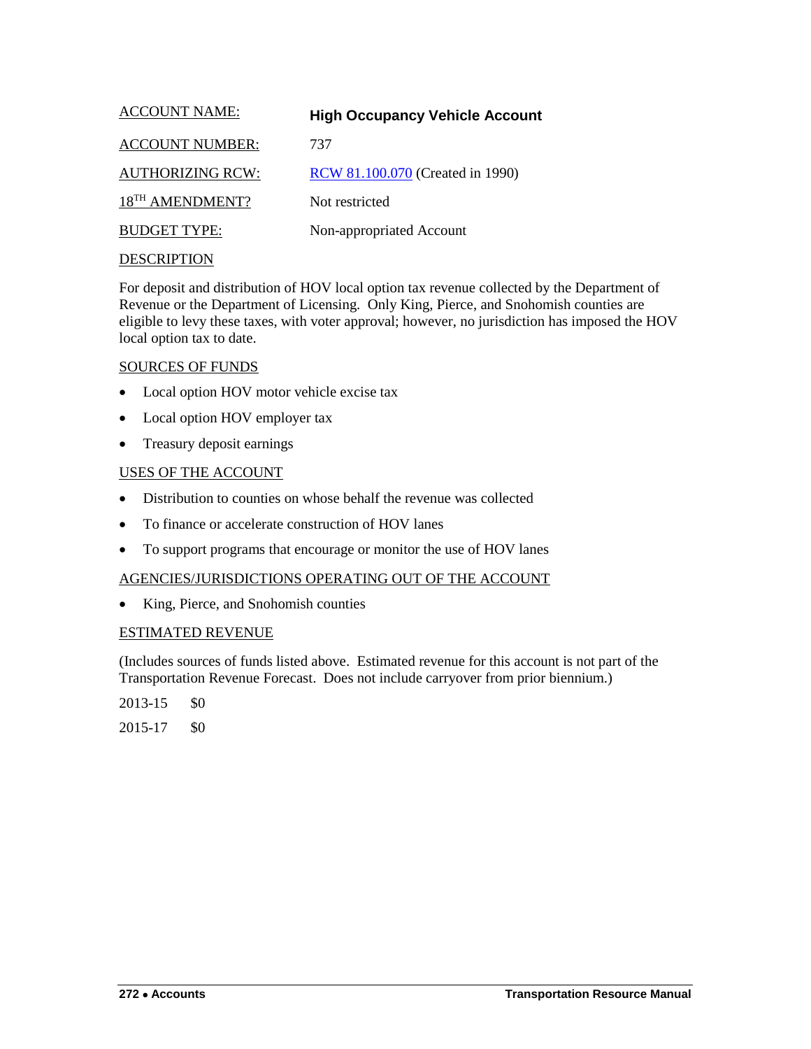ACCOUNT NAME: **High Occupancy Vehicle Account**

ACCOUNT NUMBER: 737

AUTHORIZING RCW: RCW 81.100.070 (Created in 1990)

18[TH] AMENDMENT? Not restricted

BUDGET TYPE: Non-appropriated Account

DESCRIPTION

For deposit and distribution of HOV local option tax revenue collected by the Department of Revenue or the Department of Licensing. Only King, Pierce, and Snohomish counties are eligible to levy these taxes, with voter approval; however, no jurisdiction has imposed the HOV local option tax to date.

SOURCES OF FUNDS

- Local option HOV motor vehicle excise tax
- Local option HOV employer tax
- Treasury deposit earnings

USES OF THE ACCOUNT

- Distribution to counties on whose behalf the revenue was collected
- To finance or accelerate construction of HOV lanes
- To support programs that encourage or monitor the use of HOV lanes

AGENCIES/JURISDICTIONS OPERATING OUT OF THE ACCOUNT

- King, Pierce, and Snohomish counties

ESTIMATED REVENUE

(Includes sources of funds listed above. Estimated revenue for this account is not part of the Transportation Revenue Forecast. Does not include carryover from prior biennium.)

2013-15 $0

2015-17 $0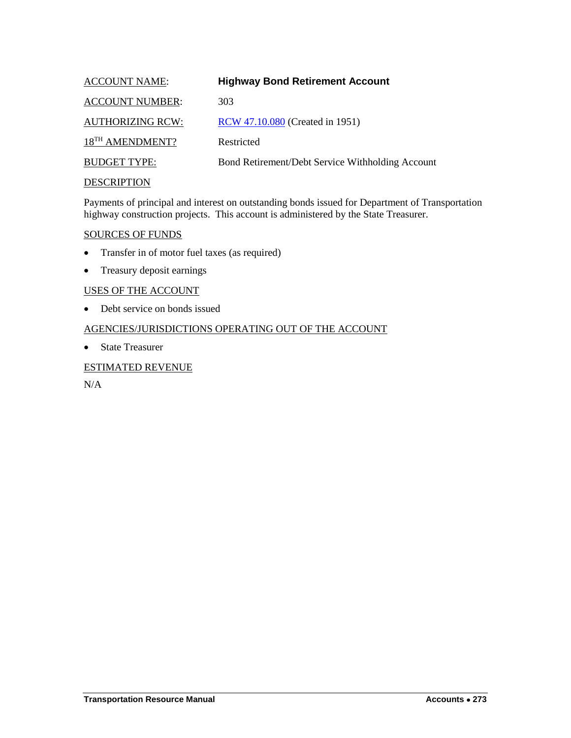ACCOUNT NAME: **Highway Bond Retirement Account**

ACCOUNT NUMBER: 303

AUTHORIZING RCW: RCW 47.10.080 (Created in 1951)

18TH AMENDMENT? Restricted

BUDGET TYPE: Bond Retirement/Debt Service Withholding Account

DESCRIPTION

Payments of principal and interest on outstanding bonds issued for Department of Transportation highway construction projects. This account is administered by the State Treasurer.

SOURCES OF FUNDS

- Transfer in of motor fuel taxes (as required)
- Treasury deposit earnings

USES OF THE ACCOUNT

- Debt service on bonds issued

AGENCIES/JURISDICTIONS OPERATING OUT OF THE ACCOUNT

- State Treasurer

ESTIMATED REVENUE

N/A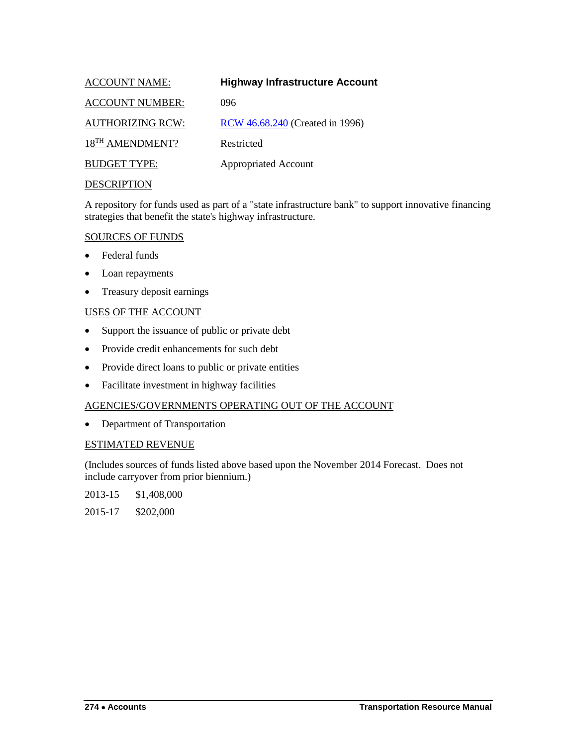ACCOUNT NAME: **Highway Infrastructure Account**

ACCOUNT NUMBER: 096

AUTHORIZING RCW: [RCW 46.68.240](RCW 46.68.240) (Created in 1996)

18TH AMENDMENT? Restricted

BUDGET TYPE: Appropriated Account

DESCRIPTION

A repository for funds used as part of a "state infrastructure bank" to support innovative financing strategies that benefit the state's highway infrastructure.

SOURCES OF FUNDS

- Federal funds
- Loan repayments
- Treasury deposit earnings

USES OF THE ACCOUNT

- Support the issuance of public or private debt
- Provide credit enhancements for such debt
- Provide direct loans to public or private entities
- Facilitate investment in highway facilities

AGENCIES/GOVERNMENTS OPERATING OUT OF THE ACCOUNT

- Department of Transportation

ESTIMATED REVENUE

(Includes sources of funds listed above based upon the November 2014 Forecast. Does not include carryover from prior biennium.)

2013-15 $1,408,000

2015-17 $202,000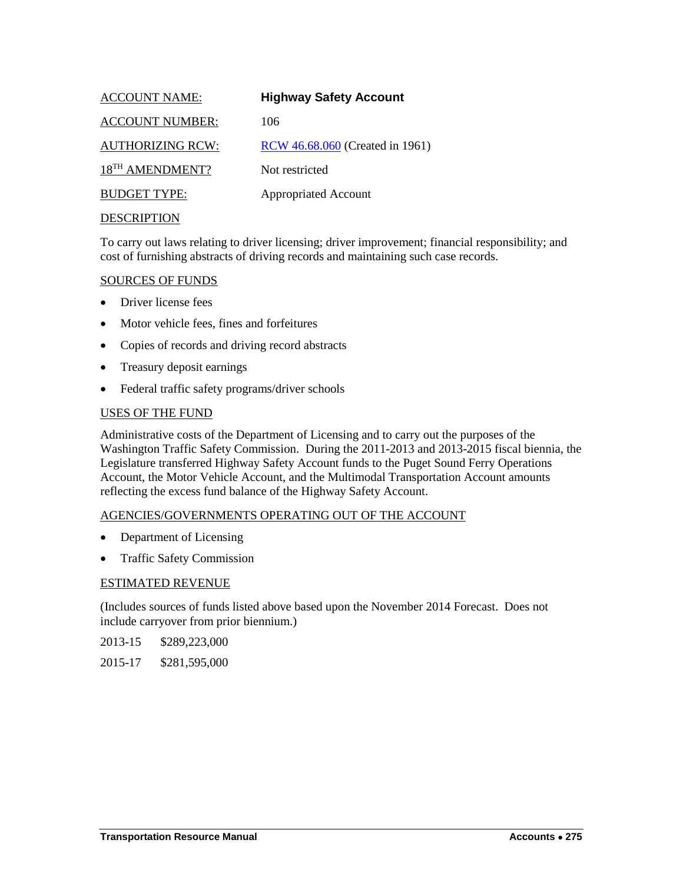ACCOUNT NAME: **Highway Safety Account**

ACCOUNT NUMBER: 106

AUTHORIZING RCW: RCW 46.68.060 (Created in 1961)

18TH AMENDMENT? Not restricted

BUDGET TYPE: Appropriated Account

## DESCRIPTION

To carry out laws relating to driver licensing; driver improvement; financial responsibility; and cost of furnishing abstracts of driving records and maintaining such case records.

## SOURCES OF FUNDS

- Driver license fees
- Motor vehicle fees, fines and forfeitures
- Copies of records and driving record abstracts
- Treasury deposit earnings
- Federal traffic safety programs/driver schools

## USES OF THE FUND

Administrative costs of the Department of Licensing and to carry out the purposes of the Washington Traffic Safety Commission. During the 2011-2013 and 2013-2015 fiscal biennia, the Legislature transferred Highway Safety Account funds to the Puget Sound Ferry Operations Account, the Motor Vehicle Account, and the Multimodal Transportation Account amounts reflecting the excess fund balance of the Highway Safety Account.

## AGENCIES/GOVERNMENTS OPERATING OUT OF THE ACCOUNT

- Department of Licensing
- Traffic Safety Commission

## ESTIMATED REVENUE

(Includes sources of funds listed above based upon the November 2014 Forecast. Does not include carryover from prior biennium.)

2013-15 $289,223,000

2015-17 $281,595,000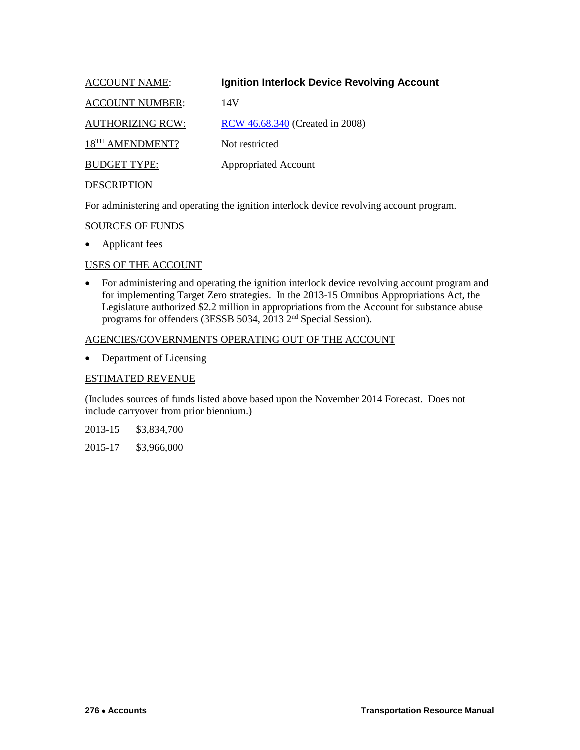ACCOUNT NAME: **Ignition Interlock Device Revolving Account**

ACCOUNT NUMBER: 14V

AUTHORIZING RCW: RCW 46.68.340 (Created in 2008)

18TH AMENDMENT? Not restricted

BUDGET TYPE: Appropriated Account

DESCRIPTION

For administering and operating the ignition interlock device revolving account program.

SOURCES OF FUNDS

- Applicant fees

USES OF THE ACCOUNT

- For administering and operating the ignition interlock device revolving account program and for implementing Target Zero strategies. In the 2013-15 Omnibus Appropriations Act, the Legislature authorized $2.2 million in appropriations from the Account for substance abuse programs for offenders (3ESSB 5034, 2013 2nd Special Session).

AGENCIES/GOVERNMENTS OPERATING OUT OF THE ACCOUNT

- Department of Licensing

ESTIMATED REVENUE

(Includes sources of funds listed above based upon the November 2014 Forecast. Does not include carryover from prior biennium.)

2013-15 $3,834,700

2015-17 $3,966,000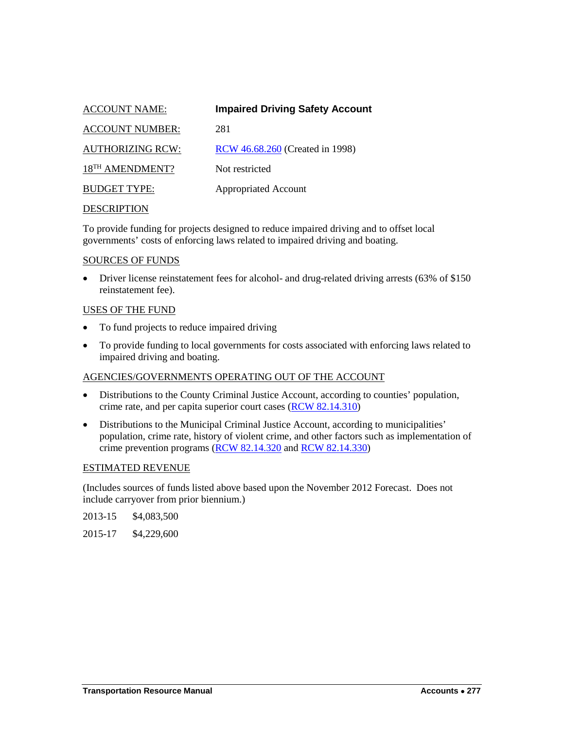ACCOUNT NAME: **Impaired Driving Safety Account**

ACCOUNT NUMBER: 281

AUTHORIZING RCW: RCW 46.68.260 (Created in 1998)

18[TH] AMENDMENT? Not restricted

BUDGET TYPE: Appropriated Account

DESCRIPTION

To provide funding for projects designed to reduce impaired driving and to offset local governments' costs of enforcing laws related to impaired driving and boating.

SOURCES OF FUNDS

- Driver license reinstatement fees for alcohol- and drug-related driving arrests (63% of $150 reinstatement fee).

USES OF THE FUND

- To fund projects to reduce impaired driving
- To provide funding to local governments for costs associated with enforcing laws related to impaired driving and boating.

AGENCIES/GOVERNMENTS OPERATING OUT OF THE ACCOUNT

- Distributions to the County Criminal Justice Account, according to counties' population, crime rate, and per capita superior court cases (RCW 82.14.310)
- Distributions to the Municipal Criminal Justice Account, according to municipalities' population, crime rate, history of violent crime, and other factors such as implementation of crime prevention programs (RCW 82.14.320 and RCW 82.14.330)

ESTIMATED REVENUE

(Includes sources of funds listed above based upon the November 2012 Forecast. Does not include carryover from prior biennium.)

2013-15 $4,083,500

2015-17 $4,229,600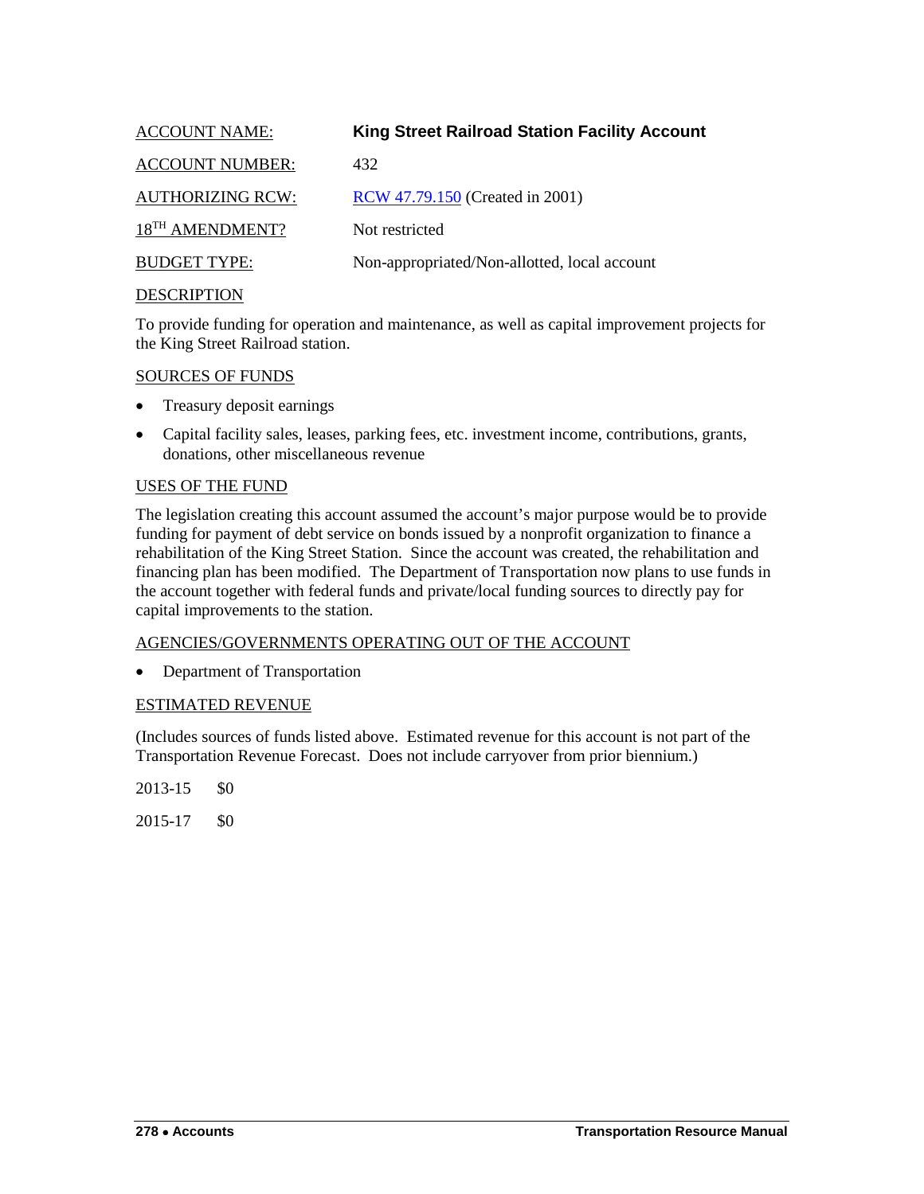ACCOUNT NAME: **King Street Railroad Station Facility Account**

ACCOUNT NUMBER: 432

AUTHORIZING RCW: [RCW 47.79.150](RCW 47.79.150) (Created in 2001)

18TH AMENDMENT? Not restricted

BUDGET TYPE: Non-appropriated/Non-allotted, local account

DESCRIPTION

To provide funding for operation and maintenance, as well as capital improvement projects for the King Street Railroad station.

SOURCES OF FUNDS

- Treasury deposit earnings
- Capital facility sales, leases, parking fees, etc. investment income, contributions, grants, donations, other miscellaneous revenue

USES OF THE FUND

The legislation creating this account assumed the account's major purpose would be to provide funding for payment of debt service on bonds issued by a nonprofit organization to finance a rehabilitation of the King Street Station. Since the account was created, the rehabilitation and financing plan has been modified. The Department of Transportation now plans to use funds in the account together with federal funds and private/local funding sources to directly pay for capital improvements to the station.

AGENCIES/GOVERNMENTS OPERATING OUT OF THE ACCOUNT

- Department of Transportation

ESTIMATED REVENUE

(Includes sources of funds listed above. Estimated revenue for this account is not part of the Transportation Revenue Forecast. Does not include carryover from prior biennium.)

2013-15 $0

2015-17 $0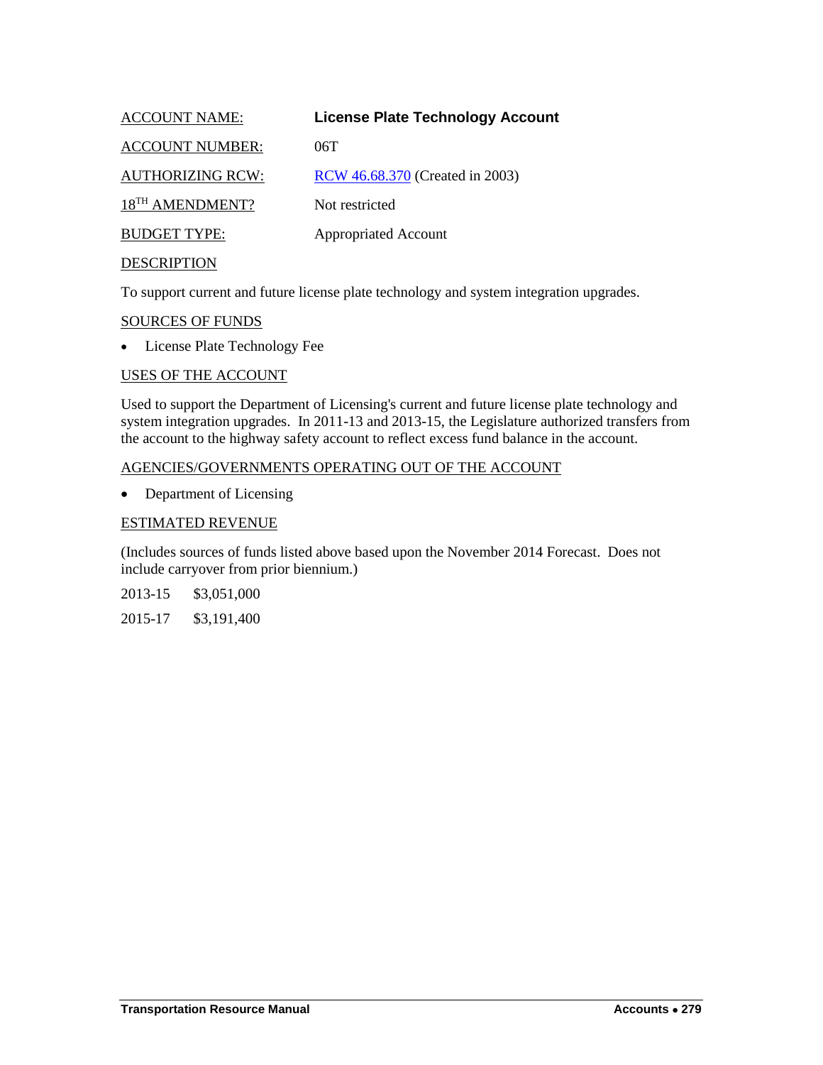ACCOUNT NAME: **License Plate Technology Account**

ACCOUNT NUMBER: 06T

AUTHORIZING RCW: [RCW 46.68.370](RCW 46.68.370) (Created in 2003)

18TH AMENDMENT? Not restricted

BUDGET TYPE: Appropriated Account

DESCRIPTION

To support current and future license plate technology and system integration upgrades.

SOURCES OF FUNDS

- License Plate Technology Fee

USES OF THE ACCOUNT

Used to support the Department of Licensing's current and future license plate technology and system integration upgrades. In 2011-13 and 2013-15, the Legislature authorized transfers from the account to the highway safety account to reflect excess fund balance in the account.

AGENCIES/GOVERNMENTS OPERATING OUT OF THE ACCOUNT

- Department of Licensing

ESTIMATED REVENUE

(Includes sources of funds listed above based upon the November 2014 Forecast. Does not include carryover from prior biennium.)

2013-15 $3,051,000

2015-17 $3,191,400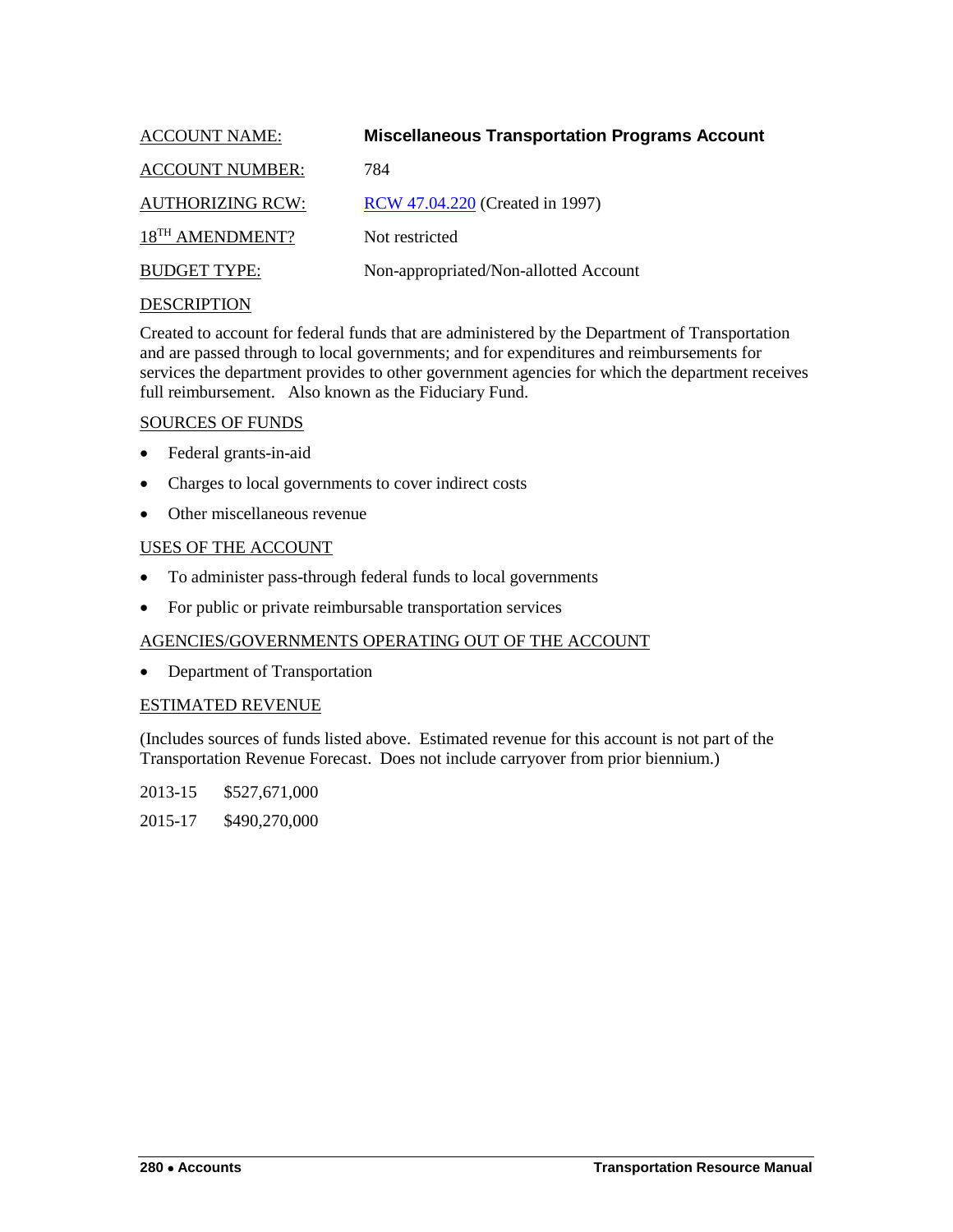ACCOUNT NAME: **Miscellaneous Transportation Programs Account**

ACCOUNT NUMBER: 784

AUTHORIZING RCW: RCW 47.04.220 (Created in 1997)

18TH AMENDMENT? Not restricted

BUDGET TYPE: Non-appropriated/Non-allotted Account

DESCRIPTION

Created to account for federal funds that are administered by the Department of Transportation and are passed through to local governments; and for expenditures and reimbursements for services the department provides to other government agencies for which the department receives full reimbursement. Also known as the Fiduciary Fund.

SOURCES OF FUNDS

- Federal grants-in-aid
- Charges to local governments to cover indirect costs
- Other miscellaneous revenue

USES OF THE ACCOUNT

- To administer pass-through federal funds to local governments
- For public or private reimbursable transportation services

AGENCIES/GOVERNMENTS OPERATING OUT OF THE ACCOUNT

- Department of Transportation

ESTIMATED REVENUE

(Includes sources of funds listed above. Estimated revenue for this account is not part of the Transportation Revenue Forecast. Does not include carryover from prior biennium.)

2013-15 $527,671,000

2015-17 $490,270,000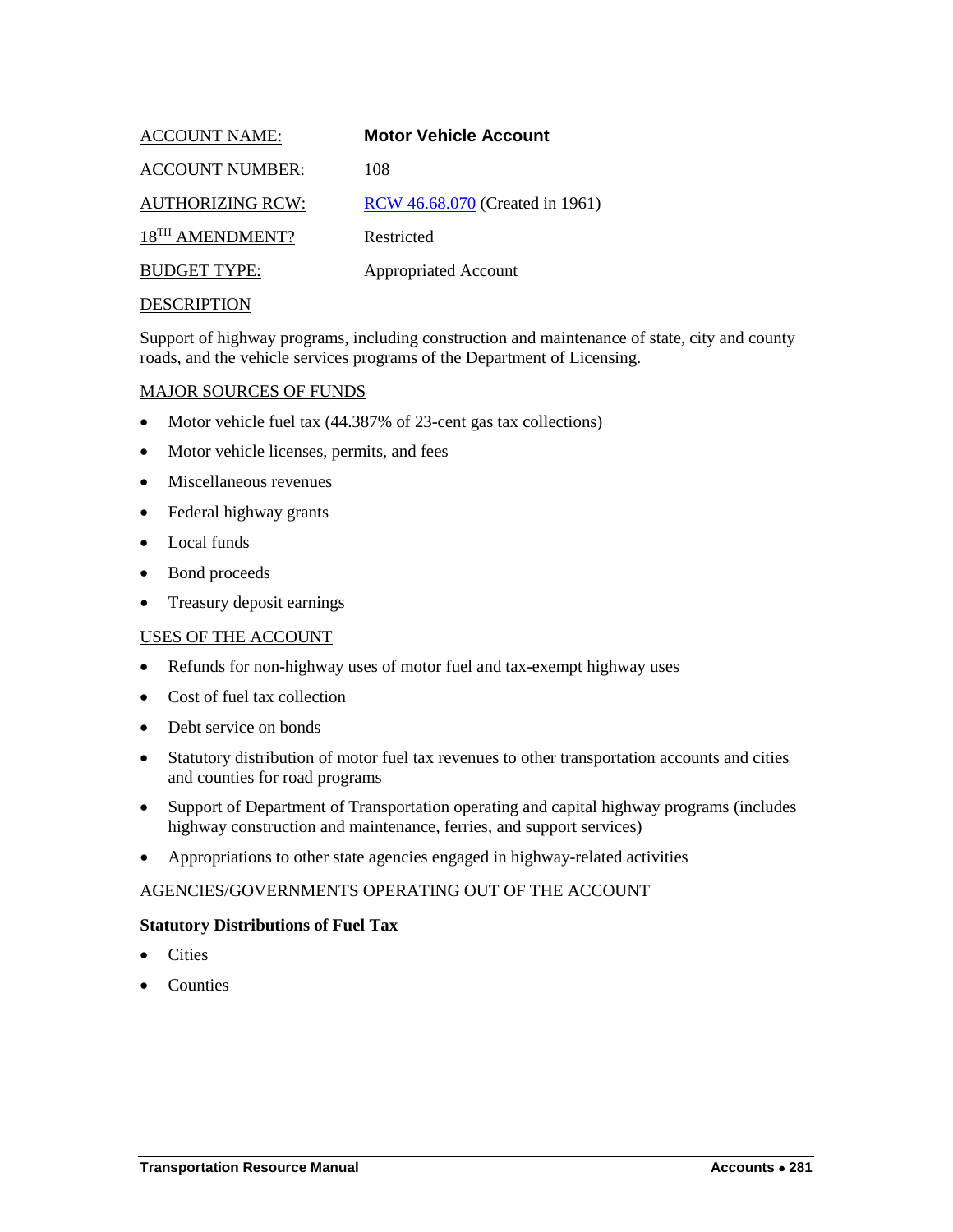ACCOUNT NAME: **Motor Vehicle Account**

ACCOUNT NUMBER: 108

AUTHORIZING RCW: [RCW 46.68.070](RCW 46.68.070) (Created in 1961)

18TH AMENDMENT? Restricted

BUDGET TYPE: Appropriated Account

DESCRIPTION

Support of highway programs, including construction and maintenance of state, city and county roads, and the vehicle services programs of the Department of Licensing.

MAJOR SOURCES OF FUNDS

- Motor vehicle fuel tax (44.387% of 23-cent gas tax collections)
- Motor vehicle licenses, permits, and fees
- Miscellaneous revenues
- Federal highway grants
- Local funds
- Bond proceeds
- Treasury deposit earnings

USES OF THE ACCOUNT

- Refunds for non-highway uses of motor fuel and tax-exempt highway uses
- Cost of fuel tax collection
- Debt service on bonds
- Statutory distribution of motor fuel tax revenues to other transportation accounts and cities and counties for road programs
- Support of Department of Transportation operating and capital highway programs (includes highway construction and maintenance, ferries, and support services)
- Appropriations to other state agencies engaged in highway-related activities

AGENCIES/GOVERNMENTS OPERATING OUT OF THE ACCOUNT

**Statutory Distributions of Fuel Tax**

- Cities
- Counties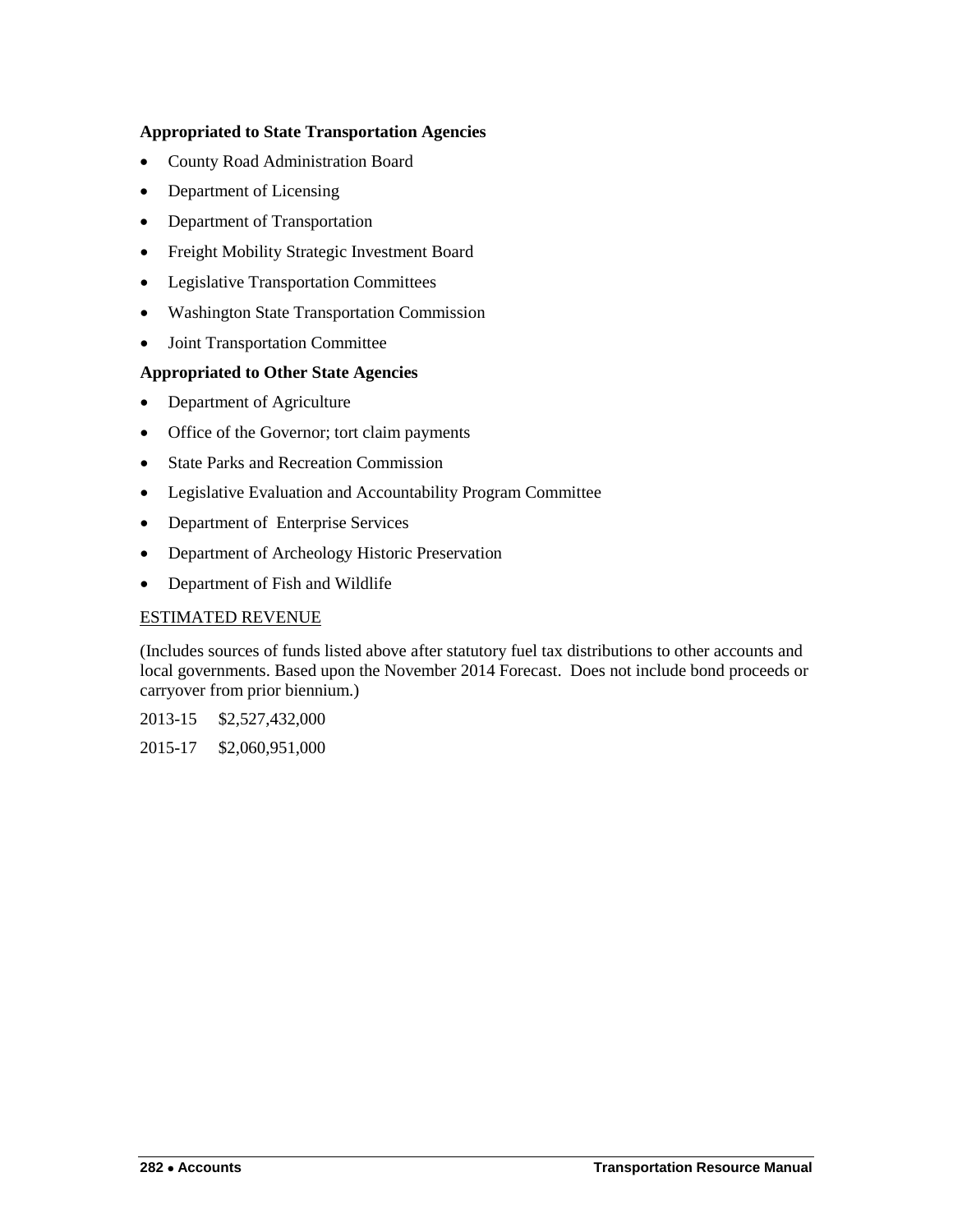**Appropriated to State Transportation Agencies**

- County Road Administration Board
- Department of Licensing
- Department of Transportation
- Freight Mobility Strategic Investment Board
- Legislative Transportation Committees
- Washington State Transportation Commission
- Joint Transportation Committee

**Appropriated to Other State Agencies**

- Department of Agriculture
- Office of the Governor; tort claim payments
- State Parks and Recreation Commission
- Legislative Evaluation and Accountability Program Committee
- Department of  Enterprise Services
- Department of Archeology Historic Preservation
- Department of Fish and Wildlife

<u>ESTIMATED REVENUE</u>

(Includes sources of funds listed above after statutory fuel tax distributions to other accounts and local governments. Based upon the November 2014 Forecast.  Does not include bond proceeds or carryover from prior biennium.)

2013-15 $2,527,432,000

2015-17 $2,060,951,000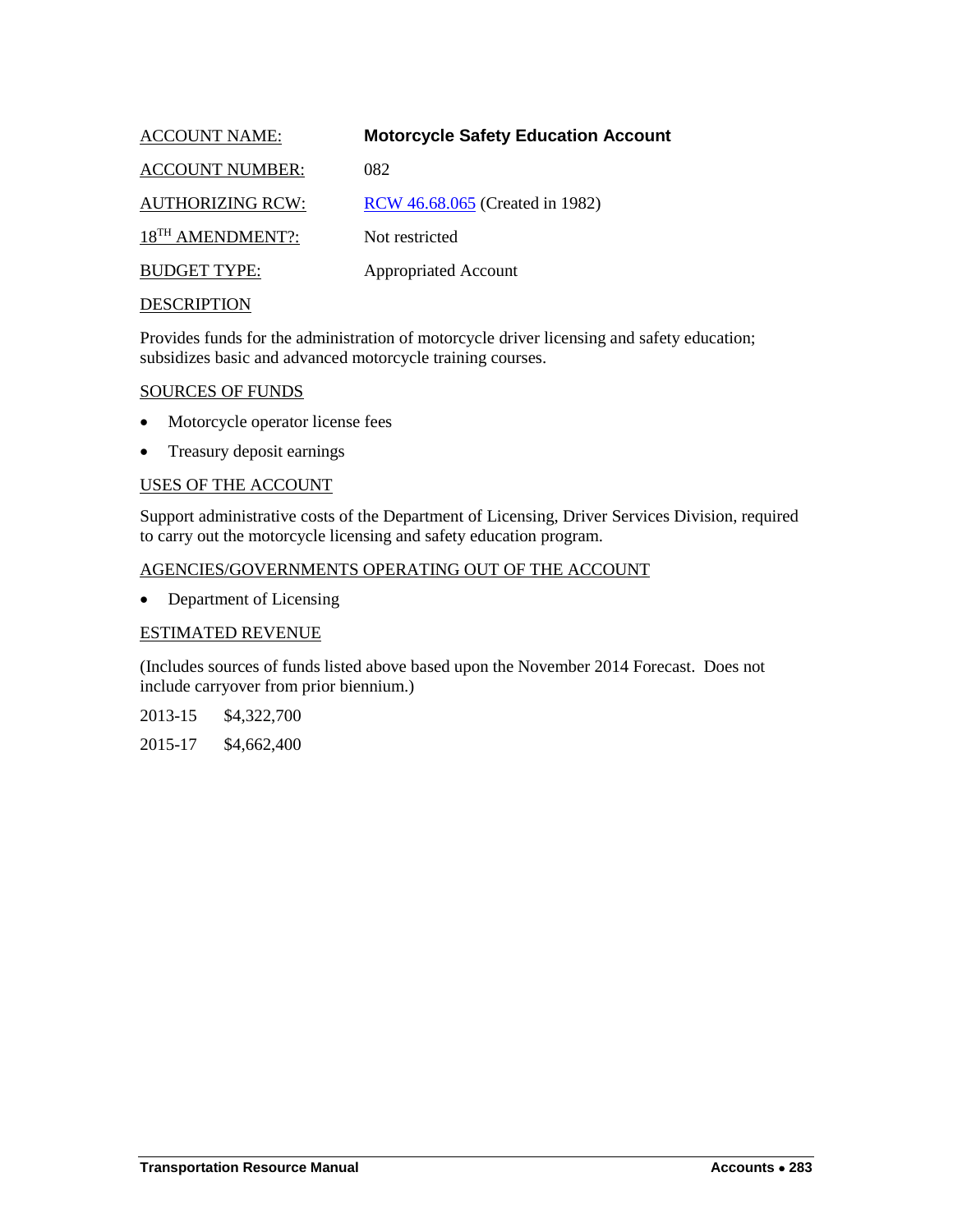ACCOUNT NAME: **Motorcycle Safety Education Account**

ACCOUNT NUMBER: 082

AUTHORIZING RCW: RCW 46.68.065 (Created in 1982)

18TH AMENDMENT?: Not restricted

BUDGET TYPE: Appropriated Account

DESCRIPTION

Provides funds for the administration of motorcycle driver licensing and safety education; subsidizes basic and advanced motorcycle training courses.

SOURCES OF FUNDS

- Motorcycle operator license fees
- Treasury deposit earnings

USES OF THE ACCOUNT

Support administrative costs of the Department of Licensing, Driver Services Division, required to carry out the motorcycle licensing and safety education program.

AGENCIES/GOVERNMENTS OPERATING OUT OF THE ACCOUNT

- Department of Licensing

ESTIMATED REVENUE

(Includes sources of funds listed above based upon the November 2014 Forecast. Does not include carryover from prior biennium.)

2013-15 $4,322,700

2015-17 $4,662,400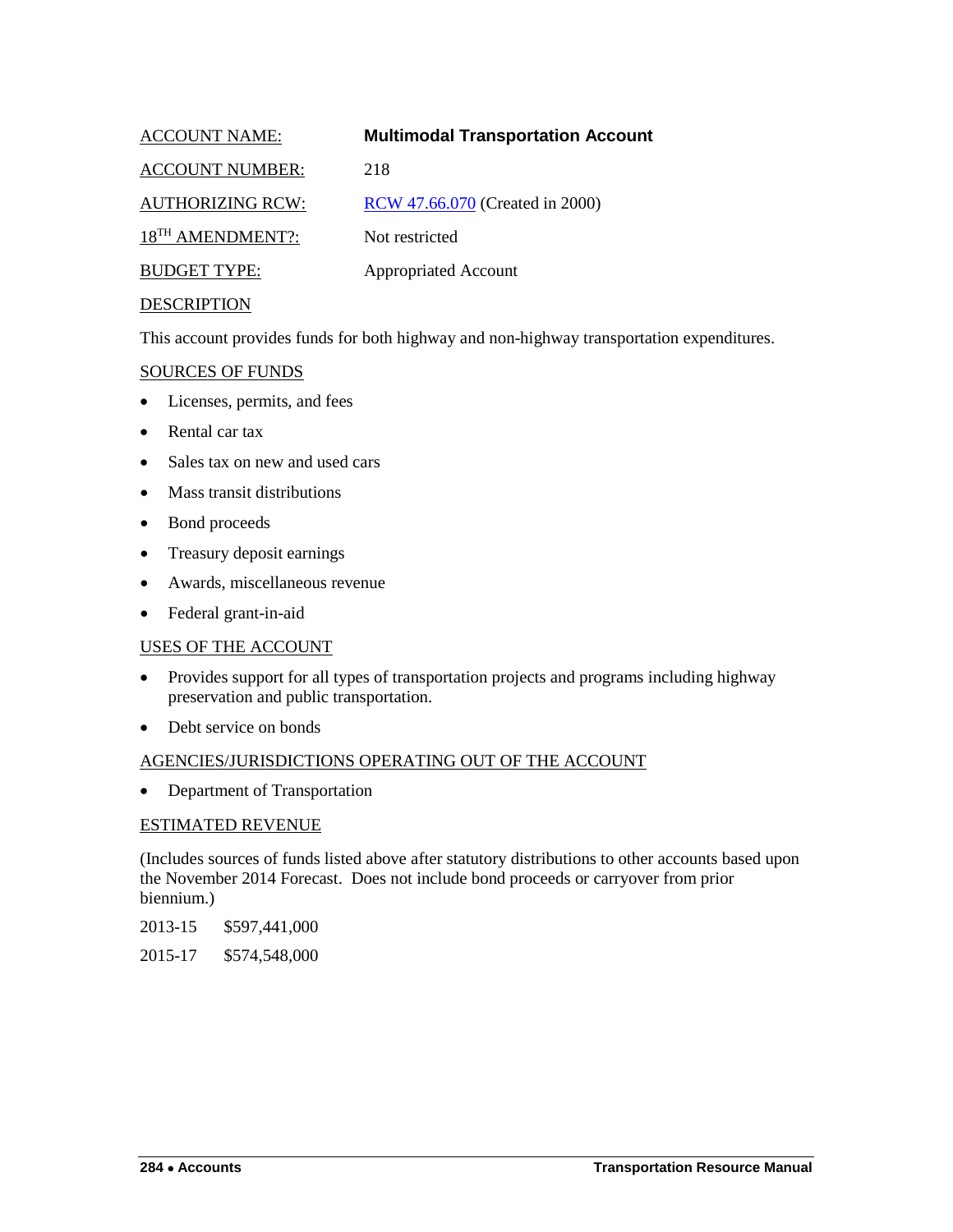ACCOUNT NAME: **Multimodal Transportation Account**

ACCOUNT NUMBER: 218

AUTHORIZING RCW: [RCW 47.66.070](RCW 47.66.070) (Created in 2000)

18TH AMENDMENT?: Not restricted

BUDGET TYPE: Appropriated Account

DESCRIPTION

This account provides funds for both highway and non-highway transportation expenditures.

SOURCES OF FUNDS

- Licenses, permits, and fees
- Rental car tax
- Sales tax on new and used cars
- Mass transit distributions
- Bond proceeds
- Treasury deposit earnings
- Awards, miscellaneous revenue
- Federal grant-in-aid

USES OF THE ACCOUNT

- Provides support for all types of transportation projects and programs including highway preservation and public transportation.
- Debt service on bonds

AGENCIES/JURISDICTIONS OPERATING OUT OF THE ACCOUNT

- Department of Transportation

ESTIMATED REVENUE

(Includes sources of funds listed above after statutory distributions to other accounts based upon the November 2014 Forecast. Does not include bond proceeds or carryover from prior biennium.)

2013-15 $597,441,000

2015-17 $574,548,000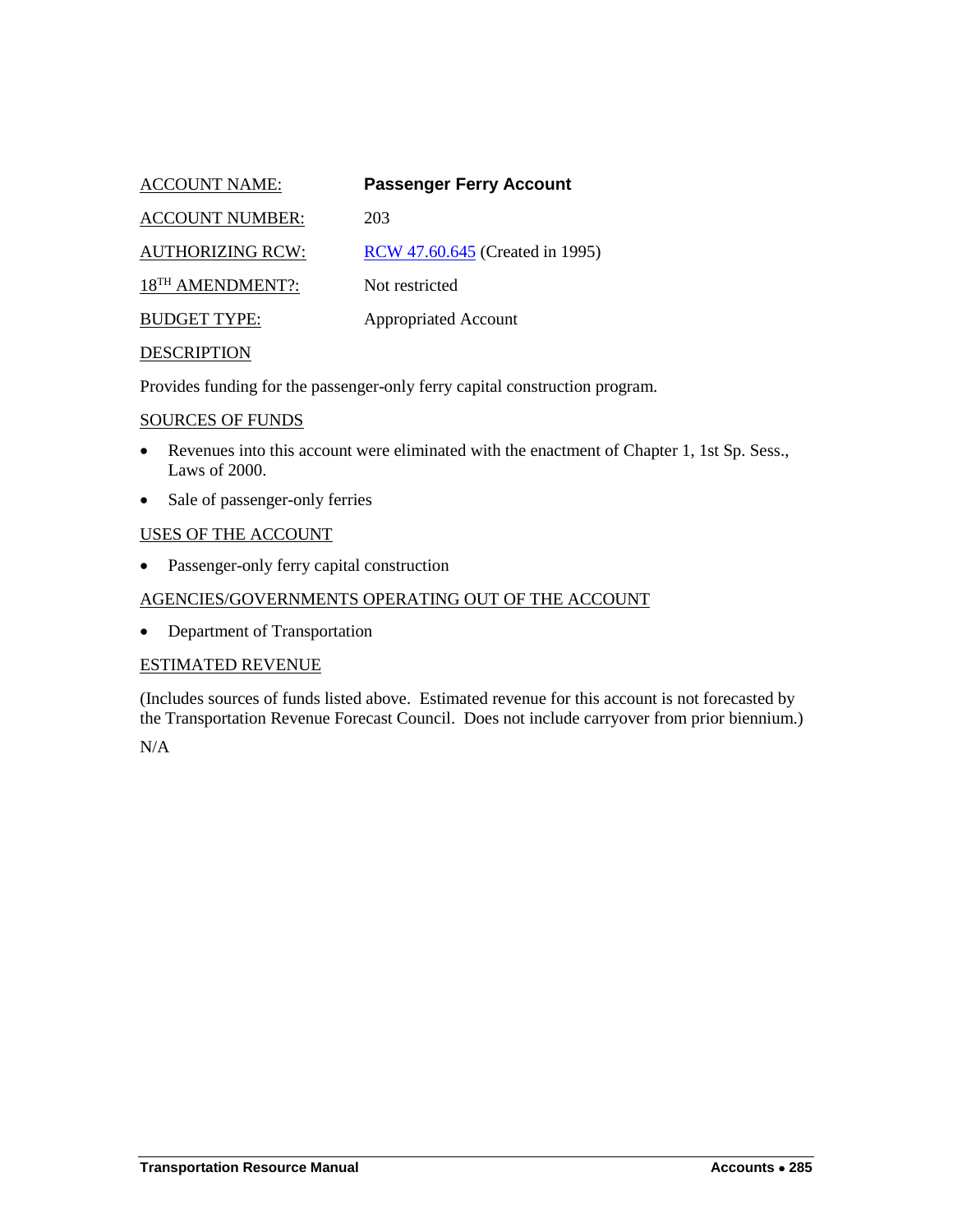ACCOUNT NAME: **Passenger Ferry Account**

ACCOUNT NUMBER: 203

AUTHORIZING RCW: RCW 47.60.645 (Created in 1995)

18TH AMENDMENT?: Not restricted

BUDGET TYPE: Appropriated Account

DESCRIPTION

Provides funding for the passenger-only ferry capital construction program.

SOURCES OF FUNDS

- Revenues into this account were eliminated with the enactment of Chapter 1, 1st Sp. Sess., Laws of 2000.
- Sale of passenger-only ferries

USES OF THE ACCOUNT

- Passenger-only ferry capital construction

AGENCIES/GOVERNMENTS OPERATING OUT OF THE ACCOUNT

- Department of Transportation

ESTIMATED REVENUE

(Includes sources of funds listed above. Estimated revenue for this account is not forecasted by the Transportation Revenue Forecast Council. Does not include carryover from prior biennium.)

N/A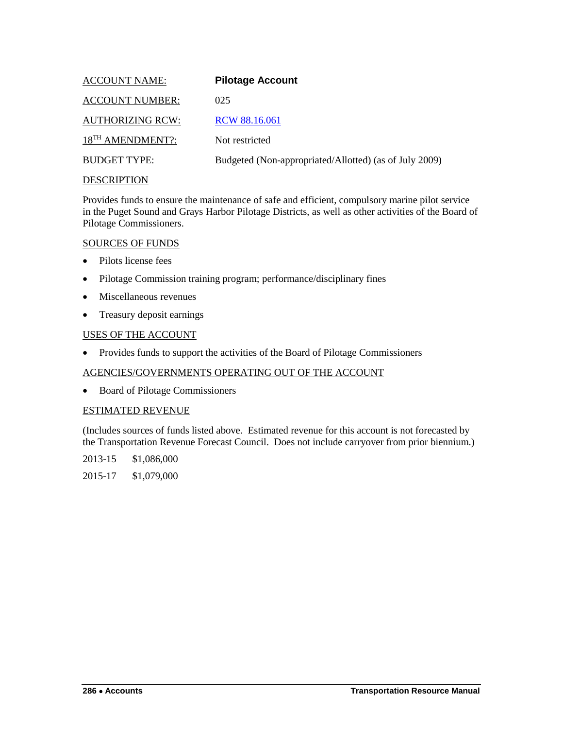ACCOUNT NAME: **Pilotage Account**

ACCOUNT NUMBER: 025

AUTHORIZING RCW: [RCW 88.16.061]

18[TH] AMENDMENT?: Not restricted

BUDGET TYPE: Budgeted (Non-appropriated/Allotted) (as of July 2009)

DESCRIPTION

Provides funds to ensure the maintenance of safe and efficient, compulsory marine pilot service in the Puget Sound and Grays Harbor Pilotage Districts, as well as other activities of the Board of Pilotage Commissioners.

SOURCES OF FUNDS

- Pilots license fees
- Pilotage Commission training program; performance/disciplinary fines
- Miscellaneous revenues
- Treasury deposit earnings

USES OF THE ACCOUNT

- Provides funds to support the activities of the Board of Pilotage Commissioners

AGENCIES/GOVERNMENTS OPERATING OUT OF THE ACCOUNT

- Board of Pilotage Commissioners

ESTIMATED REVENUE

(Includes sources of funds listed above. Estimated revenue for this account is not forecasted by the Transportation Revenue Forecast Council. Does not include carryover from prior biennium.)

2013-15 $1,086,000

2015-17 $1,079,000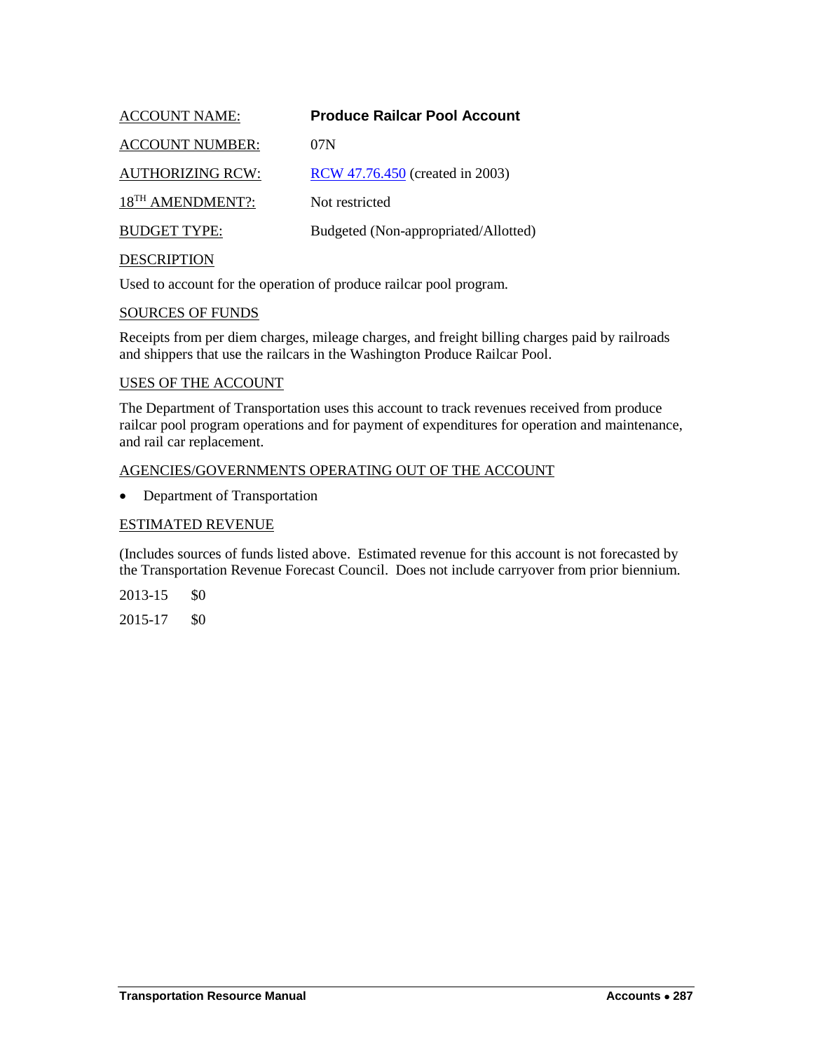ACCOUNT NAME: **Produce Railcar Pool Account**

ACCOUNT NUMBER: 07N

AUTHORIZING RCW: [RCW 47.76.450](RCW 47.76.450) (created in 2003)

18TH AMENDMENT?: Not restricted

BUDGET TYPE: Budgeted (Non-appropriated/Allotted)

DESCRIPTION

Used to account for the operation of produce railcar pool program.

SOURCES OF FUNDS

Receipts from per diem charges, mileage charges, and freight billing charges paid by railroads and shippers that use the railcars in the Washington Produce Railcar Pool.

USES OF THE ACCOUNT

The Department of Transportation uses this account to track revenues received from produce railcar pool program operations and for payment of expenditures for operation and maintenance, and rail car replacement.

AGENCIES/GOVERNMENTS OPERATING OUT OF THE ACCOUNT

- Department of Transportation

ESTIMATED REVENUE

(Includes sources of funds listed above. Estimated revenue for this account is not forecasted by the Transportation Revenue Forecast Council. Does not include carryover from prior biennium.

2013-15 $0

2015-17 $0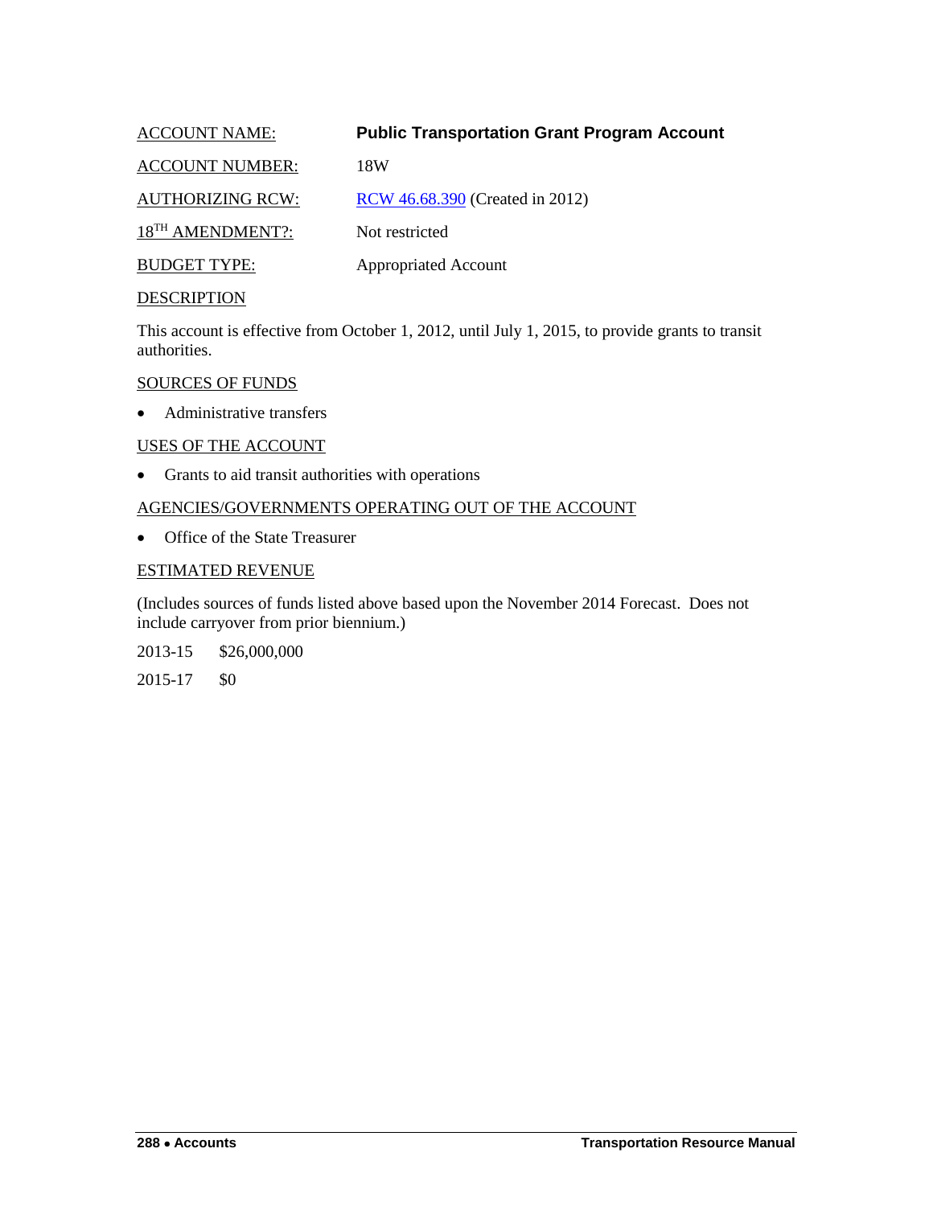ACCOUNT NAME: **Public Transportation Grant Program Account**

ACCOUNT NUMBER: 18W

AUTHORIZING RCW: RCW 46.68.390 (Created in 2012)

18TH AMENDMENT?: Not restricted

BUDGET TYPE: Appropriated Account

DESCRIPTION

This account is effective from October 1, 2012, until July 1, 2015, to provide grants to transit authorities.

SOURCES OF FUNDS

- Administrative transfers

USES OF THE ACCOUNT

- Grants to aid transit authorities with operations

AGENCIES/GOVERNMENTS OPERATING OUT OF THE ACCOUNT

- Office of the State Treasurer

ESTIMATED REVENUE

(Includes sources of funds listed above based upon the November 2014 Forecast. Does not include carryover from prior biennium.)

2013-15 $26,000,000

2015-17 $0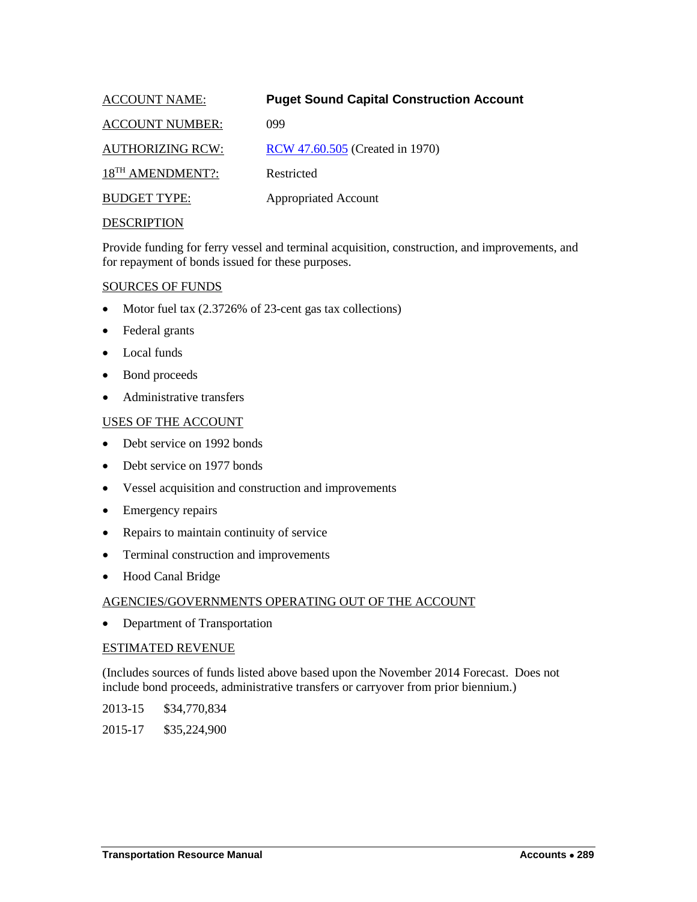ACCOUNT NAME: **Puget Sound Capital Construction Account**

ACCOUNT NUMBER: 099

AUTHORIZING RCW: [RCW 47.60.505](RCW 47.60.505) (Created in 1970)

18TH AMENDMENT?: Restricted

BUDGET TYPE: Appropriated Account

DESCRIPTION

Provide funding for ferry vessel and terminal acquisition, construction, and improvements, and for repayment of bonds issued for these purposes.

SOURCES OF FUNDS

- Motor fuel tax (2.3726% of 23-cent gas tax collections)
- Federal grants
- Local funds
- Bond proceeds
- Administrative transfers

USES OF THE ACCOUNT

- Debt service on 1992 bonds
- Debt service on 1977 bonds
- Vessel acquisition and construction and improvements
- Emergency repairs
- Repairs to maintain continuity of service
- Terminal construction and improvements
- Hood Canal Bridge

AGENCIES/GOVERNMENTS OPERATING OUT OF THE ACCOUNT

- Department of Transportation

ESTIMATED REVENUE

(Includes sources of funds listed above based upon the November 2014 Forecast. Does not include bond proceeds, administrative transfers or carryover from prior biennium.)

2013-15 $34,770,834

2015-17 $35,224,900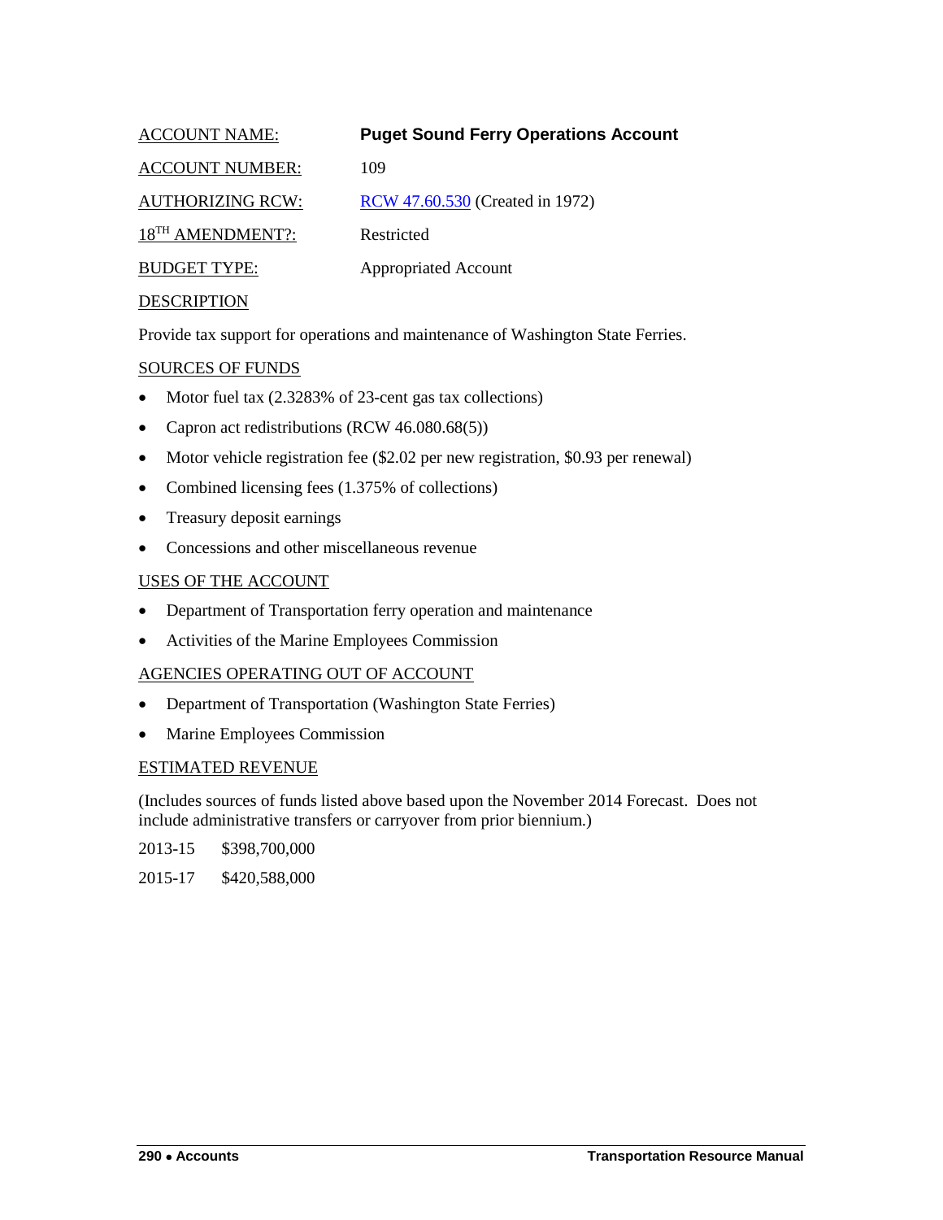ACCOUNT NAME: **Puget Sound Ferry Operations Account**

ACCOUNT NUMBER: 109

AUTHORIZING RCW: [RCW 47.60.530](RCW 47.60.530) (Created in 1972)

18TH AMENDMENT?: Restricted

BUDGET TYPE: Appropriated Account

DESCRIPTION

Provide tax support for operations and maintenance of Washington State Ferries.

SOURCES OF FUNDS

- Motor fuel tax (2.3283% of 23-cent gas tax collections)
- Capron act redistributions (RCW 46.080.68(5))
- Motor vehicle registration fee ($2.02 per new registration, $0.93 per renewal)
- Combined licensing fees (1.375% of collections)
- Treasury deposit earnings
- Concessions and other miscellaneous revenue

USES OF THE ACCOUNT

- Department of Transportation ferry operation and maintenance
- Activities of the Marine Employees Commission

AGENCIES OPERATING OUT OF ACCOUNT

- Department of Transportation (Washington State Ferries)
- Marine Employees Commission

ESTIMATED REVENUE

(Includes sources of funds listed above based upon the November 2014 Forecast. Does not include administrative transfers or carryover from prior biennium.)

2013-15 $398,700,000

2015-17 $420,588,000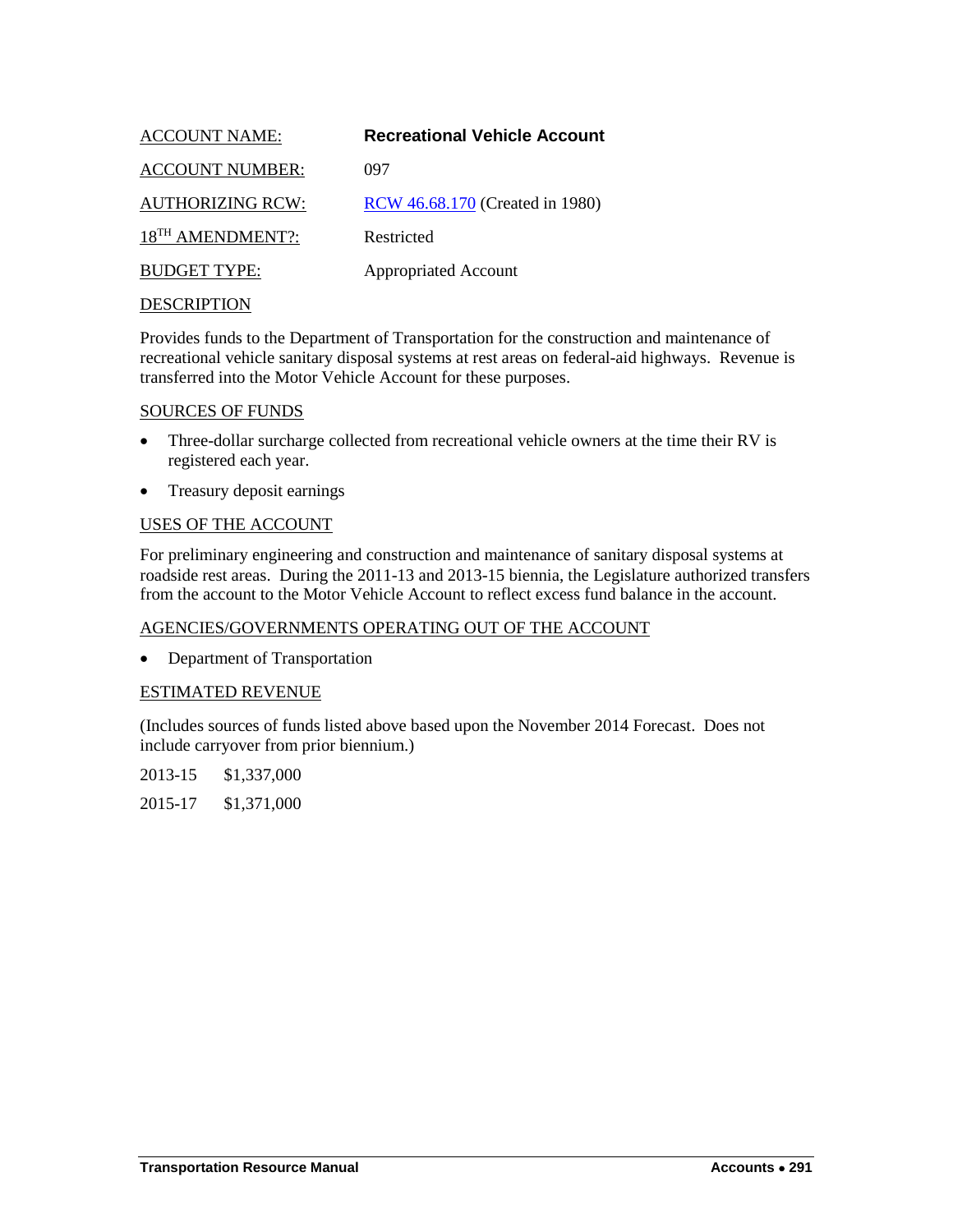ACCOUNT NAME: **Recreational Vehicle Account**

ACCOUNT NUMBER: 097

AUTHORIZING RCW: [RCW 46.68.170](RCW 46.68.170) (Created in 1980)

18TH AMENDMENT?: Restricted

BUDGET TYPE: Appropriated Account

DESCRIPTION

Provides funds to the Department of Transportation for the construction and maintenance of recreational vehicle sanitary disposal systems at rest areas on federal-aid highways. Revenue is transferred into the Motor Vehicle Account for these purposes.

SOURCES OF FUNDS

- Three-dollar surcharge collected from recreational vehicle owners at the time their RV is registered each year.
- Treasury deposit earnings

USES OF THE ACCOUNT

For preliminary engineering and construction and maintenance of sanitary disposal systems at roadside rest areas. During the 2011-13 and 2013-15 biennia, the Legislature authorized transfers from the account to the Motor Vehicle Account to reflect excess fund balance in the account.

AGENCIES/GOVERNMENTS OPERATING OUT OF THE ACCOUNT

- Department of Transportation

ESTIMATED REVENUE

(Includes sources of funds listed above based upon the November 2014 Forecast. Does not include carryover from prior biennium.)

2013-15 $1,337,000

2015-17 $1,371,000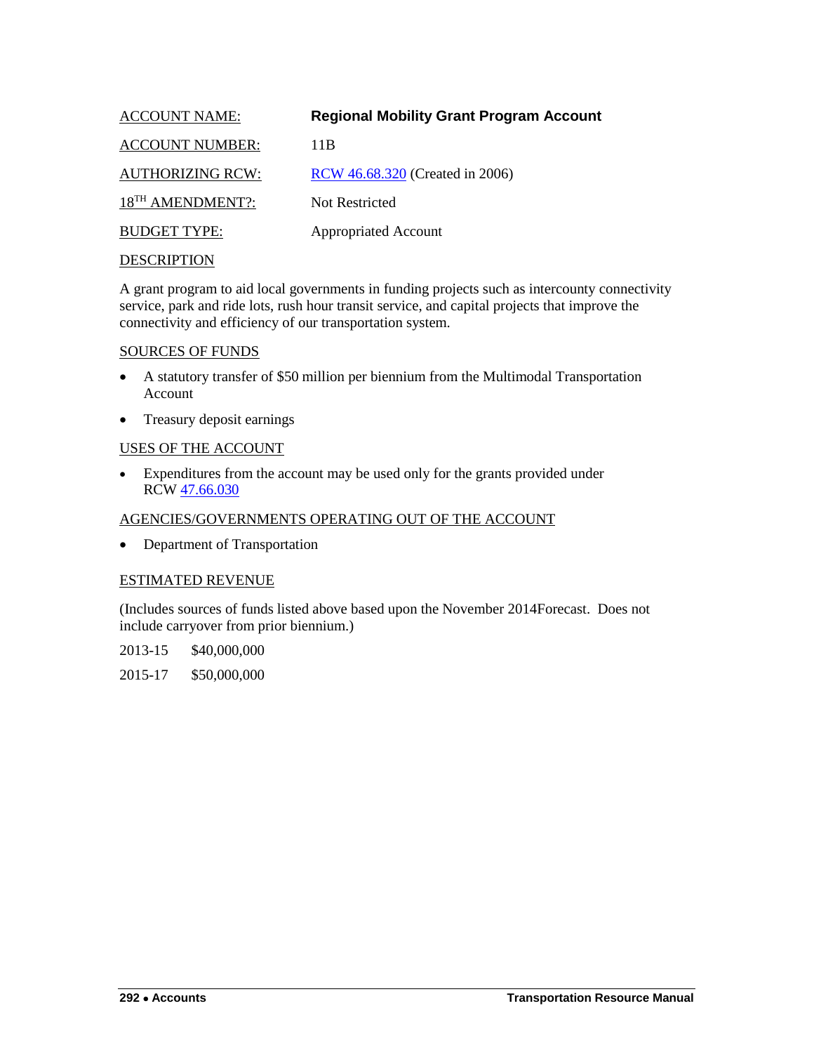ACCOUNT NAME: **Regional Mobility Grant Program Account**

ACCOUNT NUMBER: 11B

AUTHORIZING RCW: RCW 46.68.320 (Created in 2006)

18TH AMENDMENT?: Not Restricted

BUDGET TYPE: Appropriated Account

DESCRIPTION

A grant program to aid local governments in funding projects such as intercounty connectivity service, park and ride lots, rush hour transit service, and capital projects that improve the connectivity and efficiency of our transportation system.

SOURCES OF FUNDS

- A statutory transfer of $50 million per biennium from the Multimodal Transportation Account
- Treasury deposit earnings

USES OF THE ACCOUNT

- Expenditures from the account may be used only for the grants provided under RCW 47.66.030

AGENCIES/GOVERNMENTS OPERATING OUT OF THE ACCOUNT

- Department of Transportation

ESTIMATED REVENUE

(Includes sources of funds listed above based upon the November 2014Forecast. Does not include carryover from prior biennium.)

2013-15 $40,000,000

2015-17 $50,000,000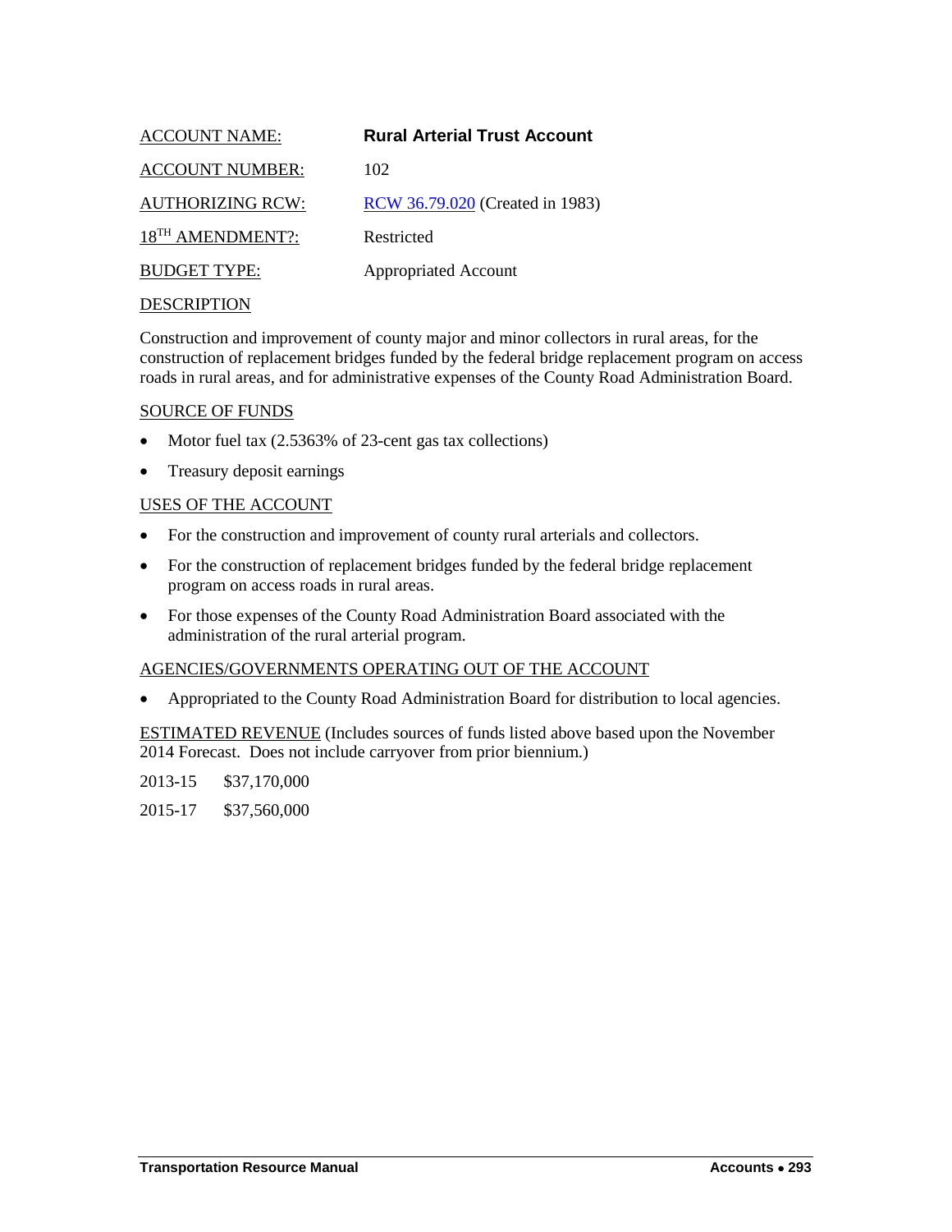ACCOUNT NAME: **Rural Arterial Trust Account**

ACCOUNT NUMBER: 102

AUTHORIZING RCW: RCW 36.79.020 (Created in 1983)

18TH AMENDMENT?: Restricted

BUDGET TYPE: Appropriated Account

DESCRIPTION

Construction and improvement of county major and minor collectors in rural areas, for the construction of replacement bridges funded by the federal bridge replacement program on access roads in rural areas, and for administrative expenses of the County Road Administration Board.

SOURCE OF FUNDS

- Motor fuel tax (2.5363% of 23-cent gas tax collections)
- Treasury deposit earnings

USES OF THE ACCOUNT

- For the construction and improvement of county rural arterials and collectors.
- For the construction of replacement bridges funded by the federal bridge replacement program on access roads in rural areas.
- For those expenses of the County Road Administration Board associated with the administration of the rural arterial program.

AGENCIES/GOVERNMENTS OPERATING OUT OF THE ACCOUNT

- Appropriated to the County Road Administration Board for distribution to local agencies.

ESTIMATED REVENUE (Includes sources of funds listed above based upon the November 2014 Forecast. Does not include carryover from prior biennium.)

2013-15 $37,170,000

2015-17 $37,560,000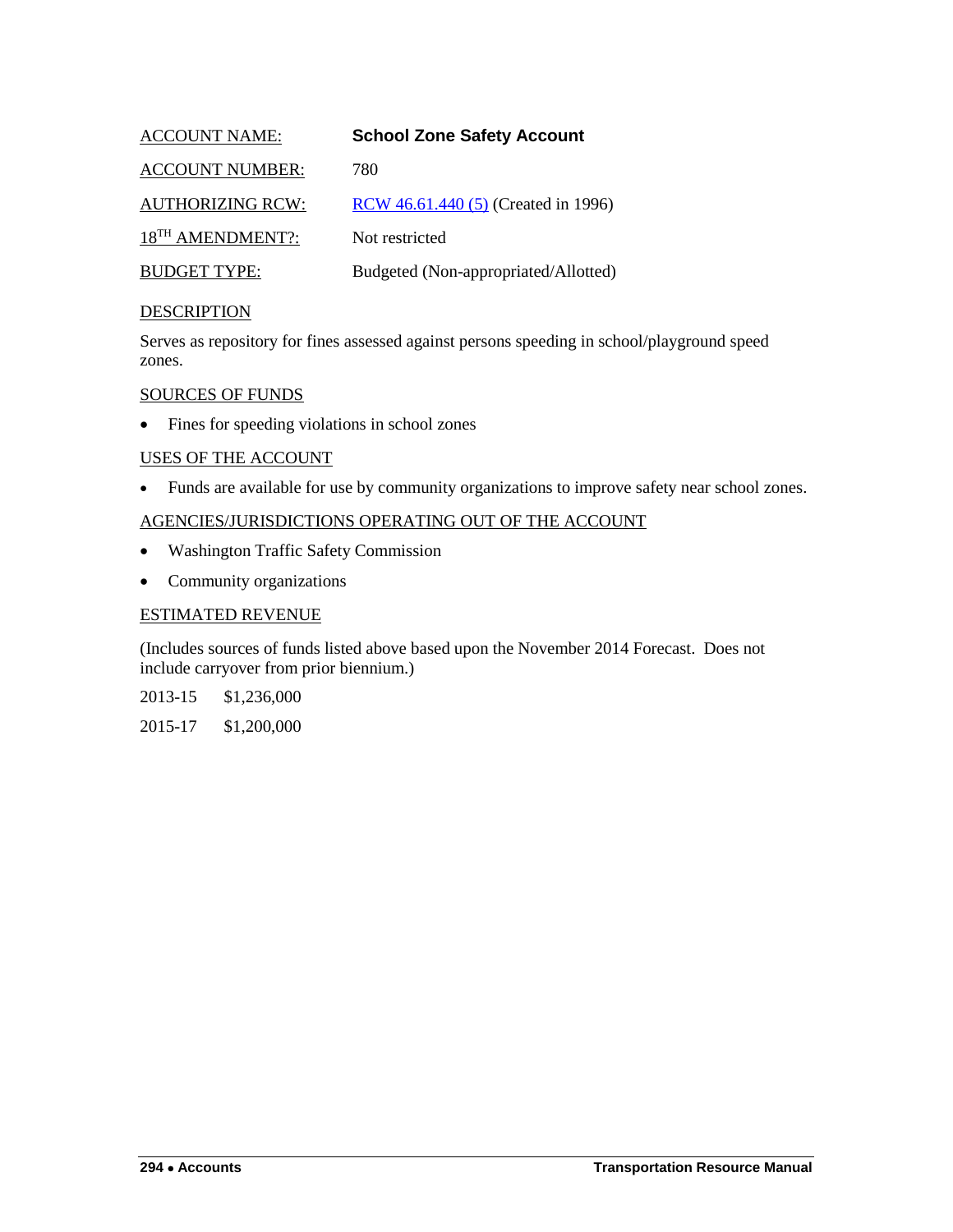ACCOUNT NAME: **School Zone Safety Account**

ACCOUNT NUMBER: 780

AUTHORIZING RCW: RCW 46.61.440 (5) (Created in 1996)

18TH AMENDMENT?: Not restricted

BUDGET TYPE: Budgeted (Non-appropriated/Allotted)

DESCRIPTION

Serves as repository for fines assessed against persons speeding in school/playground speed zones.

SOURCES OF FUNDS

- Fines for speeding violations in school zones

USES OF THE ACCOUNT

- Funds are available for use by community organizations to improve safety near school zones.

AGENCIES/JURISDICTIONS OPERATING OUT OF THE ACCOUNT

- Washington Traffic Safety Commission
- Community organizations

ESTIMATED REVENUE

(Includes sources of funds listed above based upon the November 2014 Forecast. Does not include carryover from prior biennium.)

2013-15 $1,236,000

2015-17 $1,200,000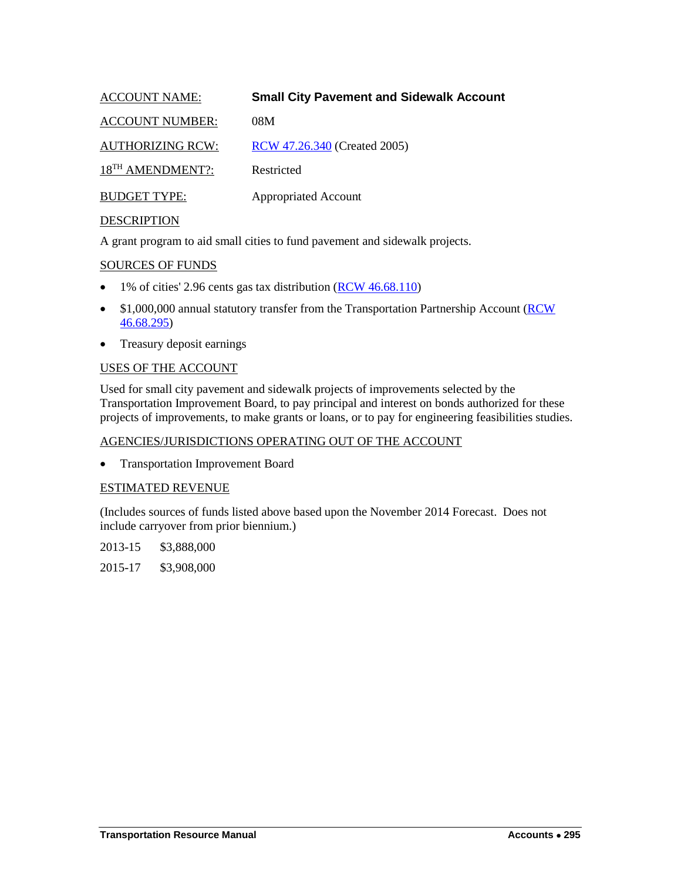ACCOUNT NAME: **Small City Pavement and Sidewalk Account**

ACCOUNT NUMBER: 08M

AUTHORIZING RCW: RCW 47.26.340 (Created 2005)

18TH AMENDMENT?: Restricted

BUDGET TYPE: Appropriated Account

DESCRIPTION

A grant program to aid small cities to fund pavement and sidewalk projects.

SOURCES OF FUNDS

- 1% of cities' 2.96 cents gas tax distribution (RCW 46.68.110)
- $1,000,000 annual statutory transfer from the Transportation Partnership Account (RCW 46.68.295)
- Treasury deposit earnings

USES OF THE ACCOUNT

Used for small city pavement and sidewalk projects of improvements selected by the Transportation Improvement Board, to pay principal and interest on bonds authorized for these projects of improvements, to make grants or loans, or to pay for engineering feasibilities studies.

AGENCIES/JURISDICTIONS OPERATING OUT OF THE ACCOUNT

- Transportation Improvement Board

ESTIMATED REVENUE

(Includes sources of funds listed above based upon the November 2014 Forecast. Does not include carryover from prior biennium.)

2013-15 $3,888,000

2015-17 $3,908,000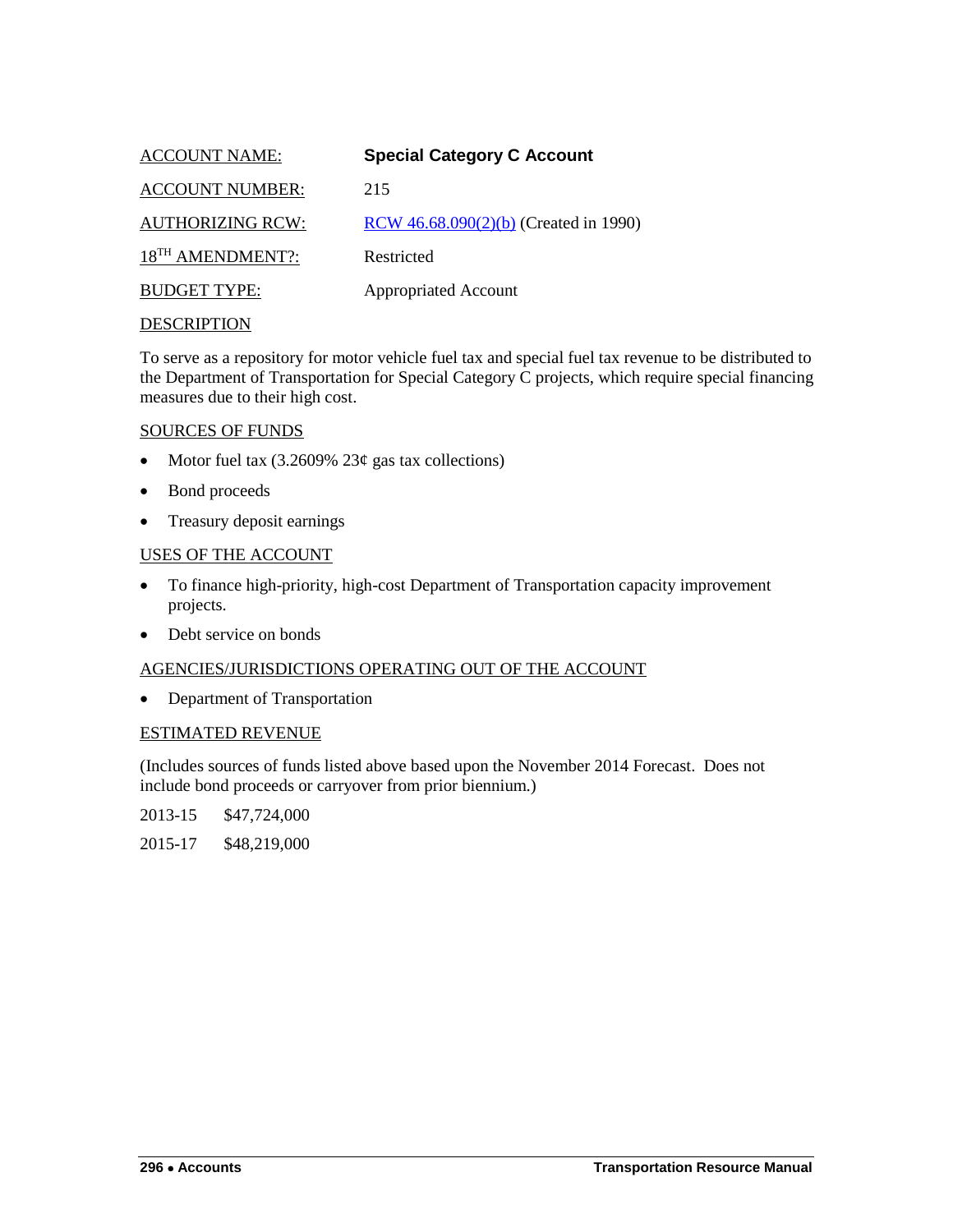ACCOUNT NAME: **Special Category C Account**

ACCOUNT NUMBER: 215

AUTHORIZING RCW: [RCW 46.68.090(2)(b)] (Created in 1990)

18TH AMENDMENT?: Restricted

BUDGET TYPE: Appropriated Account

DESCRIPTION

To serve as a repository for motor vehicle fuel tax and special fuel tax revenue to be distributed to the Department of Transportation for Special Category C projects, which require special financing measures due to their high cost.

SOURCES OF FUNDS

- Motor fuel tax (3.2609% 23¢ gas tax collections)
- Bond proceeds
- Treasury deposit earnings

USES OF THE ACCOUNT

- To finance high-priority, high-cost Department of Transportation capacity improvement projects.
- Debt service on bonds

AGENCIES/JURISDICTIONS OPERATING OUT OF THE ACCOUNT

- Department of Transportation

ESTIMATED REVENUE

(Includes sources of funds listed above based upon the November 2014 Forecast. Does not include bond proceeds or carryover from prior biennium.)

2013-15 $47,724,000

2015-17 $48,219,000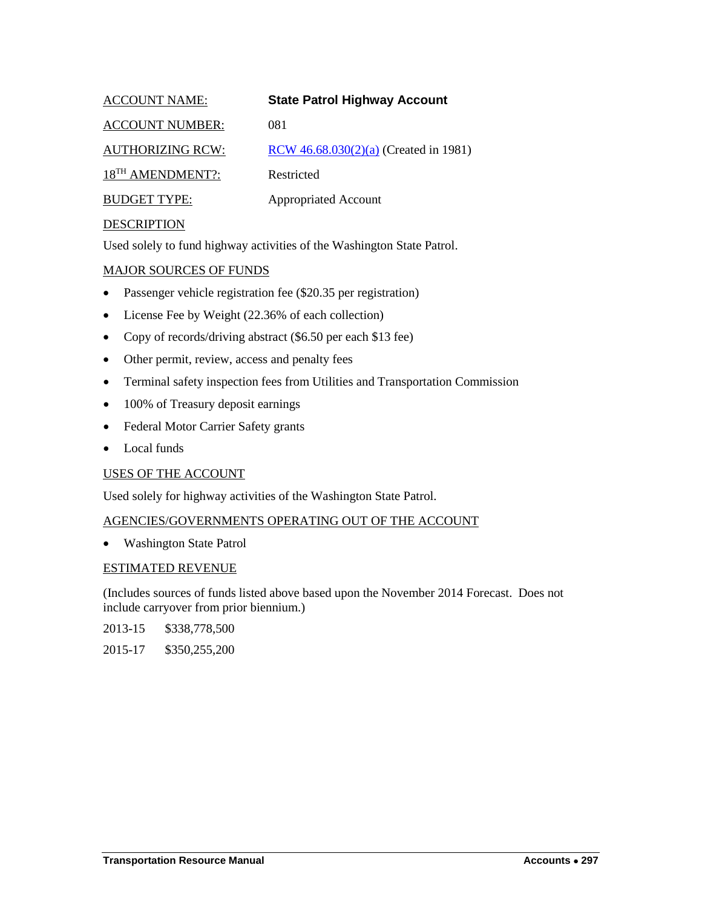ACCOUNT NAME: **State Patrol Highway Account**

ACCOUNT NUMBER: 081

AUTHORIZING RCW: [RCW 46.68.030(2)(a)]() (Created in 1981)

18TH AMENDMENT?: Restricted

BUDGET TYPE: Appropriated Account

DESCRIPTION

Used solely to fund highway activities of the Washington State Patrol.

MAJOR SOURCES OF FUNDS

- Passenger vehicle registration fee ($20.35 per registration)
- License Fee by Weight (22.36% of each collection)
- Copy of records/driving abstract ($6.50 per each $13 fee)
- Other permit, review, access and penalty fees
- Terminal safety inspection fees from Utilities and Transportation Commission
- 100% of Treasury deposit earnings
- Federal Motor Carrier Safety grants
- Local funds

USES OF THE ACCOUNT

Used solely for highway activities of the Washington State Patrol.

AGENCIES/GOVERNMENTS OPERATING OUT OF THE ACCOUNT

- Washington State Patrol

ESTIMATED REVENUE

(Includes sources of funds listed above based upon the November 2014 Forecast. Does not include carryover from prior biennium.)

2013-15 $338,778,500

2015-17 $350,255,200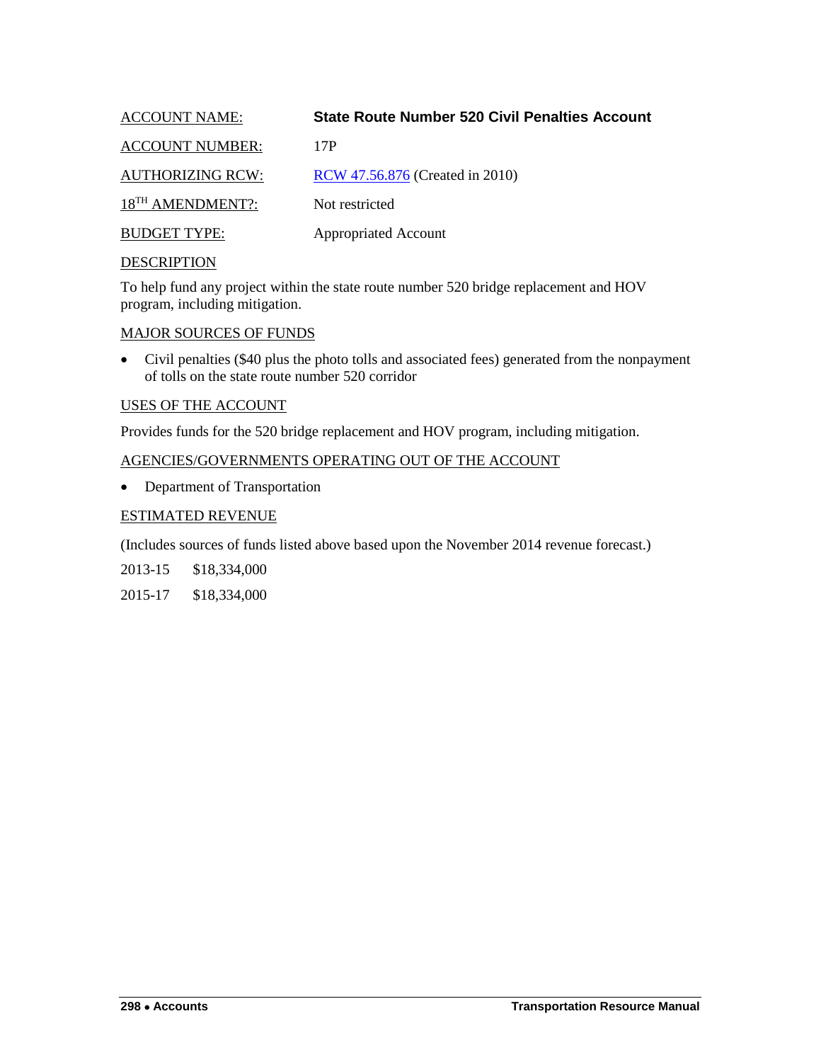ACCOUNT NAME: **State Route Number 520 Civil Penalties Account**

ACCOUNT NUMBER: 17P

AUTHORIZING RCW: RCW 47.56.876 (Created in 2010)

18TH AMENDMENT?: Not restricted

BUDGET TYPE: Appropriated Account

DESCRIPTION

To help fund any project within the state route number 520 bridge replacement and HOV program, including mitigation.

MAJOR SOURCES OF FUNDS

- Civil penalties ($40 plus the photo tolls and associated fees) generated from the nonpayment of tolls on the state route number 520 corridor

USES OF THE ACCOUNT

Provides funds for the 520 bridge replacement and HOV program, including mitigation.

AGENCIES/GOVERNMENTS OPERATING OUT OF THE ACCOUNT

- Department of Transportation

ESTIMATED REVENUE

(Includes sources of funds listed above based upon the November 2014 revenue forecast.)

2013-15 $18,334,000

2015-17 $18,334,000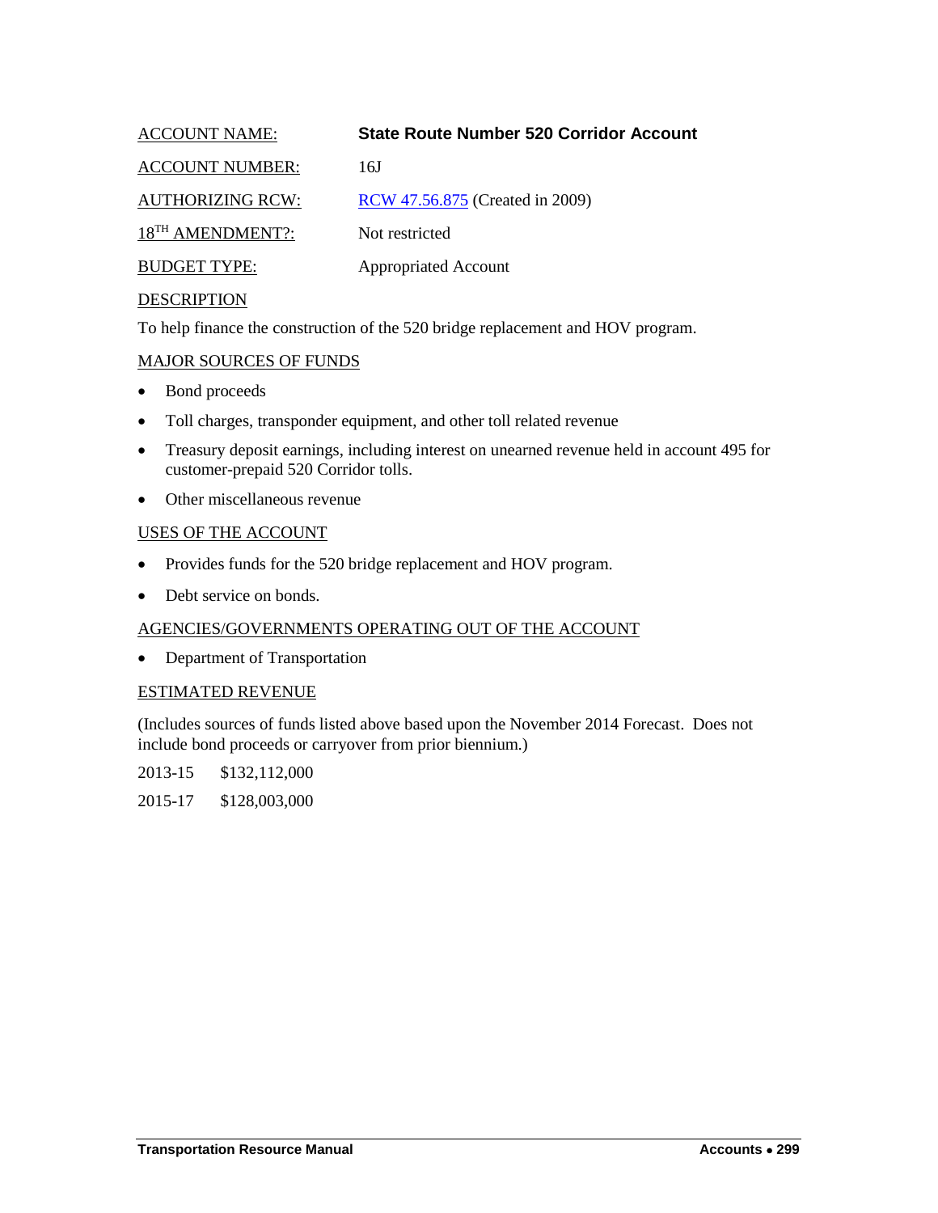ACCOUNT NAME: **State Route Number 520 Corridor Account**

ACCOUNT NUMBER: 16J

AUTHORIZING RCW: [RCW 47.56.875](RCW 47.56.875) (Created in 2009)

18TH AMENDMENT?: Not restricted

BUDGET TYPE: Appropriated Account

DESCRIPTION

To help finance the construction of the 520 bridge replacement and HOV program.

MAJOR SOURCES OF FUNDS

- Bond proceeds
- Toll charges, transponder equipment, and other toll related revenue
- Treasury deposit earnings, including interest on unearned revenue held in account 495 for customer-prepaid 520 Corridor tolls.
- Other miscellaneous revenue

USES OF THE ACCOUNT

- Provides funds for the 520 bridge replacement and HOV program.
- Debt service on bonds.

AGENCIES/GOVERNMENTS OPERATING OUT OF THE ACCOUNT

- Department of Transportation

ESTIMATED REVENUE

(Includes sources of funds listed above based upon the November 2014 Forecast. Does not include bond proceeds or carryover from prior biennium.)

2013-15 $132,112,000

2015-17 $128,003,000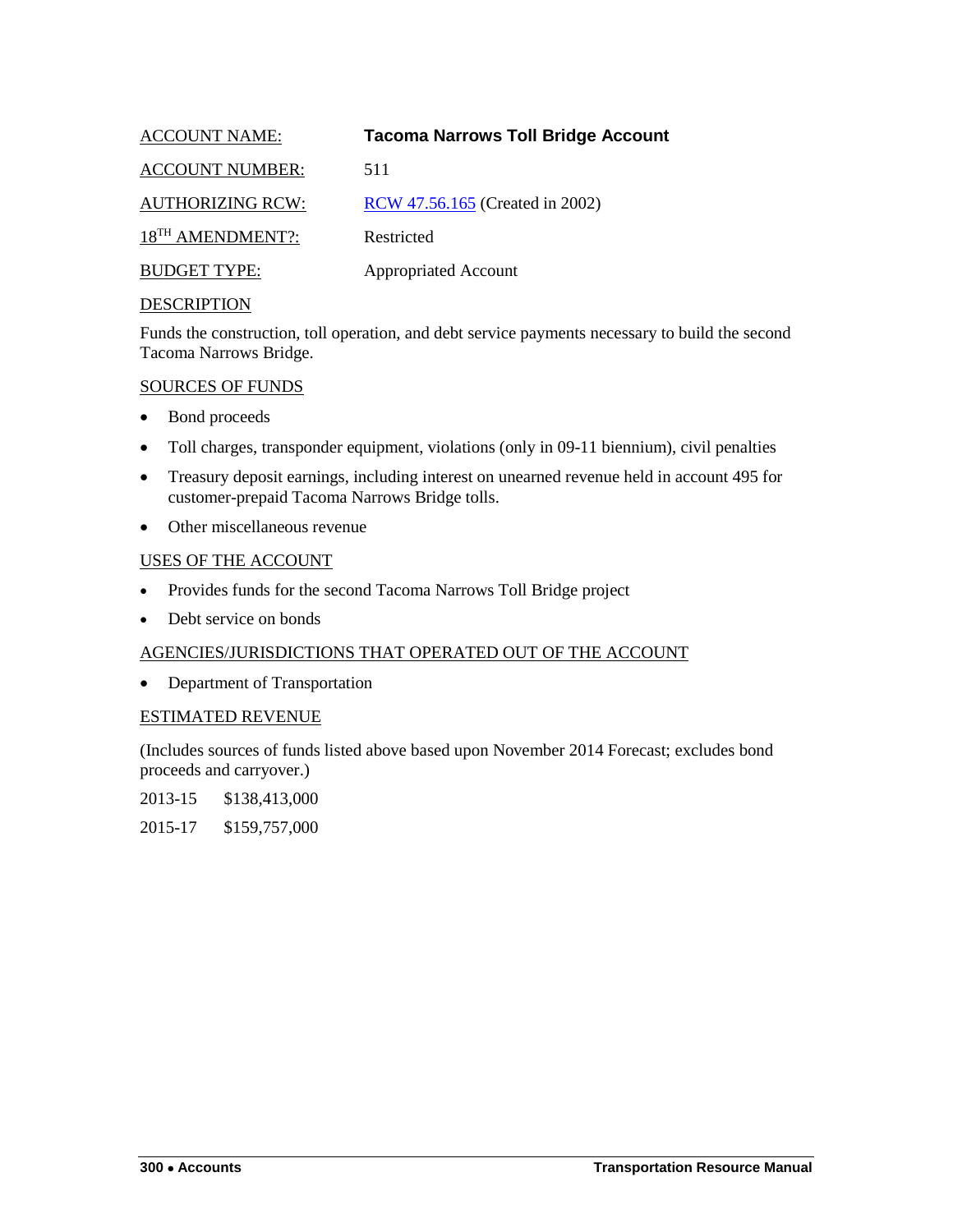ACCOUNT NAME: **Tacoma Narrows Toll Bridge Account**

ACCOUNT NUMBER: 511

AUTHORIZING RCW: RCW 47.56.165 (Created in 2002)

18TH AMENDMENT?: Restricted

BUDGET TYPE: Appropriated Account

DESCRIPTION

Funds the construction, toll operation, and debt service payments necessary to build the second Tacoma Narrows Bridge.

SOURCES OF FUNDS

- Bond proceeds
- Toll charges, transponder equipment, violations (only in 09-11 biennium), civil penalties
- Treasury deposit earnings, including interest on unearned revenue held in account 495 for customer-prepaid Tacoma Narrows Bridge tolls.
- Other miscellaneous revenue

USES OF THE ACCOUNT

- Provides funds for the second Tacoma Narrows Toll Bridge project
- Debt service on bonds

AGENCIES/JURISDICTIONS THAT OPERATED OUT OF THE ACCOUNT

- Department of Transportation

ESTIMATED REVENUE

(Includes sources of funds listed above based upon November 2014 Forecast; excludes bond proceeds and carryover.)

2013-15 $138,413,000

2015-17 $159,757,000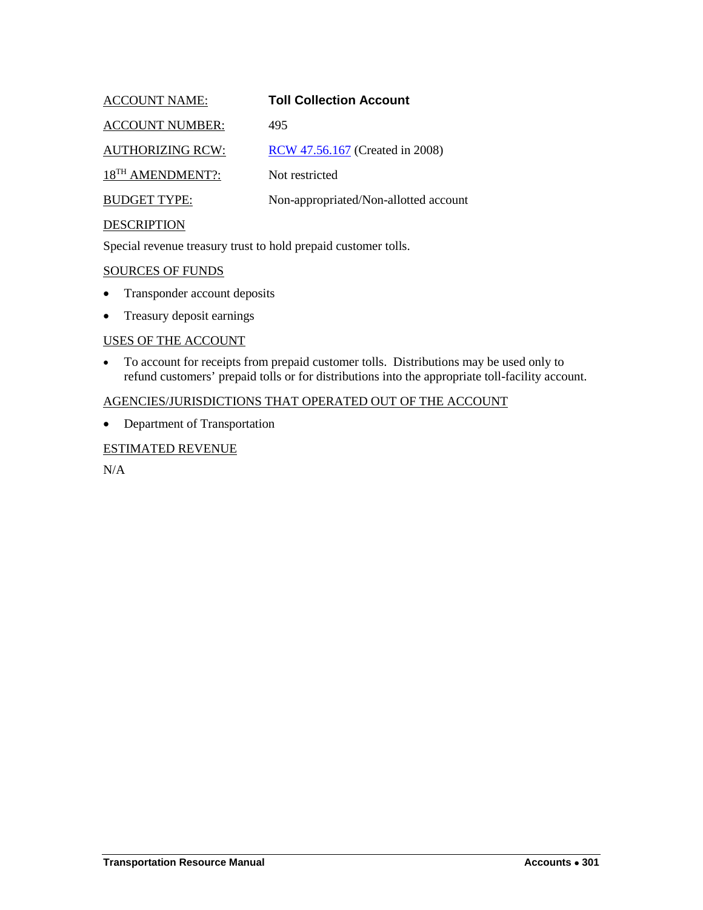ACCOUNT NAME: **Toll Collection Account**

ACCOUNT NUMBER: 495

AUTHORIZING RCW: [RCW 47.56.167](RCW 47.56.167) (Created in 2008)

18TH AMENDMENT?: Not restricted

BUDGET TYPE: Non-appropriated/Non-allotted account

DESCRIPTION

Special revenue treasury trust to hold prepaid customer tolls.

SOURCES OF FUNDS

- Transponder account deposits
- Treasury deposit earnings

USES OF THE ACCOUNT

- To account for receipts from prepaid customer tolls. Distributions may be used only to refund customers' prepaid tolls or for distributions into the appropriate toll-facility account.

AGENCIES/JURISDICTIONS THAT OPERATED OUT OF THE ACCOUNT

- Department of Transportation

ESTIMATED REVENUE

N/A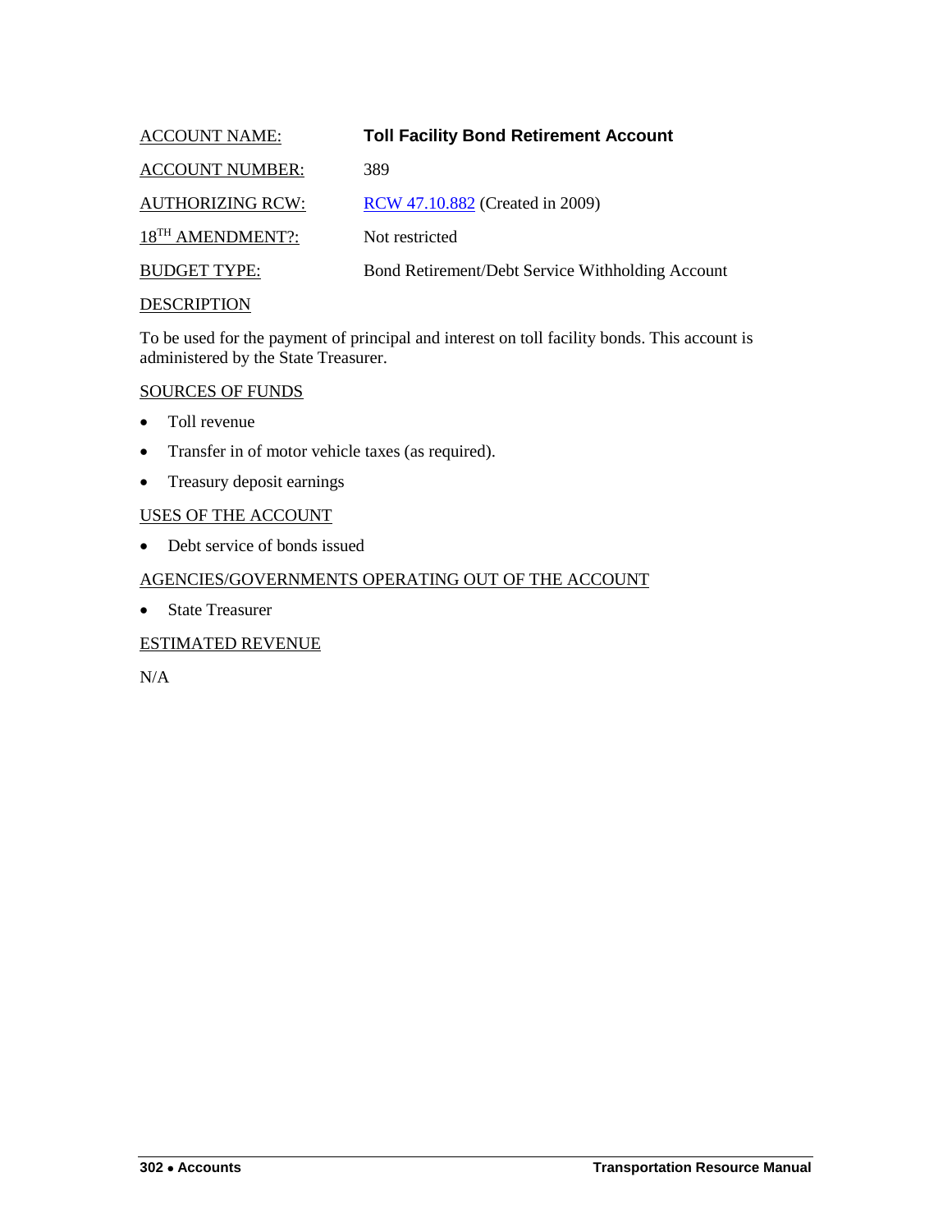ACCOUNT NAME: **Toll Facility Bond Retirement Account**

ACCOUNT NUMBER: 389

AUTHORIZING RCW: [RCW 47.10.882](RCW 47.10.882) (Created in 2009)

18TH AMENDMENT?: Not restricted

BUDGET TYPE: Bond Retirement/Debt Service Withholding Account

DESCRIPTION

To be used for the payment of principal and interest on toll facility bonds. This account is administered by the State Treasurer.

SOURCES OF FUNDS

- Toll revenue
- Transfer in of motor vehicle taxes (as required).
- Treasury deposit earnings

USES OF THE ACCOUNT

- Debt service of bonds issued

AGENCIES/GOVERNMENTS OPERATING OUT OF THE ACCOUNT

- State Treasurer

ESTIMATED REVENUE

N/A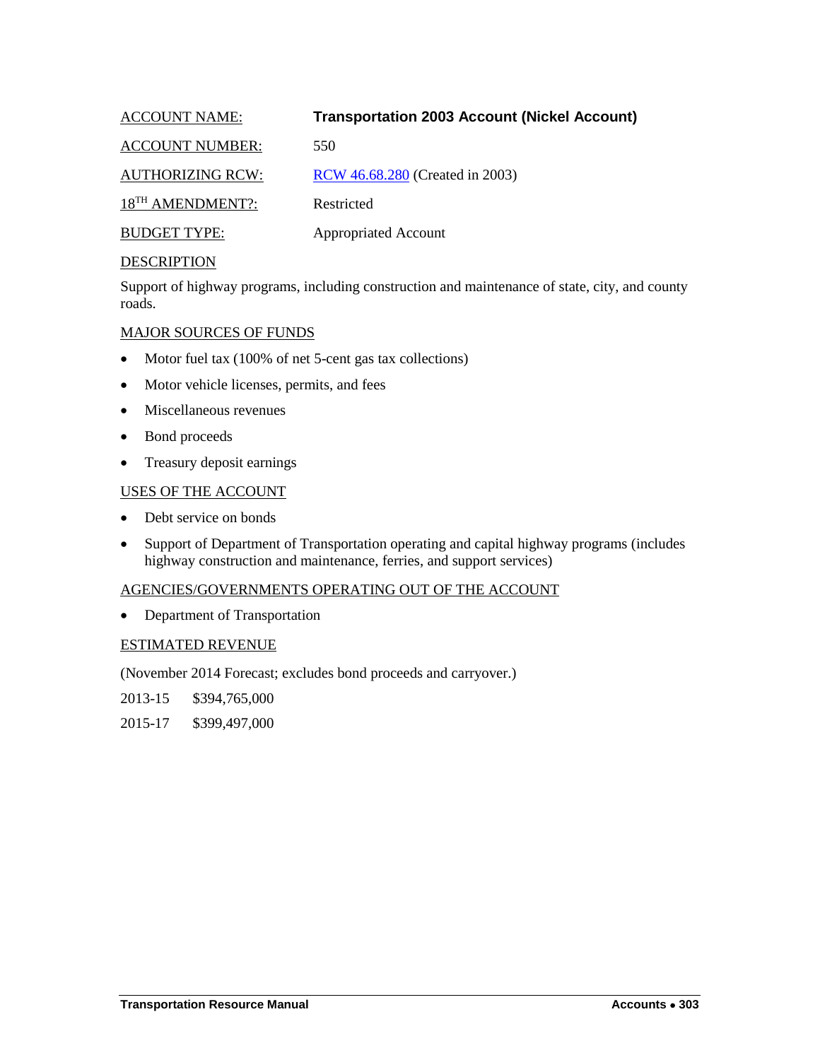ACCOUNT NAME: **Transportation 2003 Account (Nickel Account)**

ACCOUNT NUMBER: 550

AUTHORIZING RCW: [RCW 46.68.280](RCW 46.68.280) (Created in 2003)

18TH AMENDMENT?: Restricted

BUDGET TYPE: Appropriated Account

DESCRIPTION

Support of highway programs, including construction and maintenance of state, city, and county roads.

MAJOR SOURCES OF FUNDS

- Motor fuel tax (100% of net 5-cent gas tax collections)
- Motor vehicle licenses, permits, and fees
- Miscellaneous revenues
- Bond proceeds
- Treasury deposit earnings

USES OF THE ACCOUNT

- Debt service on bonds
- Support of Department of Transportation operating and capital highway programs (includes highway construction and maintenance, ferries, and support services)

AGENCIES/GOVERNMENTS OPERATING OUT OF THE ACCOUNT

- Department of Transportation

ESTIMATED REVENUE

(November 2014 Forecast; excludes bond proceeds and carryover.)

2013-15 $394,765,000

2015-17 $399,497,000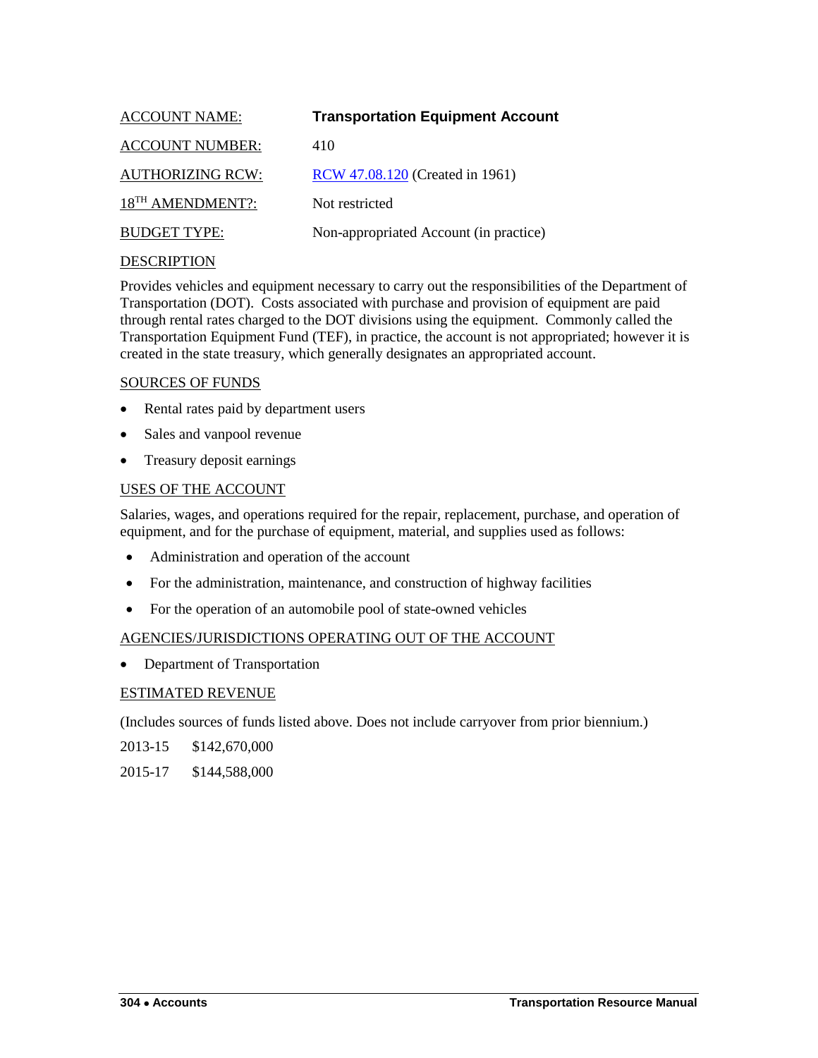| | |
|---|---|
| ACCOUNT NAME: | **Transportation Equipment Account** |
| ACCOUNT NUMBER: | 410 |
| AUTHORIZING RCW: | RCW 47.08.120 (Created in 1961) |
| 18TH AMENDMENT?: | Not restricted |
| BUDGET TYPE: | Non-appropriated Account (in practice) |

## DESCRIPTION

Provides vehicles and equipment necessary to carry out the responsibilities of the Department of Transportation (DOT). Costs associated with purchase and provision of equipment are paid through rental rates charged to the DOT divisions using the equipment. Commonly called the Transportation Equipment Fund (TEF), in practice, the account is not appropriated; however it is created in the state treasury, which generally designates an appropriated account.

## SOURCES OF FUNDS

- Rental rates paid by department users
- Sales and vanpool revenue
- Treasury deposit earnings

## USES OF THE ACCOUNT

Salaries, wages, and operations required for the repair, replacement, purchase, and operation of equipment, and for the purchase of equipment, material, and supplies used as follows:

- Administration and operation of the account
- For the administration, maintenance, and construction of highway facilities
- For the operation of an automobile pool of state-owned vehicles

## AGENCIES/JURISDICTIONS OPERATING OUT OF THE ACCOUNT

- Department of Transportation

## ESTIMATED REVENUE

(Includes sources of funds listed above. Does not include carryover from prior biennium.)

2013-15 $142,670,000

2015-17 $144,588,000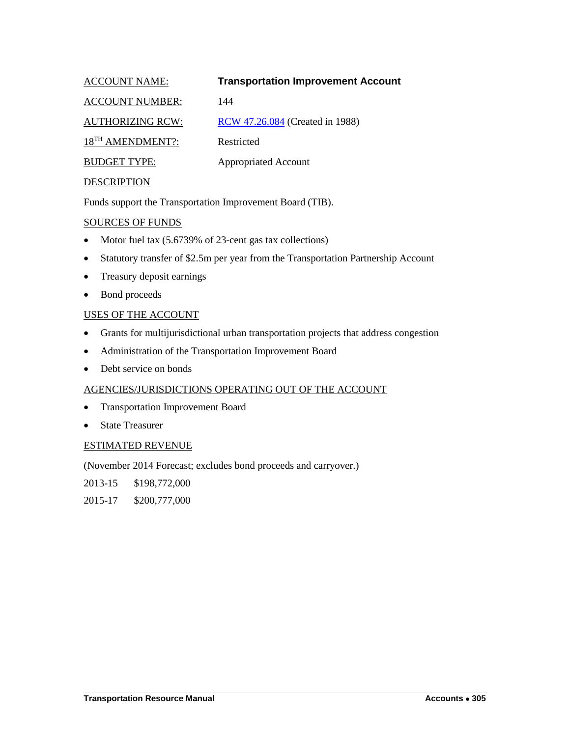ACCOUNT NAME: **Transportation Improvement Account**

ACCOUNT NUMBER: 144

AUTHORIZING RCW: RCW 47.26.084 (Created in 1988)

18TH AMENDMENT?: Restricted

BUDGET TYPE: Appropriated Account

DESCRIPTION

Funds support the Transportation Improvement Board (TIB).

SOURCES OF FUNDS

- Motor fuel tax (5.6739% of 23-cent gas tax collections)
- Statutory transfer of $2.5m per year from the Transportation Partnership Account
- Treasury deposit earnings
- Bond proceeds

USES OF THE ACCOUNT

- Grants for multijurisdictional urban transportation projects that address congestion
- Administration of the Transportation Improvement Board
- Debt service on bonds

AGENCIES/JURISDICTIONS OPERATING OUT OF THE ACCOUNT

- Transportation Improvement Board
- State Treasurer

ESTIMATED REVENUE

(November 2014 Forecast; excludes bond proceeds and carryover.)

2013-15 $198,772,000

2015-17 $200,777,000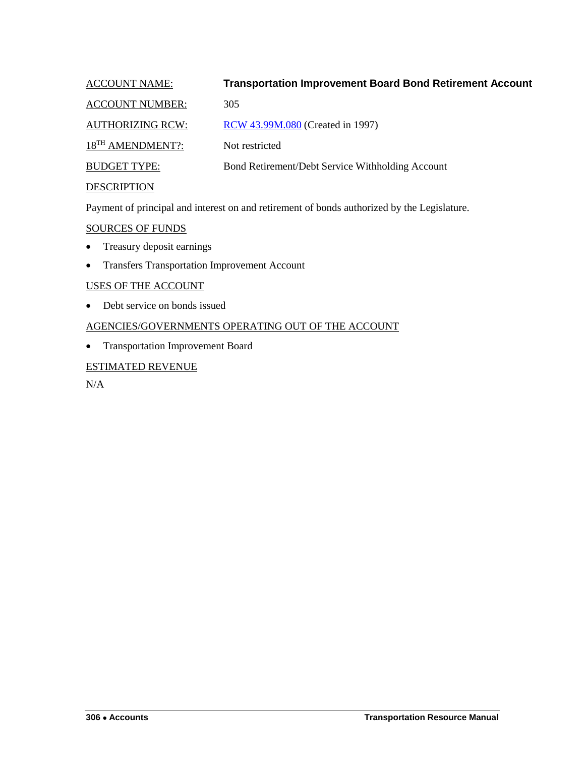ACCOUNT NAME: **Transportation Improvement Board Bond Retirement Account**

ACCOUNT NUMBER: 305

AUTHORIZING RCW: RCW 43.99M.080 (Created in 1997)

18TH AMENDMENT?: Not restricted

BUDGET TYPE: Bond Retirement/Debt Service Withholding Account

DESCRIPTION

Payment of principal and interest on and retirement of bonds authorized by the Legislature.

SOURCES OF FUNDS

- Treasury deposit earnings
- Transfers Transportation Improvement Account

USES OF THE ACCOUNT

- Debt service on bonds issued

AGENCIES/GOVERNMENTS OPERATING OUT OF THE ACCOUNT

- Transportation Improvement Board

ESTIMATED REVENUE

N/A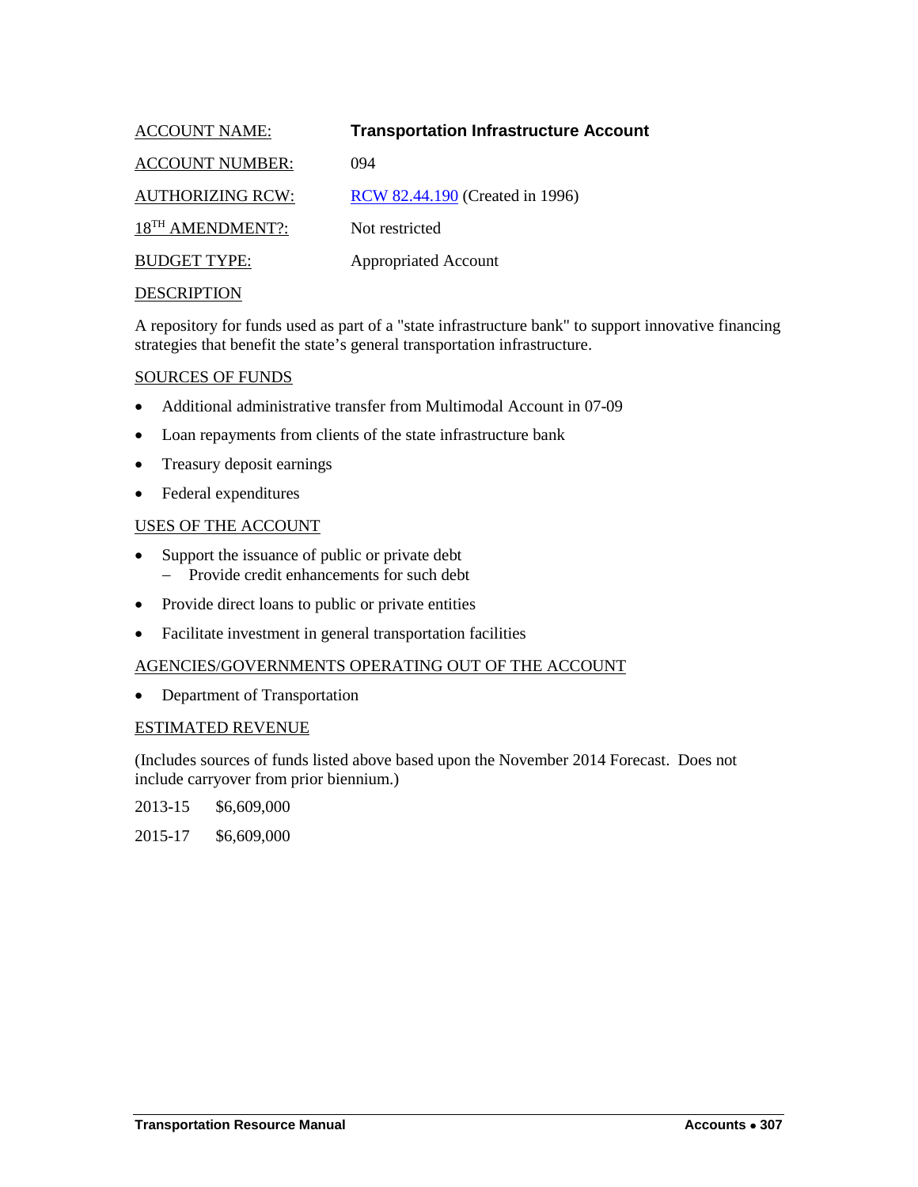ACCOUNT NAME: **Transportation Infrastructure Account**

ACCOUNT NUMBER: 094

AUTHORIZING RCW: [RCW 82.44.190](RCW 82.44.190) (Created in 1996)

18TH AMENDMENT?: Not restricted

BUDGET TYPE: Appropriated Account

DESCRIPTION

A repository for funds used as part of a "state infrastructure bank" to support innovative financing strategies that benefit the state's general transportation infrastructure.

SOURCES OF FUNDS

- Additional administrative transfer from Multimodal Account in 07-09
- Loan repayments from clients of the state infrastructure bank
- Treasury deposit earnings
- Federal expenditures

USES OF THE ACCOUNT

- Support the issuance of public or private debt
  - Provide credit enhancements for such debt
- Provide direct loans to public or private entities
- Facilitate investment in general transportation facilities

AGENCIES/GOVERNMENTS OPERATING OUT OF THE ACCOUNT

- Department of Transportation

ESTIMATED REVENUE

(Includes sources of funds listed above based upon the November 2014 Forecast. Does not include carryover from prior biennium.)

2013-15 $6,609,000

2015-17 $6,609,000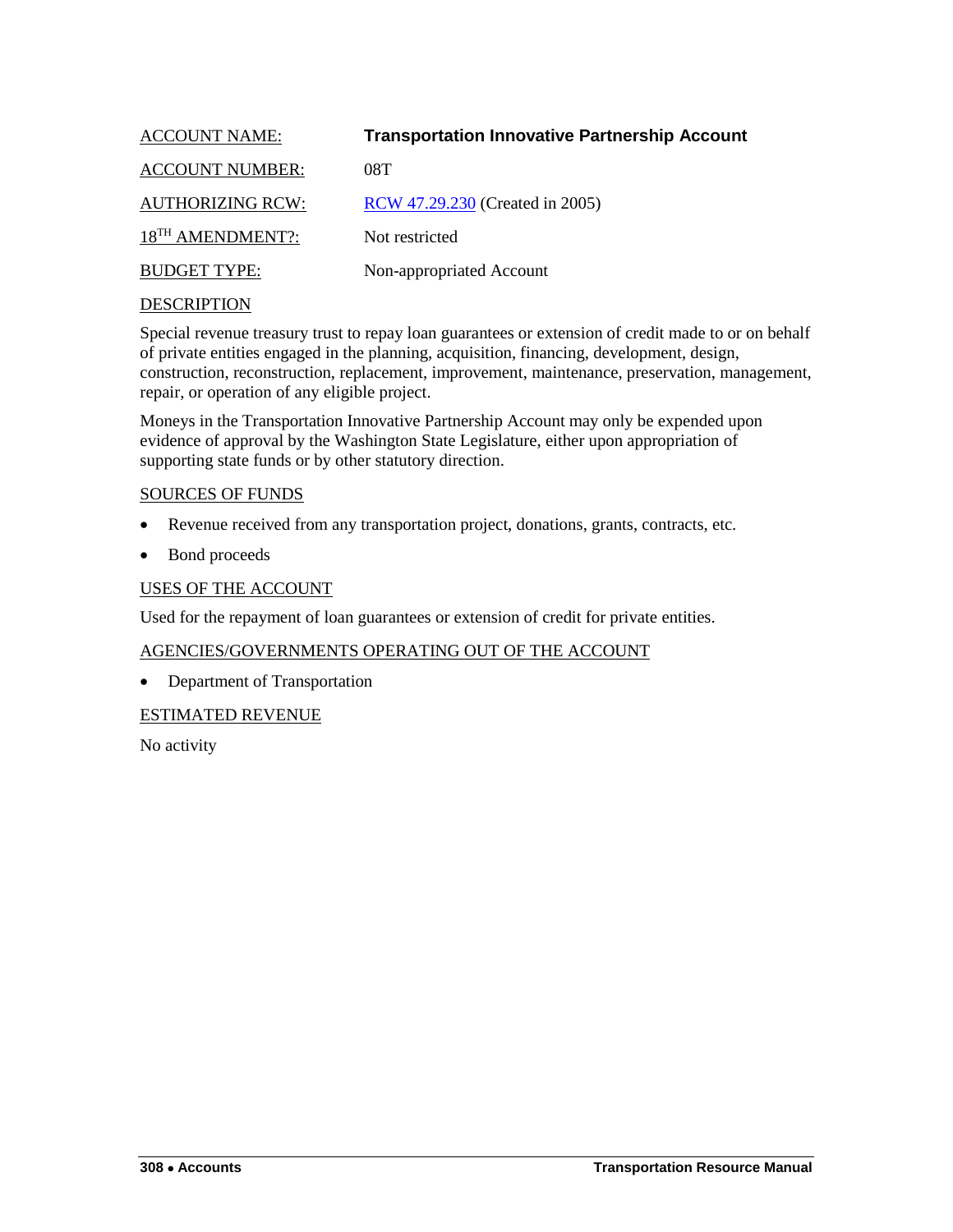ACCOUNT NAME: **Transportation Innovative Partnership Account**

ACCOUNT NUMBER: 08T

AUTHORIZING RCW: RCW 47.29.230 (Created in 2005)

18TH AMENDMENT?: Not restricted

BUDGET TYPE: Non-appropriated Account

DESCRIPTION

Special revenue treasury trust to repay loan guarantees or extension of credit made to or on behalf of private entities engaged in the planning, acquisition, financing, development, design, construction, reconstruction, replacement, improvement, maintenance, preservation, management, repair, or operation of any eligible project.

Moneys in the Transportation Innovative Partnership Account may only be expended upon evidence of approval by the Washington State Legislature, either upon appropriation of supporting state funds or by other statutory direction.

SOURCES OF FUNDS

- Revenue received from any transportation project, donations, grants, contracts, etc.
- Bond proceeds

USES OF THE ACCOUNT

Used for the repayment of loan guarantees or extension of credit for private entities.

AGENCIES/GOVERNMENTS OPERATING OUT OF THE ACCOUNT

- Department of Transportation

ESTIMATED REVENUE

No activity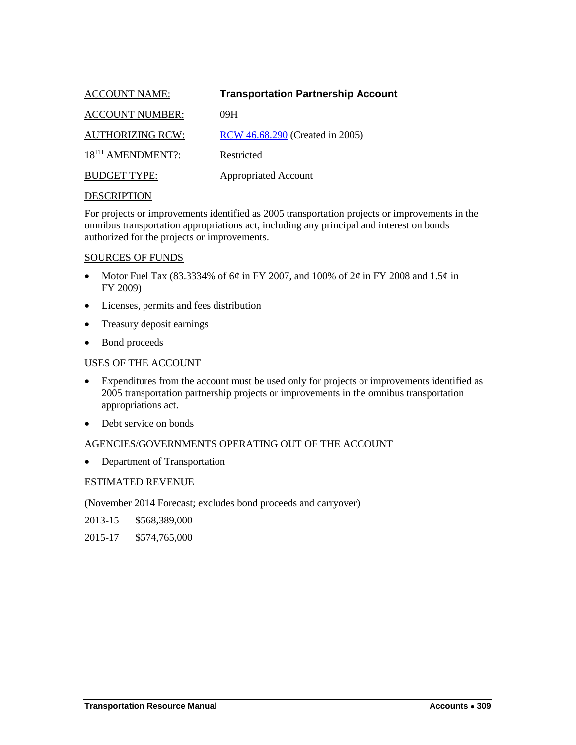| | |
|---|---|
| ACCOUNT NAME: | **Transportation Partnership Account** |
| ACCOUNT NUMBER: | 09H |
| AUTHORIZING RCW: | [RCW 46.68.290](RCW 46.68.290) (Created in 2005) |
| 18TH AMENDMENT?: | Restricted |
| BUDGET TYPE: | Appropriated Account |

DESCRIPTION

For projects or improvements identified as 2005 transportation projects or improvements in the omnibus transportation appropriations act, including any principal and interest on bonds authorized for the projects or improvements.

SOURCES OF FUNDS

- Motor Fuel Tax (83.3334% of 6¢ in FY 2007, and 100% of 2¢ in FY 2008 and 1.5¢ in FY 2009)
- Licenses, permits and fees distribution
- Treasury deposit earnings
- Bond proceeds

USES OF THE ACCOUNT

- Expenditures from the account must be used only for projects or improvements identified as 2005 transportation partnership projects or improvements in the omnibus transportation appropriations act.
- Debt service on bonds

AGENCIES/GOVERNMENTS OPERATING OUT OF THE ACCOUNT

- Department of Transportation

ESTIMATED REVENUE

(November 2014 Forecast; excludes bond proceeds and carryover)

| | |
|---|---|
| 2013-15 | $568,389,000 |
| 2015-17 | $574,765,000 |